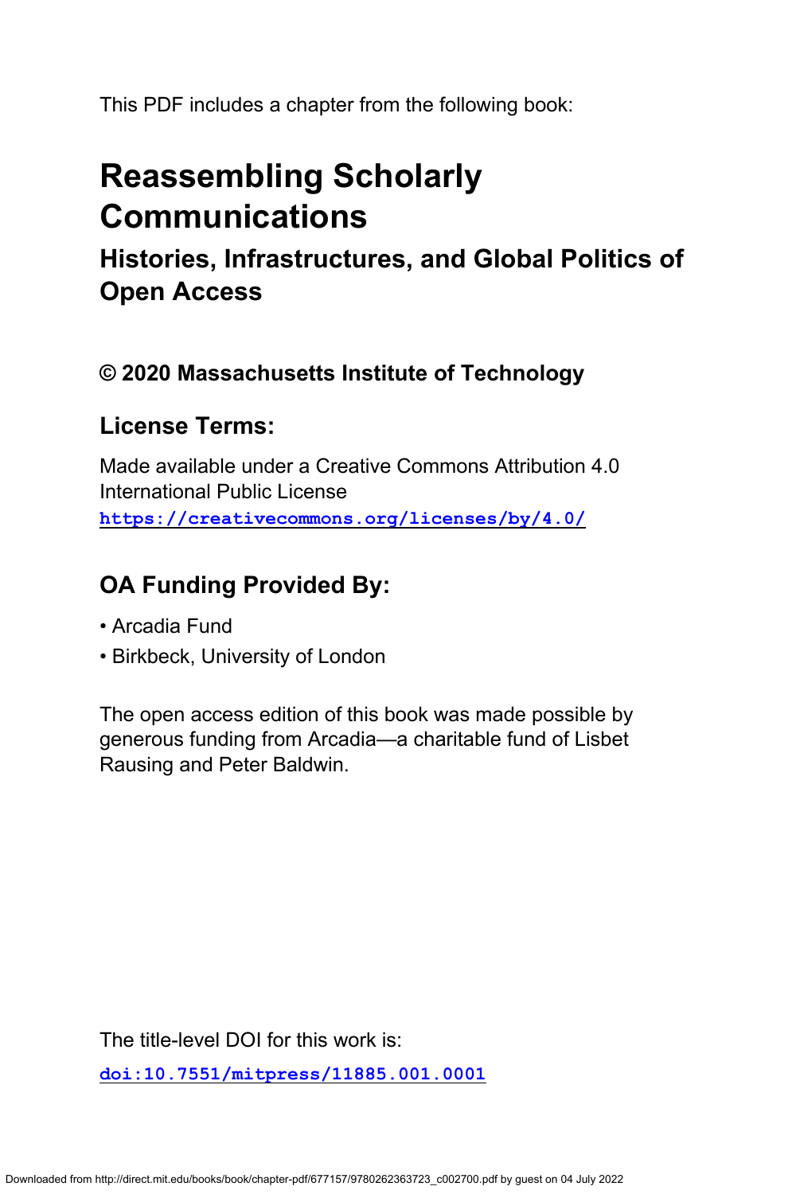This PDF includes a chapter from the following book:

# Reassembling Scholarly Communications

## Histories, Infrastructures, and Global Politics of Open Access

### © 2020 Massachusetts Institute of Technology

### License Terms:

Made available under a Creative Commons Attribution 4.0 International Public License
https://creativecommons.org/licenses/by/4.0/

### OA Funding Provided By:

- Arcadia Fund
- Birkbeck, University of London

The open access edition of this book was made possible by generous funding from Arcadia—a charitable fund of Lisbet Rausing and Peter Baldwin.

The title-level DOI for this work is:

doi:10.7551/mitpress/11885.001.0001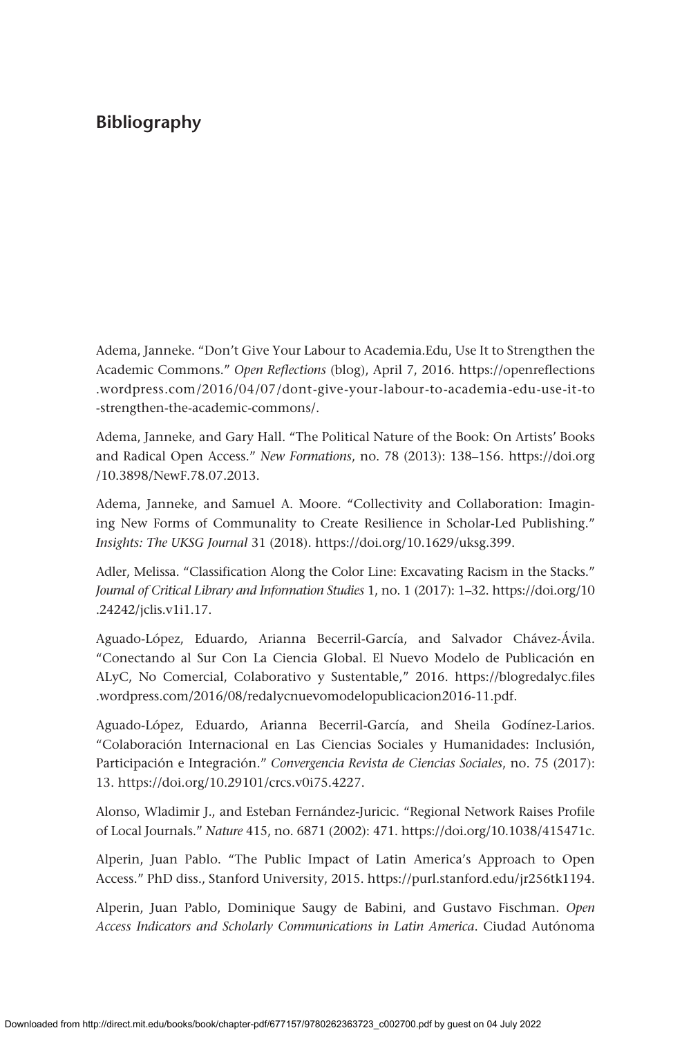# Bibliography

Adema, Janneke. "Don't Give Your Labour to Academia.Edu, Use It to Strengthen the Academic Commons." *Open Reflections* (blog), April 7, 2016. https://openreflections.wordpress.com/2016/04/07/dont-give-your-labour-to-academia-edu-use-it-to-strengthen-the-academic-commons/.

Adema, Janneke, and Gary Hall. "The Political Nature of the Book: On Artists' Books and Radical Open Access." *New Formations*, no. 78 (2013): 138–156. https://doi.org/10.3898/NewF.78.07.2013.

Adema, Janneke, and Samuel A. Moore. "Collectivity and Collaboration: Imagining New Forms of Communality to Create Resilience in Scholar-Led Publishing." *Insights: The UKSG Journal* 31 (2018). https://doi.org/10.1629/uksg.399.

Adler, Melissa. "Classification Along the Color Line: Excavating Racism in the Stacks." *Journal of Critical Library and Information Studies* 1, no. 1 (2017): 1–32. https://doi.org/10.24242/jclis.v1i1.17.

Aguado-López, Eduardo, Arianna Becerril-García, and Salvador Chávez-Ávila. "Conectando al Sur Con La Ciencia Global. El Nuevo Modelo de Publicación en ALyC, No Comercial, Colaborativo y Sustentable," 2016. https://blogredalyc.files.wordpress.com/2016/08/redalycnuevomodelopublicacion2016-11.pdf.

Aguado-López, Eduardo, Arianna Becerril-García, and Sheila Godínez-Larios. "Colaboración Internacional en Las Ciencias Sociales y Humanidades: Inclusión, Participación e Integración." *Convergencia Revista de Ciencias Sociales*, no. 75 (2017): 13. https://doi.org/10.29101/crcs.v0i75.4227.

Alonso, Wladimir J., and Esteban Fernández-Juricic. "Regional Network Raises Profile of Local Journals." *Nature* 415, no. 6871 (2002): 471. https://doi.org/10.1038/415471c.

Alperin, Juan Pablo. "The Public Impact of Latin America's Approach to Open Access." PhD diss., Stanford University, 2015. https://purl.stanford.edu/jr256tk1194.

Alperin, Juan Pablo, Dominique Saugy de Babini, and Gustavo Fischman. *Open Access Indicators and Scholarly Communications in Latin America*. Ciudad Autónoma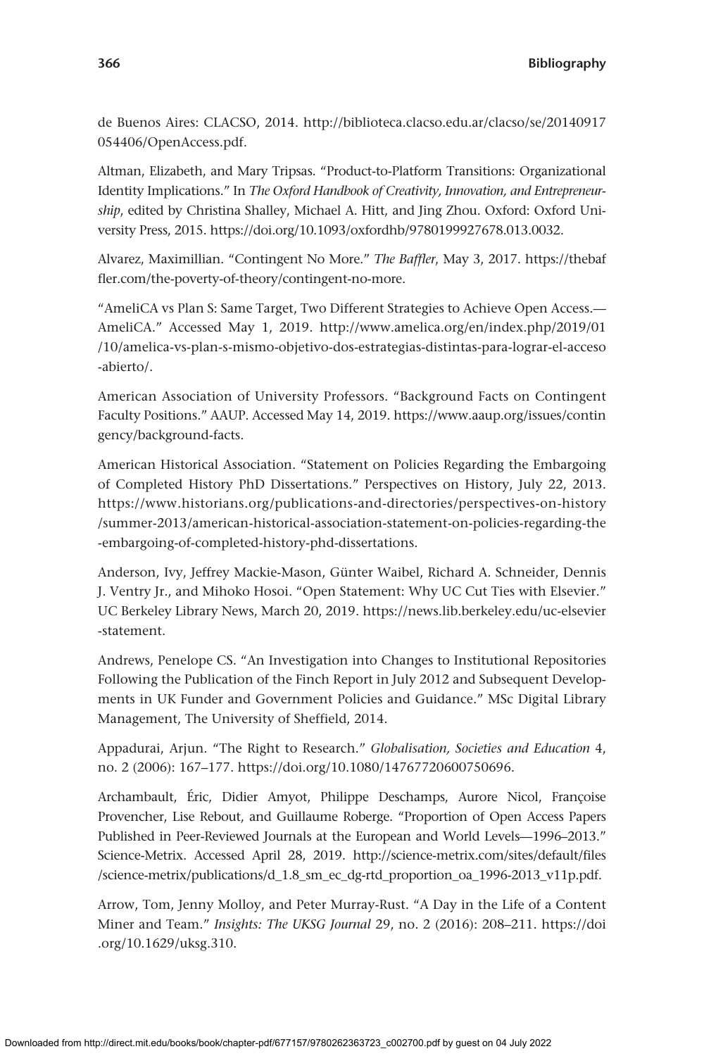de Buenos Aires: CLACSO, 2014. http://biblioteca.clacso.edu.ar/clacso/se/20140917054406/OpenAccess.pdf.

Altman, Elizabeth, and Mary Tripsas. "Product-to-Platform Transitions: Organizational Identity Implications." In *The Oxford Handbook of Creativity, Innovation, and Entrepreneurship*, edited by Christina Shalley, Michael A. Hitt, and Jing Zhou. Oxford: Oxford University Press, 2015. https://doi.org/10.1093/oxfordhb/9780199927678.013.0032.

Alvarez, Maximillian. "Contingent No More." *The Baffler*, May 3, 2017. https://thebaffler.com/the-poverty-of-theory/contingent-no-more.

"AmeliCA vs Plan S: Same Target, Two Different Strategies to Achieve Open Access.—AmeliCA." Accessed May 1, 2019. http://www.amelica.org/en/index.php/2019/01/10/amelica-vs-plan-s-mismo-objetivo-dos-estrategias-distintas-para-lograr-el-acceso-abierto/.

American Association of University Professors. "Background Facts on Contingent Faculty Positions." AAUP. Accessed May 14, 2019. https://www.aaup.org/issues/contingency/background-facts.

American Historical Association. "Statement on Policies Regarding the Embargoing of Completed History PhD Dissertations." Perspectives on History, July 22, 2013. https://www.historians.org/publications-and-directories/perspectives-on-history/summer-2013/american-historical-association-statement-on-policies-regarding-the-embargoing-of-completed-history-phd-dissertations.

Anderson, Ivy, Jeffrey Mackie-Mason, Günter Waibel, Richard A. Schneider, Dennis J. Ventry Jr., and Mihoko Hosoi. "Open Statement: Why UC Cut Ties with Elsevier." UC Berkeley Library News, March 20, 2019. https://news.lib.berkeley.edu/uc-elsevier-statement.

Andrews, Penelope CS. "An Investigation into Changes to Institutional Repositories Following the Publication of the Finch Report in July 2012 and Subsequent Developments in UK Funder and Government Policies and Guidance." MSc Digital Library Management, The University of Sheffield, 2014.

Appadurai, Arjun. "The Right to Research." *Globalisation, Societies and Education* 4, no. 2 (2006): 167–177. https://doi.org/10.1080/14767720600750696.

Archambault, Éric, Didier Amyot, Philippe Deschamps, Aurore Nicol, Françoise Provencher, Lise Rebout, and Guillaume Roberge. "Proportion of Open Access Papers Published in Peer-Reviewed Journals at the European and World Levels—1996–2013." Science-Metrix. Accessed April 28, 2019. http://science-metrix.com/sites/default/files/science-metrix/publications/d_1.8_sm_ec_dg-rtd_proportion_oa_1996-2013_v11p.pdf.

Arrow, Tom, Jenny Molloy, and Peter Murray-Rust. "A Day in the Life of a Content Miner and Team." *Insights: The UKSG Journal* 29, no. 2 (2016): 208–211. https://doi.org/10.1629/uksg.310.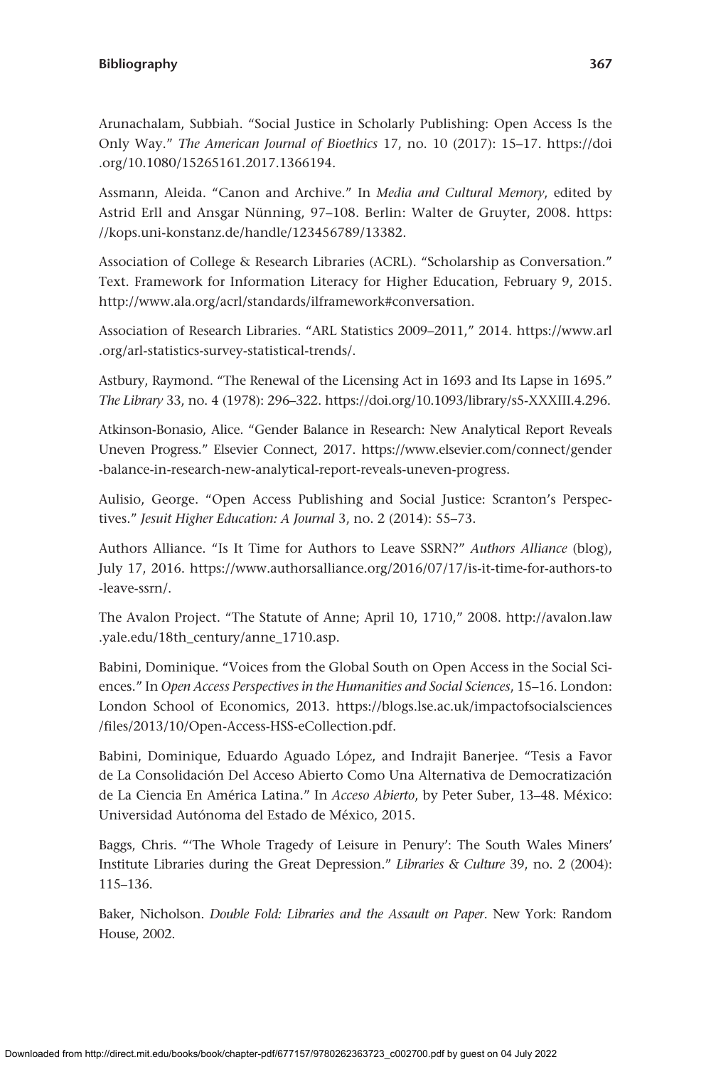Arunachalam, Subbiah. "Social Justice in Scholarly Publishing: Open Access Is the Only Way." *The American Journal of Bioethics* 17, no. 10 (2017): 15–17. https://doi.org/10.1080/15265161.2017.1366194.

Assmann, Aleida. "Canon and Archive." In *Media and Cultural Memory*, edited by Astrid Erll and Ansgar Nünning, 97–108. Berlin: Walter de Gruyter, 2008. https://kops.uni-konstanz.de/handle/123456789/13382.

Association of College & Research Libraries (ACRL). "Scholarship as Conversation." Text. Framework for Information Literacy for Higher Education, February 9, 2015. http://www.ala.org/acrl/standards/ilframework#conversation.

Association of Research Libraries. "ARL Statistics 2009–2011," 2014. https://www.arl.org/arl-statistics-survey-statistical-trends/.

Astbury, Raymond. "The Renewal of the Licensing Act in 1693 and Its Lapse in 1695." *The Library* 33, no. 4 (1978): 296–322. https://doi.org/10.1093/library/s5-XXXIII.4.296.

Atkinson-Bonasio, Alice. "Gender Balance in Research: New Analytical Report Reveals Uneven Progress." Elsevier Connect, 2017. https://www.elsevier.com/connect/gender-balance-in-research-new-analytical-report-reveals-uneven-progress.

Aulisio, George. "Open Access Publishing and Social Justice: Scranton's Perspectives." *Jesuit Higher Education: A Journal* 3, no. 2 (2014): 55–73.

Authors Alliance. "Is It Time for Authors to Leave SSRN?" *Authors Alliance* (blog), July 17, 2016. https://www.authorsalliance.org/2016/07/17/is-it-time-for-authors-to-leave-ssrn/.

The Avalon Project. "The Statute of Anne; April 10, 1710," 2008. http://avalon.law.yale.edu/18th_century/anne_1710.asp.

Babini, Dominique. "Voices from the Global South on Open Access in the Social Sciences." In *Open Access Perspectives in the Humanities and Social Sciences*, 15–16. London: London School of Economics, 2013. https://blogs.lse.ac.uk/impactofsocialsciences/files/2013/10/Open-Access-HSS-eCollection.pdf.

Babini, Dominique, Eduardo Aguado López, and Indrajit Banerjee. "Tesis a Favor de La Consolidación Del Acceso Abierto Como Una Alternativa de Democratización de La Ciencia En América Latina." In *Acceso Abierto*, by Peter Suber, 13–48. México: Universidad Autónoma del Estado de México, 2015.

Baggs, Chris. "'The Whole Tragedy of Leisure in Penury': The South Wales Miners' Institute Libraries during the Great Depression." *Libraries & Culture* 39, no. 2 (2004): 115–136.

Baker, Nicholson. *Double Fold: Libraries and the Assault on Paper*. New York: Random House, 2002.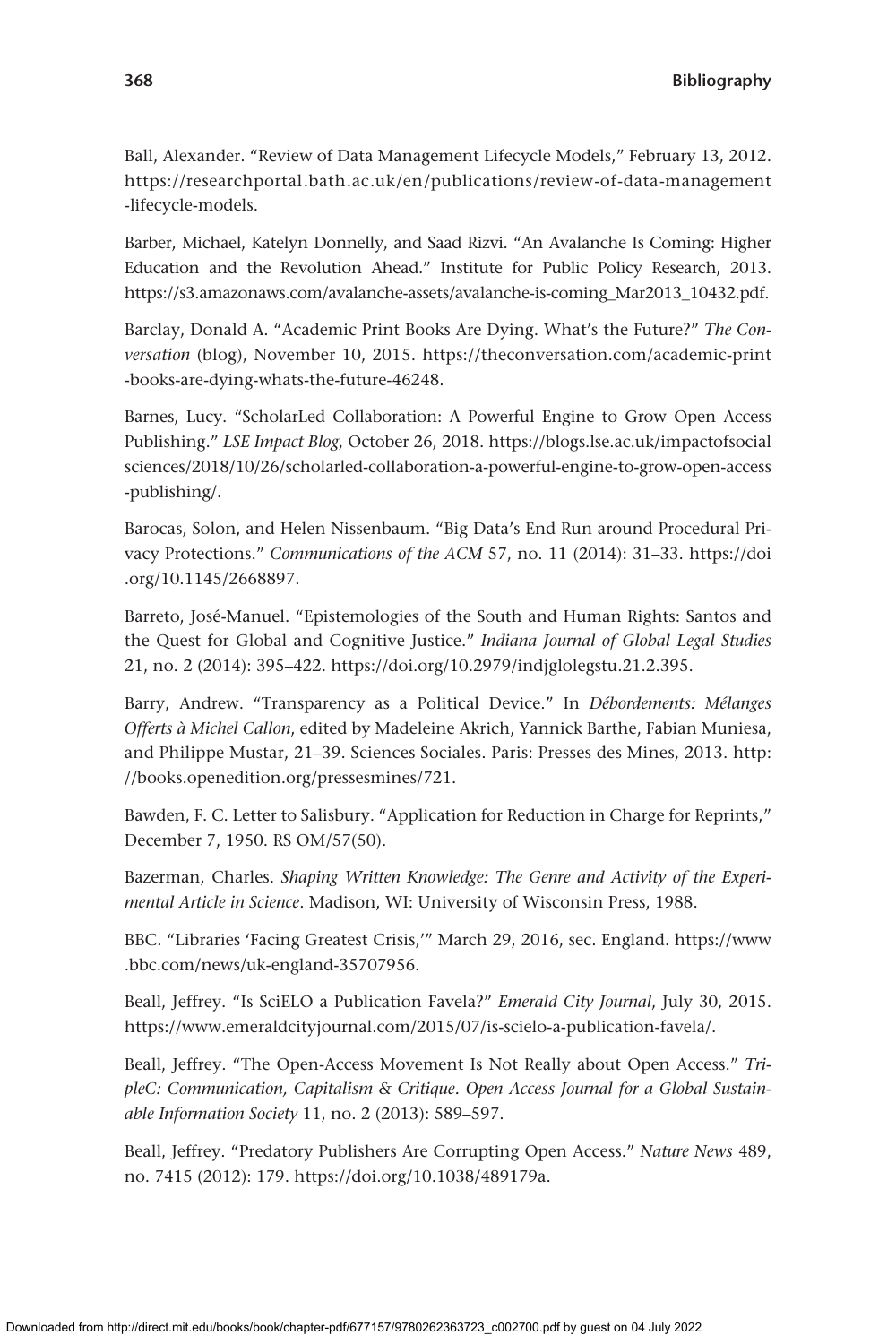Ball, Alexander. "Review of Data Management Lifecycle Models," February 13, 2012. https://researchportal.bath.ac.uk/en/publications/review-of-data-management-lifecycle-models.

Barber, Michael, Katelyn Donnelly, and Saad Rizvi. "An Avalanche Is Coming: Higher Education and the Revolution Ahead." Institute for Public Policy Research, 2013. https://s3.amazonaws.com/avalanche-assets/avalanche-is-coming_Mar2013_10432.pdf.

Barclay, Donald A. "Academic Print Books Are Dying. What's the Future?" *The Conversation* (blog), November 10, 2015. https://theconversation.com/academic-print-books-are-dying-whats-the-future-46248.

Barnes, Lucy. "ScholarLed Collaboration: A Powerful Engine to Grow Open Access Publishing." *LSE Impact Blog*, October 26, 2018. https://blogs.lse.ac.uk/impactofsocialsciences/2018/10/26/scholarled-collaboration-a-powerful-engine-to-grow-open-access-publishing/.

Barocas, Solon, and Helen Nissenbaum. "Big Data's End Run around Procedural Privacy Protections." *Communications of the ACM* 57, no. 11 (2014): 31–33. https://doi.org/10.1145/2668897.

Barreto, José-Manuel. "Epistemologies of the South and Human Rights: Santos and the Quest for Global and Cognitive Justice." *Indiana Journal of Global Legal Studies* 21, no. 2 (2014): 395–422. https://doi.org/10.2979/indjglolegstu.21.2.395.

Barry, Andrew. "Transparency as a Political Device." In *Débordements: Mélanges Offerts à Michel Callon*, edited by Madeleine Akrich, Yannick Barthe, Fabian Muniesa, and Philippe Mustar, 21–39. Sciences Sociales. Paris: Presses des Mines, 2013. http://books.openedition.org/pressesmines/721.

Bawden, F. C. Letter to Salisbury. "Application for Reduction in Charge for Reprints," December 7, 1950. RS OM/57(50).

Bazerman, Charles. *Shaping Written Knowledge: The Genre and Activity of the Experimental Article in Science*. Madison, WI: University of Wisconsin Press, 1988.

BBC. "Libraries 'Facing Greatest Crisis,'" March 29, 2016, sec. England. https://www.bbc.com/news/uk-england-35707956.

Beall, Jeffrey. "Is SciELO a Publication Favela?" *Emerald City Journal*, July 30, 2015. https://www.emeraldcityjournal.com/2015/07/is-scielo-a-publication-favela/.

Beall, Jeffrey. "The Open-Access Movement Is Not Really about Open Access." *TripleC: Communication, Capitalism & Critique. Open Access Journal for a Global Sustainable Information Society* 11, no. 2 (2013): 589–597.

Beall, Jeffrey. "Predatory Publishers Are Corrupting Open Access." *Nature News* 489, no. 7415 (2012): 179. https://doi.org/10.1038/489179a.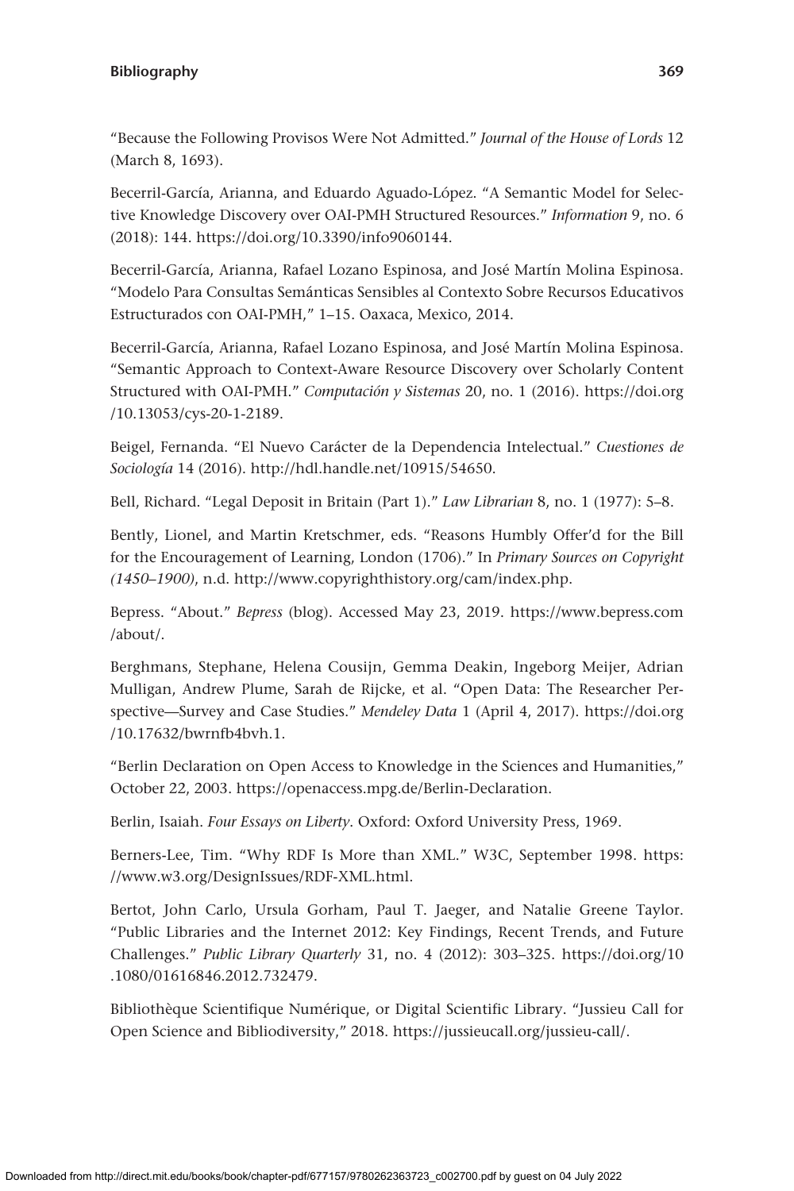"Because the Following Provisos Were Not Admitted." *Journal of the House of Lords* 12 (March 8, 1693).

Becerril-García, Arianna, and Eduardo Aguado-López. "A Semantic Model for Selective Knowledge Discovery over OAI-PMH Structured Resources." *Information* 9, no. 6 (2018): 144. https://doi.org/10.3390/info9060144.

Becerril-García, Arianna, Rafael Lozano Espinosa, and José Martín Molina Espinosa. "Modelo Para Consultas Semánticas Sensibles al Contexto Sobre Recursos Educativos Estructurados con OAI-PMH," 1–15. Oaxaca, Mexico, 2014.

Becerril-García, Arianna, Rafael Lozano Espinosa, and José Martín Molina Espinosa. "Semantic Approach to Context-Aware Resource Discovery over Scholarly Content Structured with OAI-PMH." *Computación y Sistemas* 20, no. 1 (2016). https://doi.org/10.13053/cys-20-1-2189.

Beigel, Fernanda. "El Nuevo Carácter de la Dependencia Intelectual." *Cuestiones de Sociología* 14 (2016). http://hdl.handle.net/10915/54650.

Bell, Richard. "Legal Deposit in Britain (Part 1)." *Law Librarian* 8, no. 1 (1977): 5–8.

Bently, Lionel, and Martin Kretschmer, eds. "Reasons Humbly Offer'd for the Bill for the Encouragement of Learning, London (1706)." In *Primary Sources on Copyright (1450–1900)*, n.d. http://www.copyrighthistory.org/cam/index.php.

Bepress. "About." *Bepress* (blog). Accessed May 23, 2019. https://www.bepress.com/about/.

Berghmans, Stephane, Helena Cousijn, Gemma Deakin, Ingeborg Meijer, Adrian Mulligan, Andrew Plume, Sarah de Rijcke, et al. "Open Data: The Researcher Perspective—Survey and Case Studies." *Mendeley Data* 1 (April 4, 2017). https://doi.org/10.17632/bwrnfb4bvh.1.

"Berlin Declaration on Open Access to Knowledge in the Sciences and Humanities," October 22, 2003. https://openaccess.mpg.de/Berlin-Declaration.

Berlin, Isaiah. *Four Essays on Liberty*. Oxford: Oxford University Press, 1969.

Berners-Lee, Tim. "Why RDF Is More than XML." W3C, September 1998. https://www.w3.org/DesignIssues/RDF-XML.html.

Bertot, John Carlo, Ursula Gorham, Paul T. Jaeger, and Natalie Greene Taylor. "Public Libraries and the Internet 2012: Key Findings, Recent Trends, and Future Challenges." *Public Library Quarterly* 31, no. 4 (2012): 303–325. https://doi.org/10.1080/01616846.2012.732479.

Bibliothèque Scientifique Numérique, or Digital Scientific Library. "Jussieu Call for Open Science and Bibliodiversity," 2018. https://jussieucall.org/jussieu-call/.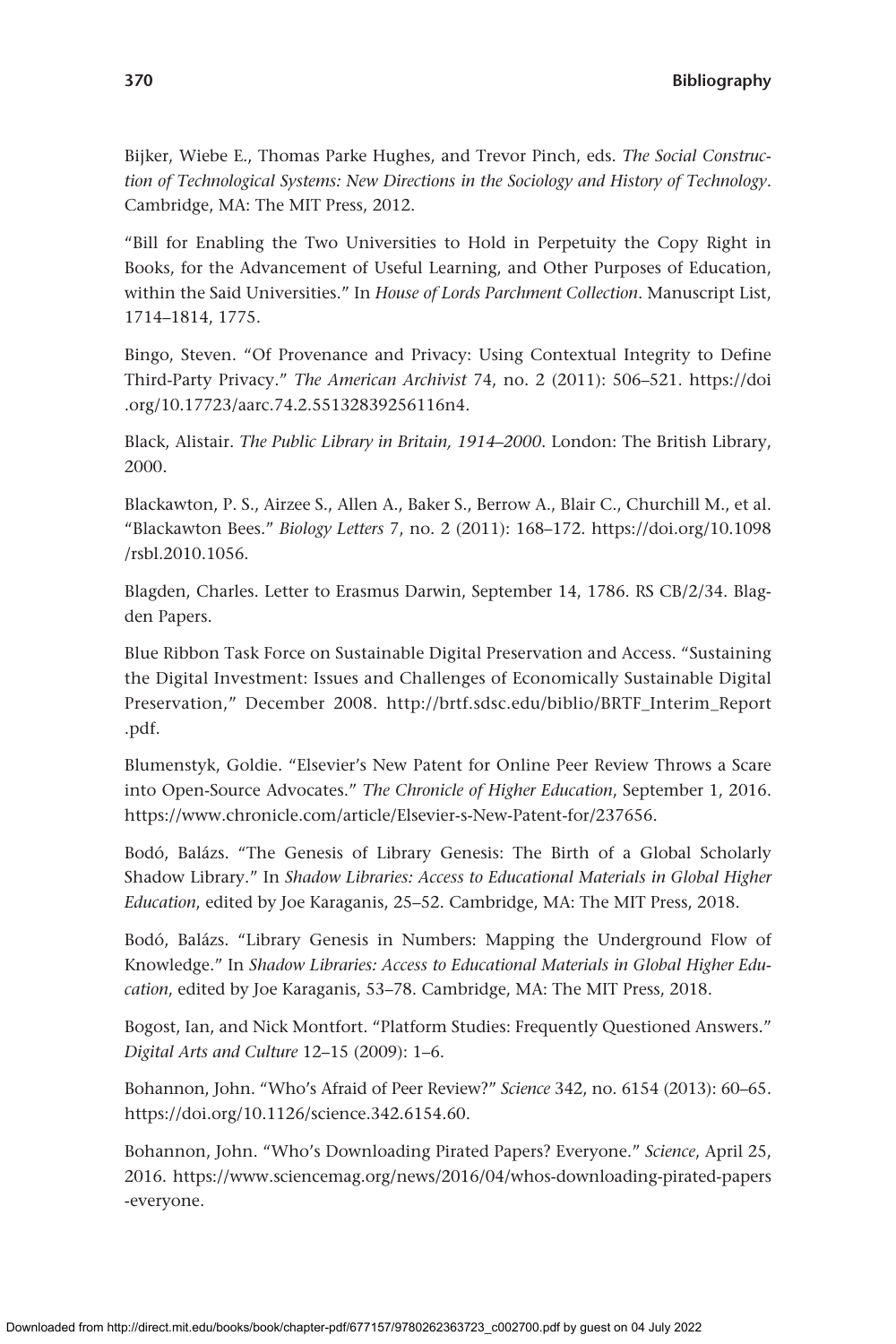Bijker, Wiebe E., Thomas Parke Hughes, and Trevor Pinch, eds. *The Social Construction of Technological Systems: New Directions in the Sociology and History of Technology*. Cambridge, MA: The MIT Press, 2012.

"Bill for Enabling the Two Universities to Hold in Perpetuity the Copy Right in Books, for the Advancement of Useful Learning, and Other Purposes of Education, within the Said Universities." In *House of Lords Parchment Collection*. Manuscript List, 1714–1814, 1775.

Bingo, Steven. "Of Provenance and Privacy: Using Contextual Integrity to Define Third-Party Privacy." *The American Archivist* 74, no. 2 (2011): 506–521. https://doi.org/10.17723/aarc.74.2.55132839256116n4.

Black, Alistair. *The Public Library in Britain, 1914–2000*. London: The British Library, 2000.

Blackawton, P. S., Airzee S., Allen A., Baker S., Berrow A., Blair C., Churchill M., et al. "Blackawton Bees." *Biology Letters* 7, no. 2 (2011): 168–172. https://doi.org/10.1098/rsbl.2010.1056.

Blagden, Charles. Letter to Erasmus Darwin, September 14, 1786. RS CB/2/34. Blagden Papers.

Blue Ribbon Task Force on Sustainable Digital Preservation and Access. "Sustaining the Digital Investment: Issues and Challenges of Economically Sustainable Digital Preservation," December 2008. http://brtf.sdsc.edu/biblio/BRTF_Interim_Report.pdf.

Blumenstyk, Goldie. "Elsevier's New Patent for Online Peer Review Throws a Scare into Open-Source Advocates." *The Chronicle of Higher Education*, September 1, 2016. https://www.chronicle.com/article/Elsevier-s-New-Patent-for/237656.

Bodó, Balázs. "The Genesis of Library Genesis: The Birth of a Global Scholarly Shadow Library." In *Shadow Libraries: Access to Educational Materials in Global Higher Education*, edited by Joe Karaganis, 25–52. Cambridge, MA: The MIT Press, 2018.

Bodó, Balázs. "Library Genesis in Numbers: Mapping the Underground Flow of Knowledge." In *Shadow Libraries: Access to Educational Materials in Global Higher Education*, edited by Joe Karaganis, 53–78. Cambridge, MA: The MIT Press, 2018.

Bogost, Ian, and Nick Montfort. "Platform Studies: Frequently Questioned Answers." *Digital Arts and Culture* 12–15 (2009): 1–6.

Bohannon, John. "Who's Afraid of Peer Review?" *Science* 342, no. 6154 (2013): 60–65. https://doi.org/10.1126/science.342.6154.60.

Bohannon, John. "Who's Downloading Pirated Papers? Everyone." *Science*, April 25, 2016. https://www.sciencemag.org/news/2016/04/whos-downloading-pirated-papers-everyone.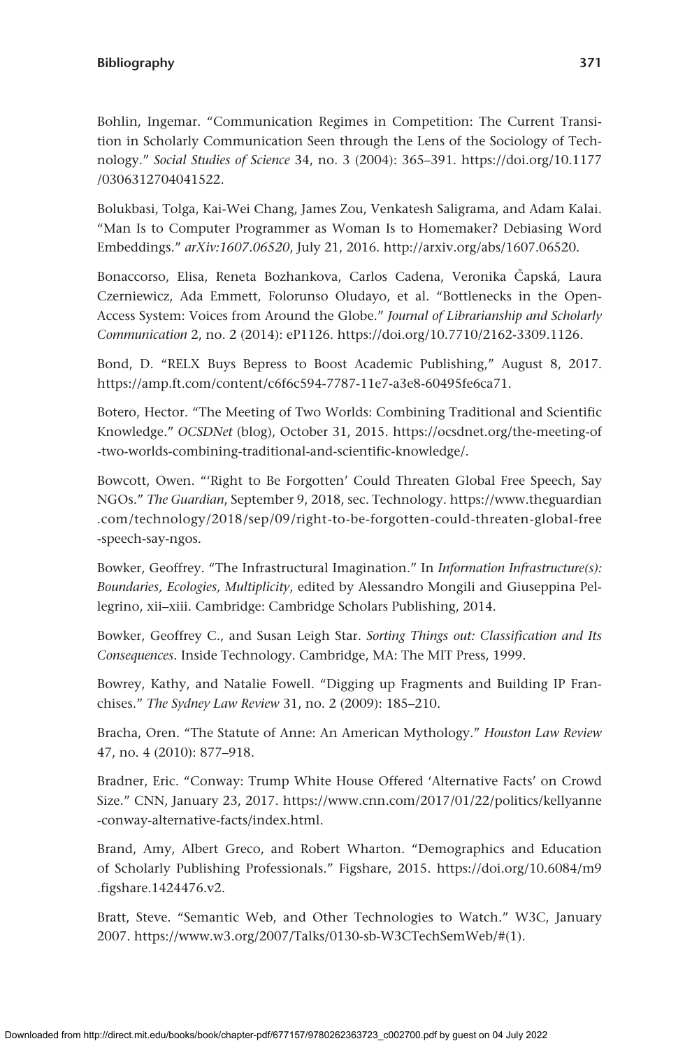Bohlin, Ingemar. “Communication Regimes in Competition: The Current Transition in Scholarly Communication Seen through the Lens of the Sociology of Technology.” *Social Studies of Science* 34, no. 3 (2004): 365–391. https://doi.org/10.1177/0306312704041522.

Bolukbasi, Tolga, Kai-Wei Chang, James Zou, Venkatesh Saligrama, and Adam Kalai. “Man Is to Computer Programmer as Woman Is to Homemaker? Debiasing Word Embeddings.” *arXiv:1607.06520*, July 21, 2016. http://arxiv.org/abs/1607.06520.

Bonaccorso, Elisa, Reneta Bozhankova, Carlos Cadena, Veronika Čapská, Laura Czerniewicz, Ada Emmett, Folorunso Oludayo, et al. “Bottlenecks in the Open-Access System: Voices from Around the Globe.” *Journal of Librarianship and Scholarly Communication* 2, no. 2 (2014): eP1126. https://doi.org/10.7710/2162-3309.1126.

Bond, D. “RELX Buys Bepress to Boost Academic Publishing,” August 8, 2017. https://amp.ft.com/content/c6f6c594-7787-11e7-a3e8-60495fe6ca71.

Botero, Hector. “The Meeting of Two Worlds: Combining Traditional and Scientific Knowledge.” *OCSDNet* (blog), October 31, 2015. https://ocsdnet.org/the-meeting-of-two-worlds-combining-traditional-and-scientific-knowledge/.

Bowcott, Owen. “‘Right to Be Forgotten’ Could Threaten Global Free Speech, Say NGOs.” *The Guardian*, September 9, 2018, sec. Technology. https://www.theguardian.com/technology/2018/sep/09/right-to-be-forgotten-could-threaten-global-free-speech-say-ngos.

Bowker, Geoffrey. “The Infrastructural Imagination.” In *Information Infrastructure(s): Boundaries, Ecologies, Multiplicity*, edited by Alessandro Mongili and Giuseppina Pellegrino, xii–xiii. Cambridge: Cambridge Scholars Publishing, 2014.

Bowker, Geoffrey C., and Susan Leigh Star. *Sorting Things out: Classification and Its Consequences*. Inside Technology. Cambridge, MA: The MIT Press, 1999.

Bowrey, Kathy, and Natalie Fowell. “Digging up Fragments and Building IP Franchises.” *The Sydney Law Review* 31, no. 2 (2009): 185–210.

Bracha, Oren. “The Statute of Anne: An American Mythology.” *Houston Law Review* 47, no. 4 (2010): 877–918.

Bradner, Eric. “Conway: Trump White House Offered ‘Alternative Facts’ on Crowd Size.” CNN, January 23, 2017. https://www.cnn.com/2017/01/22/politics/kellyanne-conway-alternative-facts/index.html.

Brand, Amy, Albert Greco, and Robert Wharton. “Demographics and Education of Scholarly Publishing Professionals.” Figshare, 2015. https://doi.org/10.6084/m9.figshare.1424476.v2.

Bratt, Steve. “Semantic Web, and Other Technologies to Watch.” W3C, January 2007. https://www.w3.org/2007/Talks/0130-sb-W3CTechSemWeb/#(1).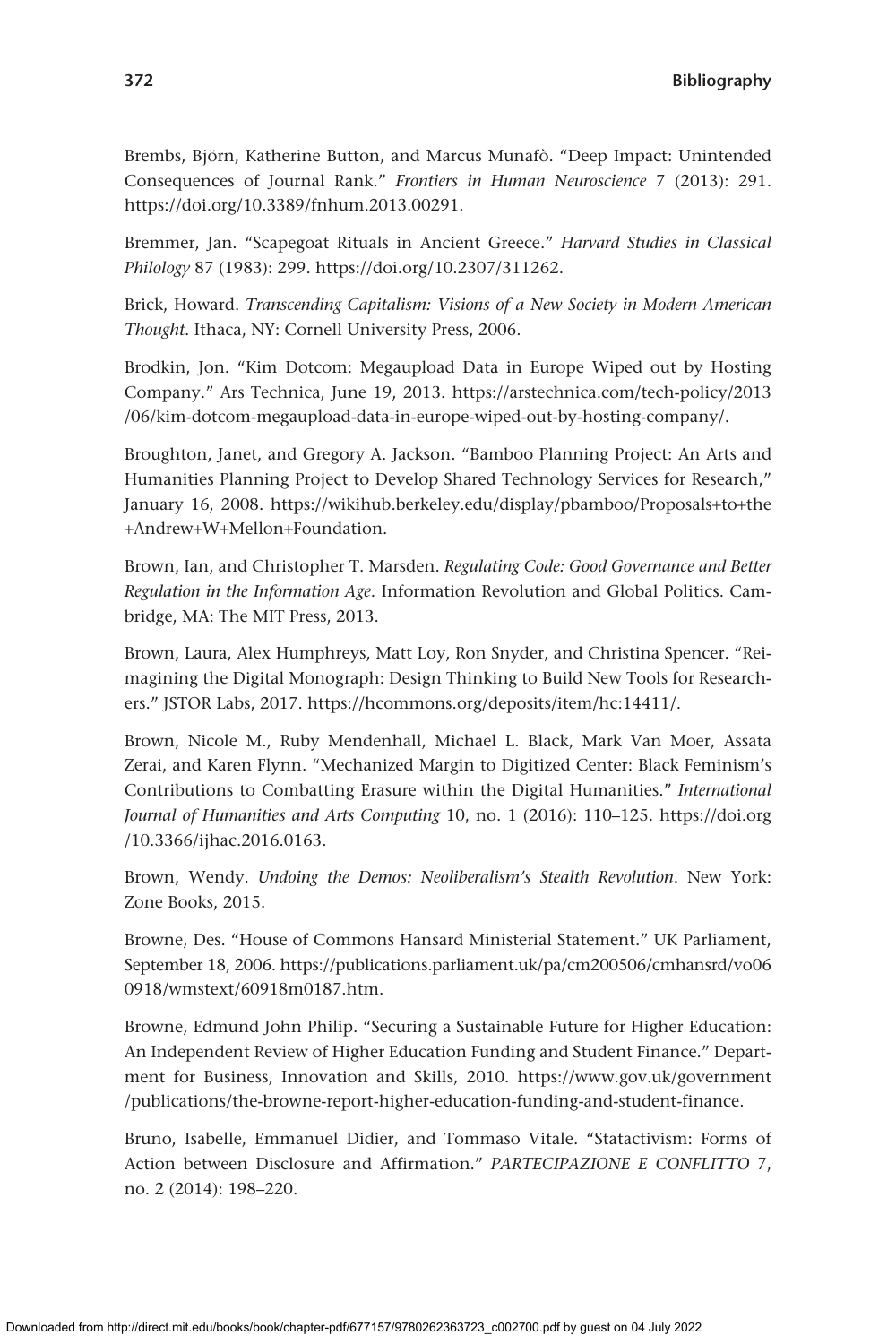Brembs, Björn, Katherine Button, and Marcus Munafò. "Deep Impact: Unintended Consequences of Journal Rank." *Frontiers in Human Neuroscience* 7 (2013): 291. https://doi.org/10.3389/fnhum.2013.00291.

Bremmer, Jan. "Scapegoat Rituals in Ancient Greece." *Harvard Studies in Classical Philology* 87 (1983): 299. https://doi.org/10.2307/311262.

Brick, Howard. *Transcending Capitalism: Visions of a New Society in Modern American Thought*. Ithaca, NY: Cornell University Press, 2006.

Brodkin, Jon. "Kim Dotcom: Megaupload Data in Europe Wiped out by Hosting Company." Ars Technica, June 19, 2013. https://arstechnica.com/tech-policy/2013/06/kim-dotcom-megaupload-data-in-europe-wiped-out-by-hosting-company/.

Broughton, Janet, and Gregory A. Jackson. "Bamboo Planning Project: An Arts and Humanities Planning Project to Develop Shared Technology Services for Research," January 16, 2008. https://wikihub.berkeley.edu/display/pbamboo/Proposals+to+the+Andrew+W+Mellon+Foundation.

Brown, Ian, and Christopher T. Marsden. *Regulating Code: Good Governance and Better Regulation in the Information Age*. Information Revolution and Global Politics. Cambridge, MA: The MIT Press, 2013.

Brown, Laura, Alex Humphreys, Matt Loy, Ron Snyder, and Christina Spencer. "Reimagining the Digital Monograph: Design Thinking to Build New Tools for Researchers." JSTOR Labs, 2017. https://hcommons.org/deposits/item/hc:14411/.

Brown, Nicole M., Ruby Mendenhall, Michael L. Black, Mark Van Moer, Assata Zerai, and Karen Flynn. "Mechanized Margin to Digitized Center: Black Feminism's Contributions to Combatting Erasure within the Digital Humanities." *International Journal of Humanities and Arts Computing* 10, no. 1 (2016): 110–125. https://doi.org/10.3366/ijhac.2016.0163.

Brown, Wendy. *Undoing the Demos: Neoliberalism's Stealth Revolution*. New York: Zone Books, 2015.

Browne, Des. "House of Commons Hansard Ministerial Statement." UK Parliament, September 18, 2006. https://publications.parliament.uk/pa/cm200506/cmhansrd/vo060918/wmstext/60918m0187.htm.

Browne, Edmund John Philip. "Securing a Sustainable Future for Higher Education: An Independent Review of Higher Education Funding and Student Finance." Department for Business, Innovation and Skills, 2010. https://www.gov.uk/government/publications/the-browne-report-higher-education-funding-and-student-finance.

Bruno, Isabelle, Emmanuel Didier, and Tommaso Vitale. "Statactivism: Forms of Action between Disclosure and Affirmation." *PARTECIPAZIONE E CONFLITTO* 7, no. 2 (2014): 198–220.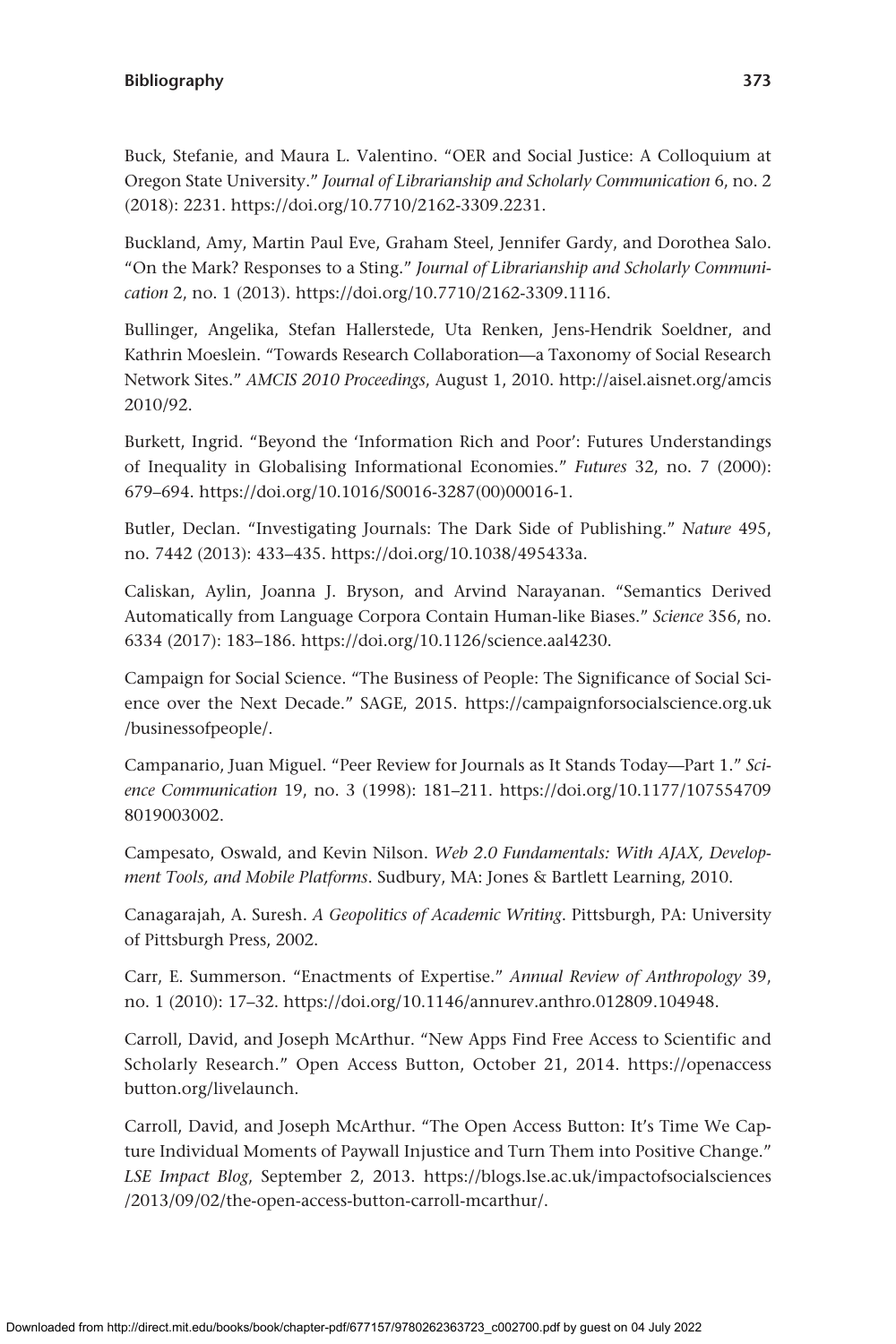Buck, Stefanie, and Maura L. Valentino. “OER and Social Justice: A Colloquium at Oregon State University.” *Journal of Librarianship and Scholarly Communication* 6, no. 2 (2018): 2231. https://doi.org/10.7710/2162-3309.2231.

Buckland, Amy, Martin Paul Eve, Graham Steel, Jennifer Gardy, and Dorothea Salo. “On the Mark? Responses to a Sting.” *Journal of Librarianship and Scholarly Communication* 2, no. 1 (2013). https://doi.org/10.7710/2162-3309.1116.

Bullinger, Angelika, Stefan Hallerstede, Uta Renken, Jens-Hendrik Soeldner, and Kathrin Moeslein. “Towards Research Collaboration—a Taxonomy of Social Research Network Sites.” *AMCIS 2010 Proceedings*, August 1, 2010. http://aisel.aisnet.org/amcis2010/92.

Burkett, Ingrid. “Beyond the ‘Information Rich and Poor’: Futures Understandings of Inequality in Globalising Informational Economies.” *Futures* 32, no. 7 (2000): 679–694. https://doi.org/10.1016/S0016-3287(00)00016-1.

Butler, Declan. “Investigating Journals: The Dark Side of Publishing.” *Nature* 495, no. 7442 (2013): 433–435. https://doi.org/10.1038/495433a.

Caliskan, Aylin, Joanna J. Bryson, and Arvind Narayanan. “Semantics Derived Automatically from Language Corpora Contain Human-like Biases.” *Science* 356, no. 6334 (2017): 183–186. https://doi.org/10.1126/science.aal4230.

Campaign for Social Science. “The Business of People: The Significance of Social Science over the Next Decade.” SAGE, 2015. https://campaignforsocialscience.org.uk/businessofpeople/.

Campanario, Juan Miguel. “Peer Review for Journals as It Stands Today—Part 1.” *Science Communication* 19, no. 3 (1998): 181–211. https://doi.org/10.1177/1075547098019003002.

Campesato, Oswald, and Kevin Nilson. *Web 2.0 Fundamentals: With AJAX, Development Tools, and Mobile Platforms*. Sudbury, MA: Jones & Bartlett Learning, 2010.

Canagarajah, A. Suresh. *A Geopolitics of Academic Writing*. Pittsburgh, PA: University of Pittsburgh Press, 2002.

Carr, E. Summerson. “Enactments of Expertise.” *Annual Review of Anthropology* 39, no. 1 (2010): 17–32. https://doi.org/10.1146/annurev.anthro.012809.104948.

Carroll, David, and Joseph McArthur. “New Apps Find Free Access to Scientific and Scholarly Research.” Open Access Button, October 21, 2014. https://openaccessbutton.org/livelaunch.

Carroll, David, and Joseph McArthur. “The Open Access Button: It’s Time We Capture Individual Moments of Paywall Injustice and Turn Them into Positive Change.” *LSE Impact Blog*, September 2, 2013. https://blogs.lse.ac.uk/impactofsocialsciences/2013/09/02/the-open-access-button-carroll-mcarthur/.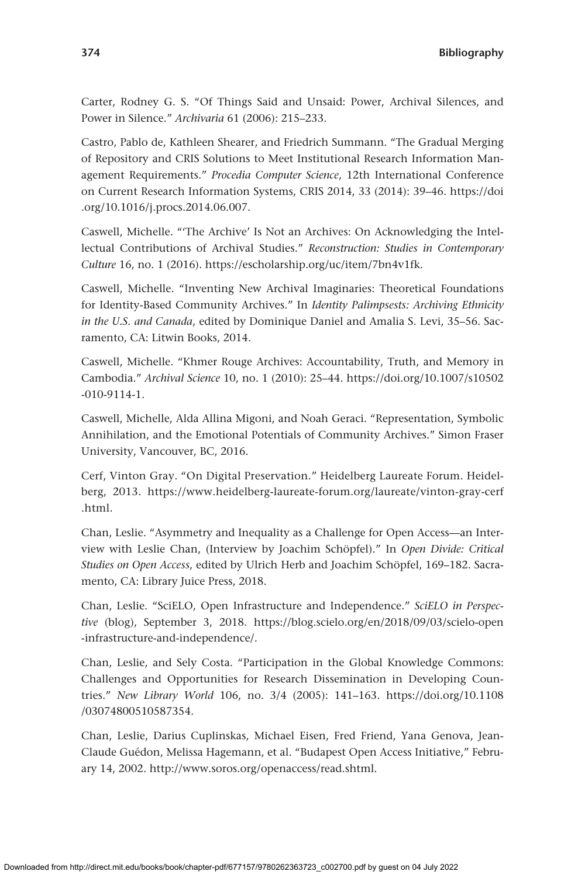Carter, Rodney G. S. “Of Things Said and Unsaid: Power, Archival Silences, and Power in Silence.” *Archivaria* 61 (2006): 215–233.

Castro, Pablo de, Kathleen Shearer, and Friedrich Summann. “The Gradual Merging of Repository and CRIS Solutions to Meet Institutional Research Information Management Requirements.” *Procedia Computer Science*, 12th International Conference on Current Research Information Systems, CRIS 2014, 33 (2014): 39–46. https://doi.org/10.1016/j.procs.2014.06.007.

Caswell, Michelle. “‘The Archive’ Is Not an Archives: On Acknowledging the Intellectual Contributions of Archival Studies.” *Reconstruction: Studies in Contemporary Culture* 16, no. 1 (2016). https://escholarship.org/uc/item/7bn4v1fk.

Caswell, Michelle. “Inventing New Archival Imaginaries: Theoretical Foundations for Identity-Based Community Archives.” In *Identity Palimpsests: Archiving Ethnicity in the U.S. and Canada*, edited by Dominique Daniel and Amalia S. Levi, 35–56. Sacramento, CA: Litwin Books, 2014.

Caswell, Michelle. “Khmer Rouge Archives: Accountability, Truth, and Memory in Cambodia.” *Archival Science* 10, no. 1 (2010): 25–44. https://doi.org/10.1007/s10502-010-9114-1.

Caswell, Michelle, Alda Allina Migoni, and Noah Geraci. “Representation, Symbolic Annihilation, and the Emotional Potentials of Community Archives.” Simon Fraser University, Vancouver, BC, 2016.

Cerf, Vinton Gray. “On Digital Preservation.” Heidelberg Laureate Forum. Heidelberg, 2013. https://www.heidelberg-laureate-forum.org/laureate/vinton-gray-cerf.html.

Chan, Leslie. “Asymmetry and Inequality as a Challenge for Open Access—an Interview with Leslie Chan, (Interview by Joachim Schöpfel).” In *Open Divide: Critical Studies on Open Access*, edited by Ulrich Herb and Joachim Schöpfel, 169–182. Sacramento, CA: Library Juice Press, 2018.

Chan, Leslie. “SciELO, Open Infrastructure and Independence.” *SciELO in Perspective* (blog), September 3, 2018. https://blog.scielo.org/en/2018/09/03/scielo-open-infrastructure-and-independence/.

Chan, Leslie, and Sely Costa. “Participation in the Global Knowledge Commons: Challenges and Opportunities for Research Dissemination in Developing Countries.” *New Library World* 106, no. 3/4 (2005): 141–163. https://doi.org/10.1108/03074800510587354.

Chan, Leslie, Darius Cuplinskas, Michael Eisen, Fred Friend, Yana Genova, Jean-Claude Guédon, Melissa Hagemann, et al. “Budapest Open Access Initiative,” February 14, 2002. http://www.soros.org/openaccess/read.shtml.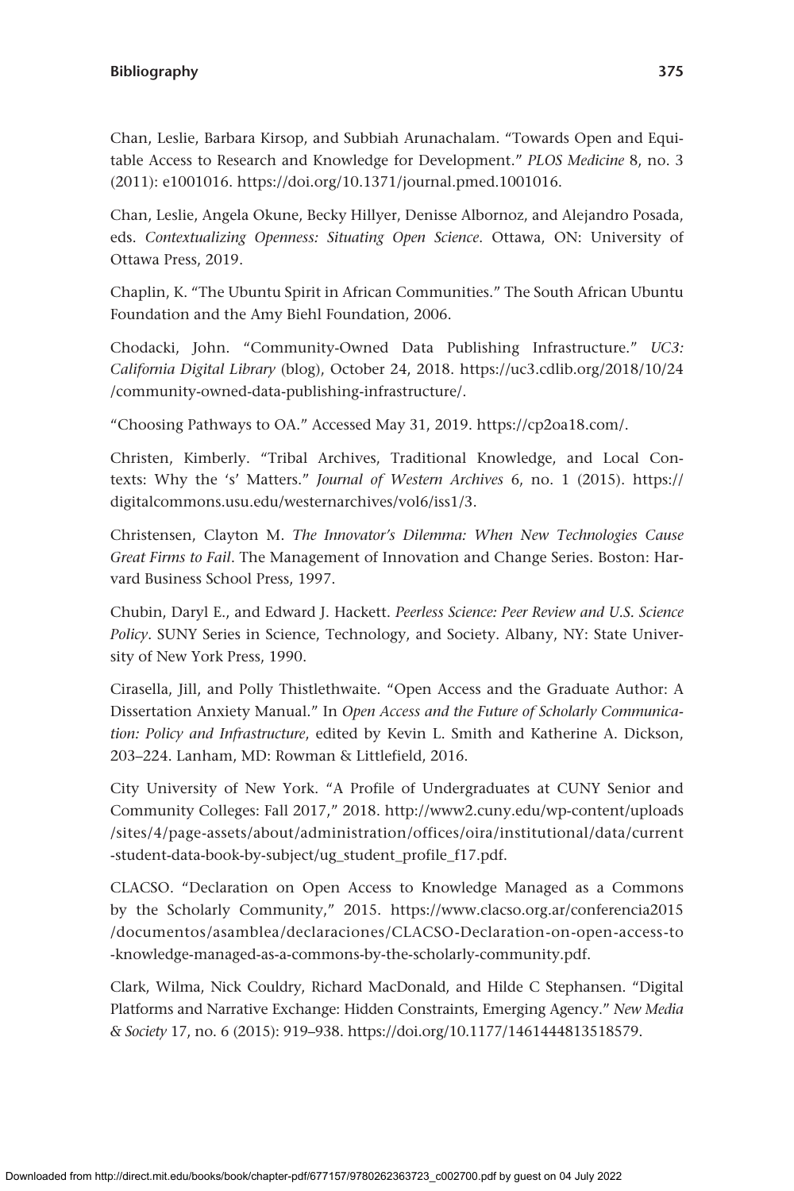Chan, Leslie, Barbara Kirsop, and Subbiah Arunachalam. "Towards Open and Equitable Access to Research and Knowledge for Development." *PLOS Medicine* 8, no. 3 (2011): e1001016. https://doi.org/10.1371/journal.pmed.1001016.

Chan, Leslie, Angela Okune, Becky Hillyer, Denisse Albornoz, and Alejandro Posada, eds. *Contextualizing Openness: Situating Open Science*. Ottawa, ON: University of Ottawa Press, 2019.

Chaplin, K. "The Ubuntu Spirit in African Communities." The South African Ubuntu Foundation and the Amy Biehl Foundation, 2006.

Chodacki, John. "Community-Owned Data Publishing Infrastructure." *UC3: California Digital Library* (blog), October 24, 2018. https://uc3.cdlib.org/2018/10/24/community-owned-data-publishing-infrastructure/.

"Choosing Pathways to OA." Accessed May 31, 2019. https://cp2oa18.com/.

Christen, Kimberly. "Tribal Archives, Traditional Knowledge, and Local Contexts: Why the 's' Matters." *Journal of Western Archives* 6, no. 1 (2015). https://digitalcommons.usu.edu/westernarchives/vol6/iss1/3.

Christensen, Clayton M. *The Innovator's Dilemma: When New Technologies Cause Great Firms to Fail*. The Management of Innovation and Change Series. Boston: Harvard Business School Press, 1997.

Chubin, Daryl E., and Edward J. Hackett. *Peerless Science: Peer Review and U.S. Science Policy*. SUNY Series in Science, Technology, and Society. Albany, NY: State University of New York Press, 1990.

Cirasella, Jill, and Polly Thistlethwaite. "Open Access and the Graduate Author: A Dissertation Anxiety Manual." In *Open Access and the Future of Scholarly Communication: Policy and Infrastructure*, edited by Kevin L. Smith and Katherine A. Dickson, 203–224. Lanham, MD: Rowman & Littlefield, 2016.

City University of New York. "A Profile of Undergraduates at CUNY Senior and Community Colleges: Fall 2017," 2018. http://www2.cuny.edu/wp-content/uploads/sites/4/page-assets/about/administration/offices/oira/institutional/data/current-student-data-book-by-subject/ug_student_profile_f17.pdf.

CLACSO. "Declaration on Open Access to Knowledge Managed as a Commons by the Scholarly Community," 2015. https://www.clacso.org.ar/conferencia2015/documentos/asamblea/declaraciones/CLACSO-Declaration-on-open-access-to-knowledge-managed-as-a-commons-by-the-scholarly-community.pdf.

Clark, Wilma, Nick Couldry, Richard MacDonald, and Hilde C Stephansen. "Digital Platforms and Narrative Exchange: Hidden Constraints, Emerging Agency." *New Media & Society* 17, no. 6 (2015): 919–938. https://doi.org/10.1177/1461444813518579.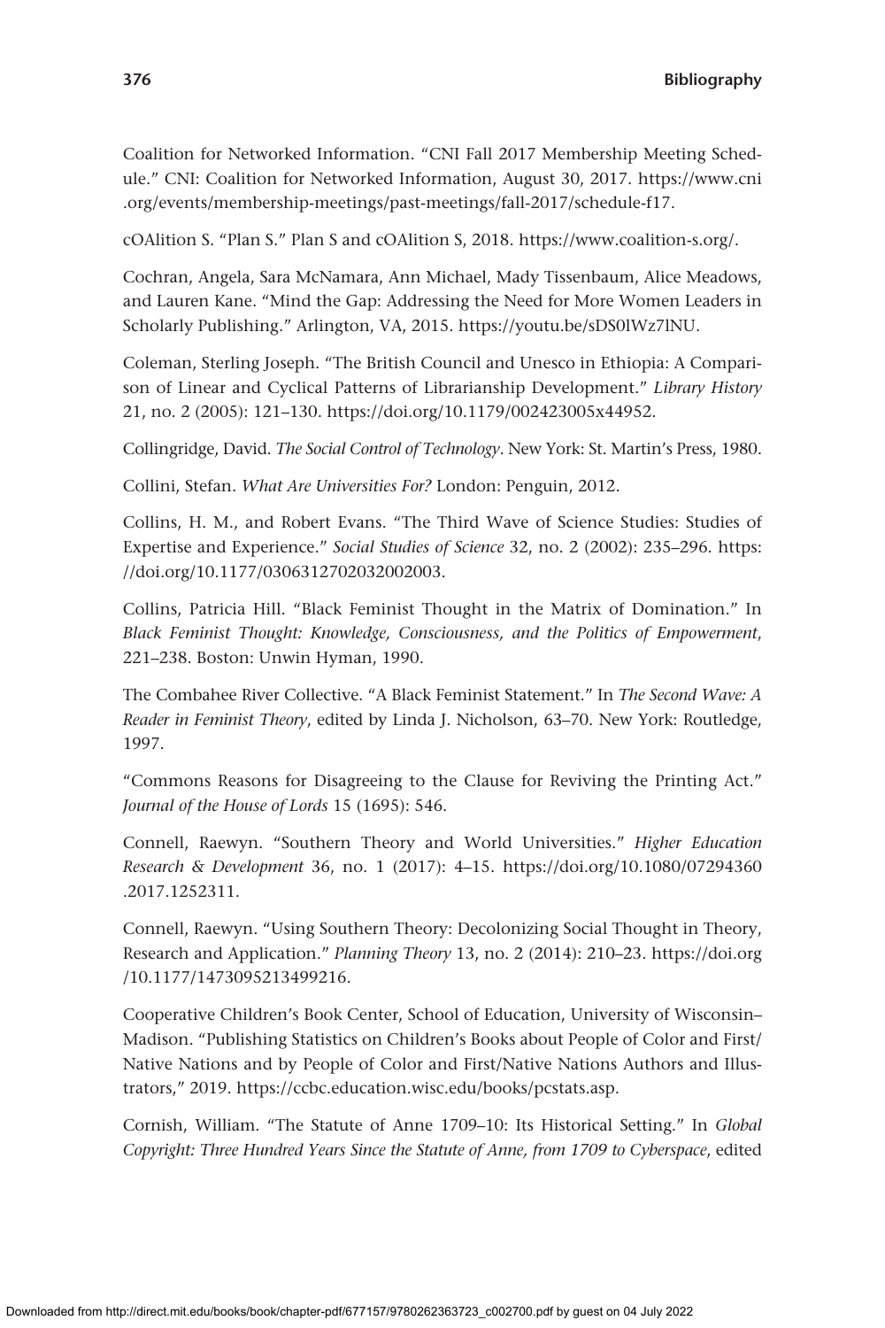Coalition for Networked Information. "CNI Fall 2017 Membership Meeting Schedule." CNI: Coalition for Networked Information, August 30, 2017. https://www.cni.org/events/membership-meetings/past-meetings/fall-2017/schedule-f17.

cOAlition S. "Plan S." Plan S and cOAlition S, 2018. https://www.coalition-s.org/.

Cochran, Angela, Sara McNamara, Ann Michael, Mady Tissenbaum, Alice Meadows, and Lauren Kane. "Mind the Gap: Addressing the Need for More Women Leaders in Scholarly Publishing." Arlington, VA, 2015. https://youtu.be/sDS0lWz7lNU.

Coleman, Sterling Joseph. "The British Council and Unesco in Ethiopia: A Comparison of Linear and Cyclical Patterns of Librarianship Development." *Library History* 21, no. 2 (2005): 121–130. https://doi.org/10.1179/002423005x44952.

Collingridge, David. *The Social Control of Technology*. New York: St. Martin's Press, 1980.

Collini, Stefan. *What Are Universities For?* London: Penguin, 2012.

Collins, H. M., and Robert Evans. "The Third Wave of Science Studies: Studies of Expertise and Experience." *Social Studies of Science* 32, no. 2 (2002): 235–296. https://doi.org/10.1177/0306312702032002003.

Collins, Patricia Hill. "Black Feminist Thought in the Matrix of Domination." In *Black Feminist Thought: Knowledge, Consciousness, and the Politics of Empowerment*, 221–238. Boston: Unwin Hyman, 1990.

The Combahee River Collective. "A Black Feminist Statement." In *The Second Wave: A Reader in Feminist Theory*, edited by Linda J. Nicholson, 63–70. New York: Routledge, 1997.

"Commons Reasons for Disagreeing to the Clause for Reviving the Printing Act." *Journal of the House of Lords* 15 (1695): 546.

Connell, Raewyn. "Southern Theory and World Universities." *Higher Education Research & Development* 36, no. 1 (2017): 4–15. https://doi.org/10.1080/07294360.2017.1252311.

Connell, Raewyn. "Using Southern Theory: Decolonizing Social Thought in Theory, Research and Application." *Planning Theory* 13, no. 2 (2014): 210–23. https://doi.org/10.1177/1473095213499216.

Cooperative Children's Book Center, School of Education, University of Wisconsin–Madison. "Publishing Statistics on Children's Books about People of Color and First/Native Nations and by People of Color and First/Native Nations Authors and Illustrators," 2019. https://ccbc.education.wisc.edu/books/pcstats.asp.

Cornish, William. "The Statute of Anne 1709–10: Its Historical Setting." In *Global Copyright: Three Hundred Years Since the Statute of Anne, from 1709 to Cyberspace*, edited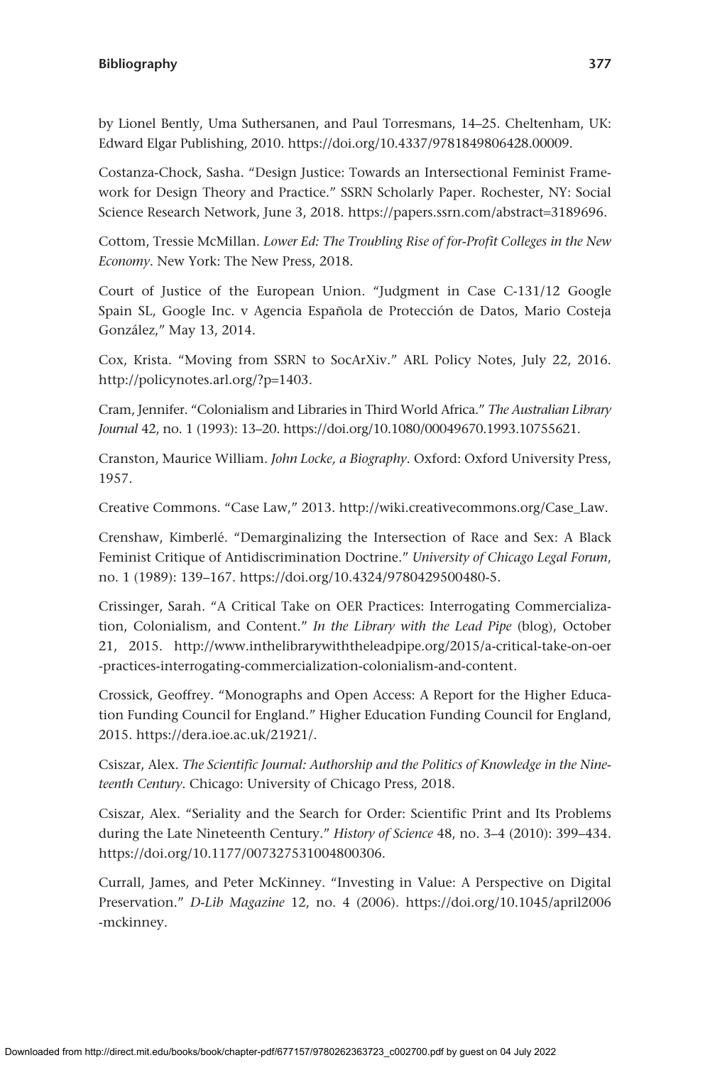by Lionel Bently, Uma Suthersanen, and Paul Torresmans, 14–25. Cheltenham, UK: Edward Elgar Publishing, 2010. https://doi.org/10.4337/9781849806428.00009.

Costanza-Chock, Sasha. "Design Justice: Towards an Intersectional Feminist Framework for Design Theory and Practice." SSRN Scholarly Paper. Rochester, NY: Social Science Research Network, June 3, 2018. https://papers.ssrn.com/abstract=3189696.

Cottom, Tressie McMillan. *Lower Ed: The Troubling Rise of for-Profit Colleges in the New Economy*. New York: The New Press, 2018.

Court of Justice of the European Union. "Judgment in Case C-131/12 Google Spain SL, Google Inc. v Agencia Española de Protección de Datos, Mario Costeja González," May 13, 2014.

Cox, Krista. "Moving from SSRN to SocArXiv." ARL Policy Notes, July 22, 2016. http://policynotes.arl.org/?p=1403.

Cram, Jennifer. "Colonialism and Libraries in Third World Africa." *The Australian Library Journal* 42, no. 1 (1993): 13–20. https://doi.org/10.1080/00049670.1993.10755621.

Cranston, Maurice William. *John Locke, a Biography*. Oxford: Oxford University Press, 1957.

Creative Commons. "Case Law," 2013. http://wiki.creativecommons.org/Case_Law.

Crenshaw, Kimberlé. "Demarginalizing the Intersection of Race and Sex: A Black Feminist Critique of Antidiscrimination Doctrine." *University of Chicago Legal Forum*, no. 1 (1989): 139–167. https://doi.org/10.4324/9780429500480-5.

Crissinger, Sarah. "A Critical Take on OER Practices: Interrogating Commercialization, Colonialism, and Content." *In the Library with the Lead Pipe* (blog), October 21, 2015. http://www.inthelibrarywiththeleadpipe.org/2015/a-critical-take-on-oer-practices-interrogating-commercialization-colonialism-and-content.

Crossick, Geoffrey. "Monographs and Open Access: A Report for the Higher Education Funding Council for England." Higher Education Funding Council for England, 2015. https://dera.ioe.ac.uk/21921/.

Csiszar, Alex. *The Scientific Journal: Authorship and the Politics of Knowledge in the Nineteenth Century*. Chicago: University of Chicago Press, 2018.

Csiszar, Alex. "Seriality and the Search for Order: Scientific Print and Its Problems during the Late Nineteenth Century." *History of Science* 48, no. 3–4 (2010): 399–434. https://doi.org/10.1177/007327531004800306.

Currall, James, and Peter McKinney. "Investing in Value: A Perspective on Digital Preservation." *D-Lib Magazine* 12, no. 4 (2006). https://doi.org/10.1045/april2006-mckinney.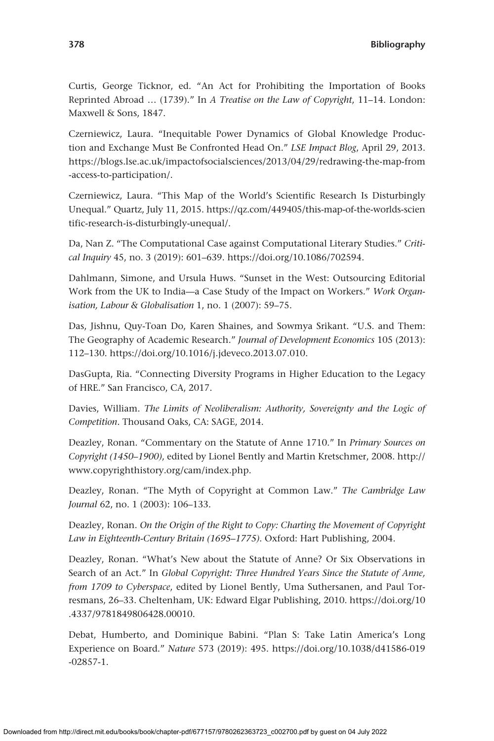Curtis, George Ticknor, ed. "An Act for Prohibiting the Importation of Books Reprinted Abroad … (1739)." In *A Treatise on the Law of Copyright*, 11–14. London: Maxwell & Sons, 1847.

Czerniewicz, Laura. "Inequitable Power Dynamics of Global Knowledge Production and Exchange Must Be Confronted Head On." *LSE Impact Blog*, April 29, 2013. https://blogs.lse.ac.uk/impactofsocialsciences/2013/04/29/redrawing-the-map-from-access-to-participation/.

Czerniewicz, Laura. "This Map of the World's Scientific Research Is Disturbingly Unequal." Quartz, July 11, 2015. https://qz.com/449405/this-map-of-the-worlds-scientific-research-is-disturbingly-unequal/.

Da, Nan Z. "The Computational Case against Computational Literary Studies." *Critical Inquiry* 45, no. 3 (2019): 601–639. https://doi.org/10.1086/702594.

Dahlmann, Simone, and Ursula Huws. "Sunset in the West: Outsourcing Editorial Work from the UK to India—a Case Study of the Impact on Workers." *Work Organisation, Labour & Globalisation* 1, no. 1 (2007): 59–75.

Das, Jishnu, Quy-Toan Do, Karen Shaines, and Sowmya Srikant. "U.S. and Them: The Geography of Academic Research." *Journal of Development Economics* 105 (2013): 112–130. https://doi.org/10.1016/j.jdeveco.2013.07.010.

DasGupta, Ria. "Connecting Diversity Programs in Higher Education to the Legacy of HRE." San Francisco, CA, 2017.

Davies, William. *The Limits of Neoliberalism: Authority, Sovereignty and the Logic of Competition*. Thousand Oaks, CA: SAGE, 2014.

Deazley, Ronan. "Commentary on the Statute of Anne 1710." In *Primary Sources on Copyright (1450–1900)*, edited by Lionel Bently and Martin Kretschmer, 2008. http://www.copyrighthistory.org/cam/index.php.

Deazley, Ronan. "The Myth of Copyright at Common Law." *The Cambridge Law Journal* 62, no. 1 (2003): 106–133.

Deazley, Ronan. *On the Origin of the Right to Copy: Charting the Movement of Copyright Law in Eighteenth-Century Britain (1695–1775)*. Oxford: Hart Publishing, 2004.

Deazley, Ronan. "What's New about the Statute of Anne? Or Six Observations in Search of an Act." In *Global Copyright: Three Hundred Years Since the Statute of Anne, from 1709 to Cyberspace*, edited by Lionel Bently, Uma Suthersanen, and Paul Torremans, 26–33. Cheltenham, UK: Edward Elgar Publishing, 2010. https://doi.org/10.4337/9781849806428.00010.

Debat, Humberto, and Dominique Babini. "Plan S: Take Latin America's Long Experience on Board." *Nature* 573 (2019): 495. https://doi.org/10.1038/d41586-019-02857-1.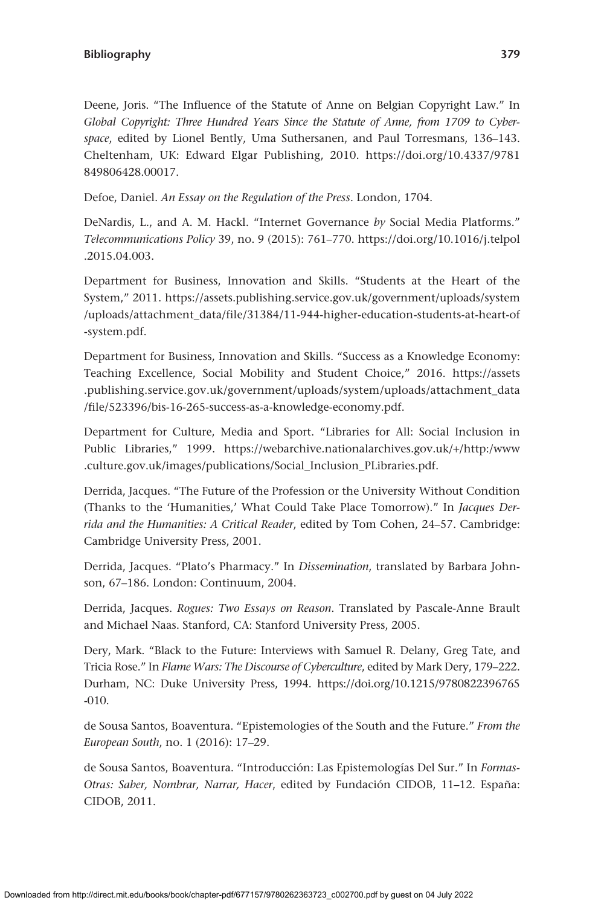Deene, Joris. "The Influence of the Statute of Anne on Belgian Copyright Law." In *Global Copyright: Three Hundred Years Since the Statute of Anne, from 1709 to Cyberspace*, edited by Lionel Bently, Uma Suthersanen, and Paul Torresmans, 136–143. Cheltenham, UK: Edward Elgar Publishing, 2010. https://doi.org/10.4337/9781849806428.00017.

Defoe, Daniel. *An Essay on the Regulation of the Press*. London, 1704.

DeNardis, L., and A. M. Hackl. "Internet Governance *by* Social Media Platforms." *Telecommunications Policy* 39, no. 9 (2015): 761–770. https://doi.org/10.1016/j.telpol.2015.04.003.

Department for Business, Innovation and Skills. "Students at the Heart of the System," 2011. https://assets.publishing.service.gov.uk/government/uploads/system/uploads/attachment_data/file/31384/11-944-higher-education-students-at-heart-of-system.pdf.

Department for Business, Innovation and Skills. "Success as a Knowledge Economy: Teaching Excellence, Social Mobility and Student Choice," 2016. https://assets.publishing.service.gov.uk/government/uploads/system/uploads/attachment_data/file/523396/bis-16-265-success-as-a-knowledge-economy.pdf.

Department for Culture, Media and Sport. "Libraries for All: Social Inclusion in Public Libraries," 1999. https://webarchive.nationalarchives.gov.uk/+/http:/www.culture.gov.uk/images/publications/Social_Inclusion_PLibraries.pdf.

Derrida, Jacques. "The Future of the Profession or the University Without Condition (Thanks to the 'Humanities,' What Could Take Place Tomorrow)." In *Jacques Derrida and the Humanities: A Critical Reader*, edited by Tom Cohen, 24–57. Cambridge: Cambridge University Press, 2001.

Derrida, Jacques. "Plato's Pharmacy." In *Dissemination*, translated by Barbara Johnson, 67–186. London: Continuum, 2004.

Derrida, Jacques. *Rogues: Two Essays on Reason*. Translated by Pascale-Anne Brault and Michael Naas. Stanford, CA: Stanford University Press, 2005.

Dery, Mark. "Black to the Future: Interviews with Samuel R. Delany, Greg Tate, and Tricia Rose." In *Flame Wars: The Discourse of Cyberculture*, edited by Mark Dery, 179–222. Durham, NC: Duke University Press, 1994. https://doi.org/10.1215/9780822396765-010.

de Sousa Santos, Boaventura. "Epistemologies of the South and the Future." *From the European South*, no. 1 (2016): 17–29.

de Sousa Santos, Boaventura. "Introducción: Las Epistemologías Del Sur." In *Formas-Otras: Saber, Nombrar, Narrar, Hacer*, edited by Fundación CIDOB, 11–12. España: CIDOB, 2011.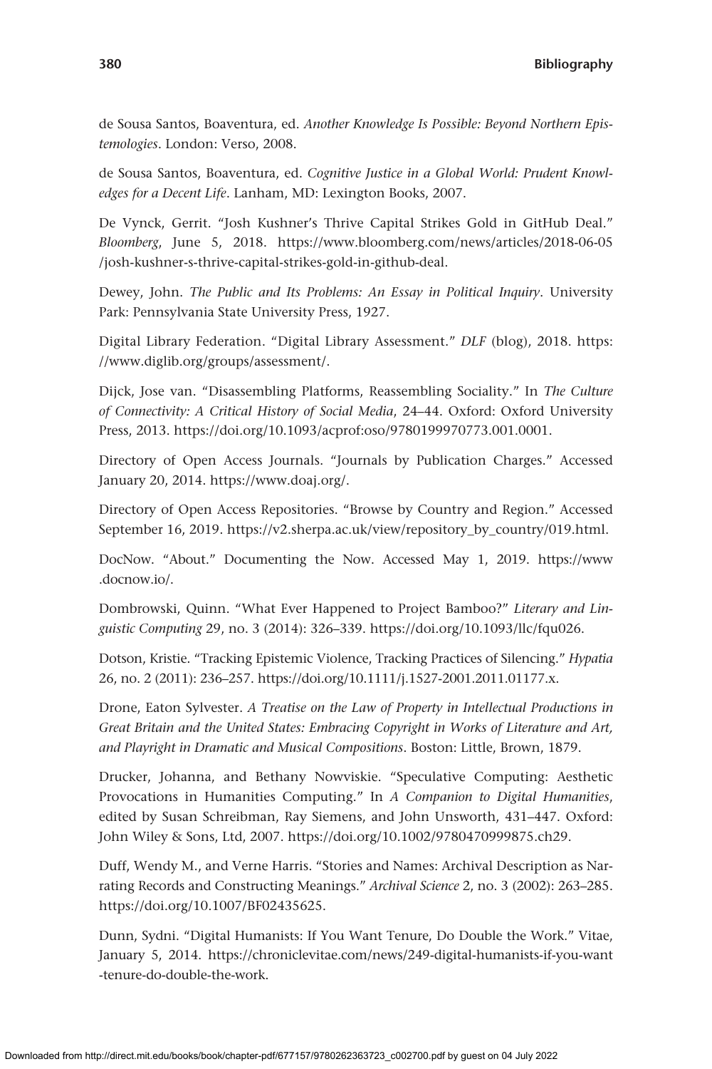de Sousa Santos, Boaventura, ed. *Another Knowledge Is Possible: Beyond Northern Epistemologies*. London: Verso, 2008.

de Sousa Santos, Boaventura, ed. *Cognitive Justice in a Global World: Prudent Knowledges for a Decent Life*. Lanham, MD: Lexington Books, 2007.

De Vynck, Gerrit. "Josh Kushner's Thrive Capital Strikes Gold in GitHub Deal." *Bloomberg*, June 5, 2018. https://www.bloomberg.com/news/articles/2018-06-05/josh-kushner-s-thrive-capital-strikes-gold-in-github-deal.

Dewey, John. *The Public and Its Problems: An Essay in Political Inquiry*. University Park: Pennsylvania State University Press, 1927.

Digital Library Federation. "Digital Library Assessment." *DLF* (blog), 2018. https://www.diglib.org/groups/assessment/.

Dijck, Jose van. "Disassembling Platforms, Reassembling Sociality." In *The Culture of Connectivity: A Critical History of Social Media*, 24–44. Oxford: Oxford University Press, 2013. https://doi.org/10.1093/acprof:oso/9780199970773.001.0001.

Directory of Open Access Journals. "Journals by Publication Charges." Accessed January 20, 2014. https://www.doaj.org/.

Directory of Open Access Repositories. "Browse by Country and Region." Accessed September 16, 2019. https://v2.sherpa.ac.uk/view/repository_by_country/019.html.

DocNow. "About." Documenting the Now. Accessed May 1, 2019. https://www.docnow.io/.

Dombrowski, Quinn. "What Ever Happened to Project Bamboo?" *Literary and Linguistic Computing* 29, no. 3 (2014): 326–339. https://doi.org/10.1093/llc/fqu026.

Dotson, Kristie. "Tracking Epistemic Violence, Tracking Practices of Silencing." *Hypatia* 26, no. 2 (2011): 236–257. https://doi.org/10.1111/j.1527-2001.2011.01177.x.

Drone, Eaton Sylvester. *A Treatise on the Law of Property in Intellectual Productions in Great Britain and the United States: Embracing Copyright in Works of Literature and Art, and Playright in Dramatic and Musical Compositions*. Boston: Little, Brown, 1879.

Drucker, Johanna, and Bethany Nowviskie. "Speculative Computing: Aesthetic Provocations in Humanities Computing." In *A Companion to Digital Humanities*, edited by Susan Schreibman, Ray Siemens, and John Unsworth, 431–447. Oxford: John Wiley & Sons, Ltd, 2007. https://doi.org/10.1002/9780470999875.ch29.

Duff, Wendy M., and Verne Harris. "Stories and Names: Archival Description as Narrating Records and Constructing Meanings." *Archival Science* 2, no. 3 (2002): 263–285. https://doi.org/10.1007/BF02435625.

Dunn, Sydni. "Digital Humanists: If You Want Tenure, Do Double the Work." Vitae, January 5, 2014. https://chroniclevitae.com/news/249-digital-humanists-if-you-want-tenure-do-double-the-work.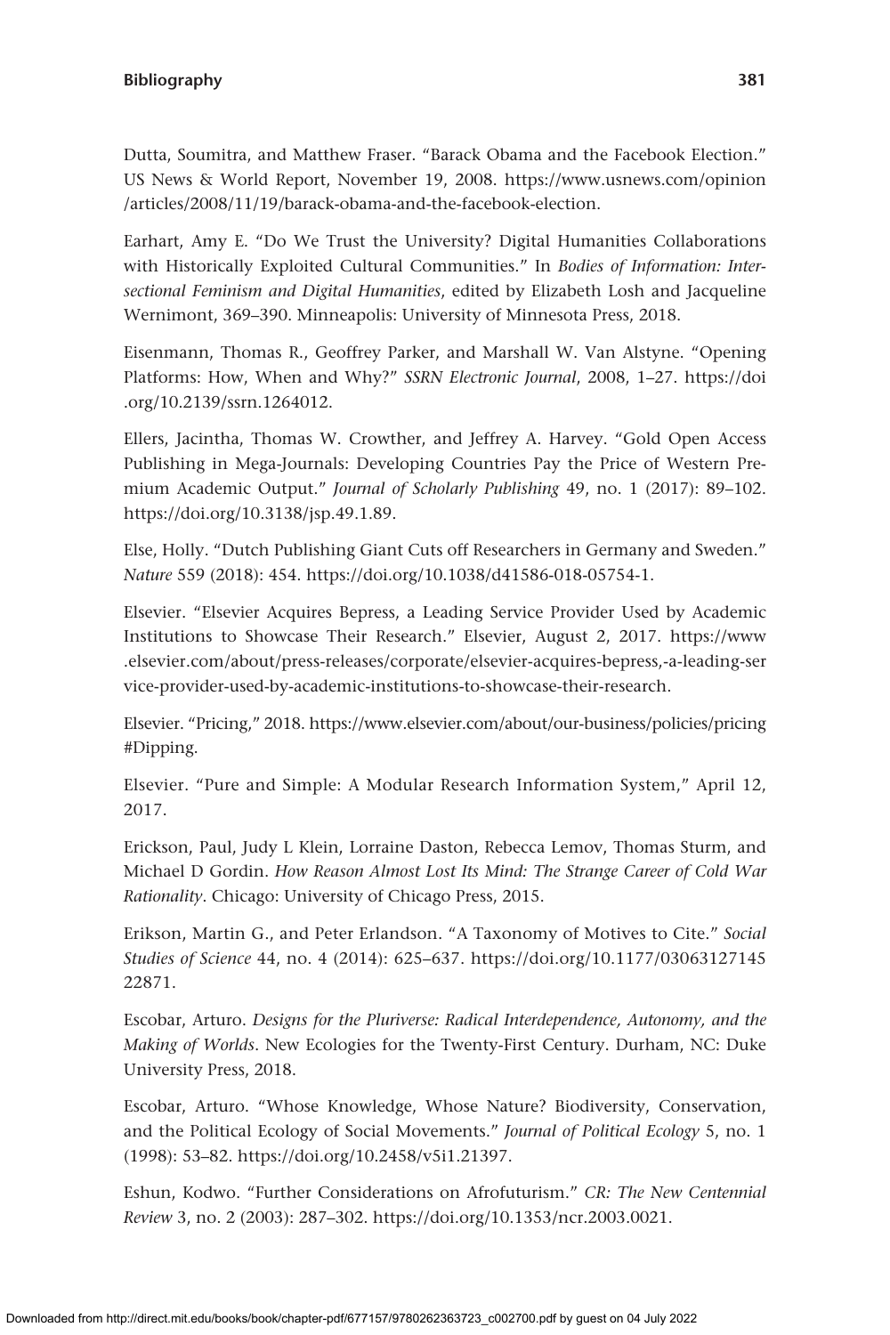Dutta, Soumitra, and Matthew Fraser. "Barack Obama and the Facebook Election." US News & World Report, November 19, 2008. https://www.usnews.com/opinion/articles/2008/11/19/barack-obama-and-the-facebook-election.

Earhart, Amy E. "Do We Trust the University? Digital Humanities Collaborations with Historically Exploited Cultural Communities." In *Bodies of Information: Intersectional Feminism and Digital Humanities*, edited by Elizabeth Losh and Jacqueline Wernimont, 369–390. Minneapolis: University of Minnesota Press, 2018.

Eisenmann, Thomas R., Geoffrey Parker, and Marshall W. Van Alstyne. "Opening Platforms: How, When and Why?" *SSRN Electronic Journal*, 2008, 1–27. https://doi.org/10.2139/ssrn.1264012.

Ellers, Jacintha, Thomas W. Crowther, and Jeffrey A. Harvey. "Gold Open Access Publishing in Mega-Journals: Developing Countries Pay the Price of Western Premium Academic Output." *Journal of Scholarly Publishing* 49, no. 1 (2017): 89–102. https://doi.org/10.3138/jsp.49.1.89.

Else, Holly. "Dutch Publishing Giant Cuts off Researchers in Germany and Sweden." *Nature* 559 (2018): 454. https://doi.org/10.1038/d41586-018-05754-1.

Elsevier. "Elsevier Acquires Bepress, a Leading Service Provider Used by Academic Institutions to Showcase Their Research." Elsevier, August 2, 2017. https://www.elsevier.com/about/press-releases/corporate/elsevier-acquires-bepress,-a-leading-service-provider-used-by-academic-institutions-to-showcase-their-research.

Elsevier. "Pricing," 2018. https://www.elsevier.com/about/our-business/policies/pricing#Dipping.

Elsevier. "Pure and Simple: A Modular Research Information System," April 12, 2017.

Erickson, Paul, Judy L Klein, Lorraine Daston, Rebecca Lemov, Thomas Sturm, and Michael D Gordin. *How Reason Almost Lost Its Mind: The Strange Career of Cold War Rationality*. Chicago: University of Chicago Press, 2015.

Erikson, Martin G., and Peter Erlandson. "A Taxonomy of Motives to Cite." *Social Studies of Science* 44, no. 4 (2014): 625–637. https://doi.org/10.1177/0306312714522871.

Escobar, Arturo. *Designs for the Pluriverse: Radical Interdependence, Autonomy, and the Making of Worlds*. New Ecologies for the Twenty-First Century. Durham, NC: Duke University Press, 2018.

Escobar, Arturo. "Whose Knowledge, Whose Nature? Biodiversity, Conservation, and the Political Ecology of Social Movements." *Journal of Political Ecology* 5, no. 1 (1998): 53–82. https://doi.org/10.2458/v5i1.21397.

Eshun, Kodwo. "Further Considerations on Afrofuturism." *CR: The New Centennial Review* 3, no. 2 (2003): 287–302. https://doi.org/10.1353/ncr.2003.0021.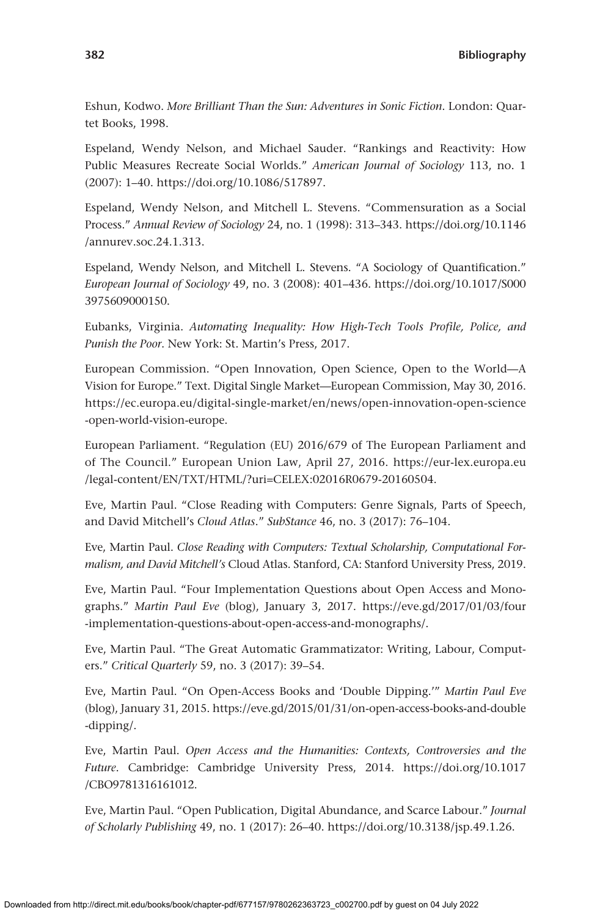Eshun, Kodwo. *More Brilliant Than the Sun: Adventures in Sonic Fiction*. London: Quartet Books, 1998.

Espeland, Wendy Nelson, and Michael Sauder. "Rankings and Reactivity: How Public Measures Recreate Social Worlds." *American Journal of Sociology* 113, no. 1 (2007): 1–40. https://doi.org/10.1086/517897.

Espeland, Wendy Nelson, and Mitchell L. Stevens. "Commensuration as a Social Process." *Annual Review of Sociology* 24, no. 1 (1998): 313–343. https://doi.org/10.1146/annurev.soc.24.1.313.

Espeland, Wendy Nelson, and Mitchell L. Stevens. "A Sociology of Quantification." *European Journal of Sociology* 49, no. 3 (2008): 401–436. https://doi.org/10.1017/S0003975609000150.

Eubanks, Virginia. *Automating Inequality: How High-Tech Tools Profile, Police, and Punish the Poor*. New York: St. Martin's Press, 2017.

European Commission. "Open Innovation, Open Science, Open to the World—A Vision for Europe." Text. Digital Single Market—European Commission, May 30, 2016. https://ec.europa.eu/digital-single-market/en/news/open-innovation-open-science-open-world-vision-europe.

European Parliament. "Regulation (EU) 2016/679 of The European Parliament and of The Council." European Union Law, April 27, 2016. https://eur-lex.europa.eu/legal-content/EN/TXT/HTML/?uri=CELEX:02016R0679-20160504.

Eve, Martin Paul. "Close Reading with Computers: Genre Signals, Parts of Speech, and David Mitchell's *Cloud Atlas*." *SubStance* 46, no. 3 (2017): 76–104.

Eve, Martin Paul. *Close Reading with Computers: Textual Scholarship, Computational Formalism, and David Mitchell's* Cloud Atlas. Stanford, CA: Stanford University Press, 2019.

Eve, Martin Paul. "Four Implementation Questions about Open Access and Monographs." *Martin Paul Eve* (blog), January 3, 2017. https://eve.gd/2017/01/03/four-implementation-questions-about-open-access-and-monographs/.

Eve, Martin Paul. "The Great Automatic Grammatizator: Writing, Labour, Computers." *Critical Quarterly* 59, no. 3 (2017): 39–54.

Eve, Martin Paul. "On Open-Access Books and 'Double Dipping.'" *Martin Paul Eve* (blog), January 31, 2015. https://eve.gd/2015/01/31/on-open-access-books-and-double-dipping/.

Eve, Martin Paul. *Open Access and the Humanities: Contexts, Controversies and the Future*. Cambridge: Cambridge University Press, 2014. https://doi.org/10.1017/CBO9781316161012.

Eve, Martin Paul. "Open Publication, Digital Abundance, and Scarce Labour." *Journal of Scholarly Publishing* 49, no. 1 (2017): 26–40. https://doi.org/10.3138/jsp.49.1.26.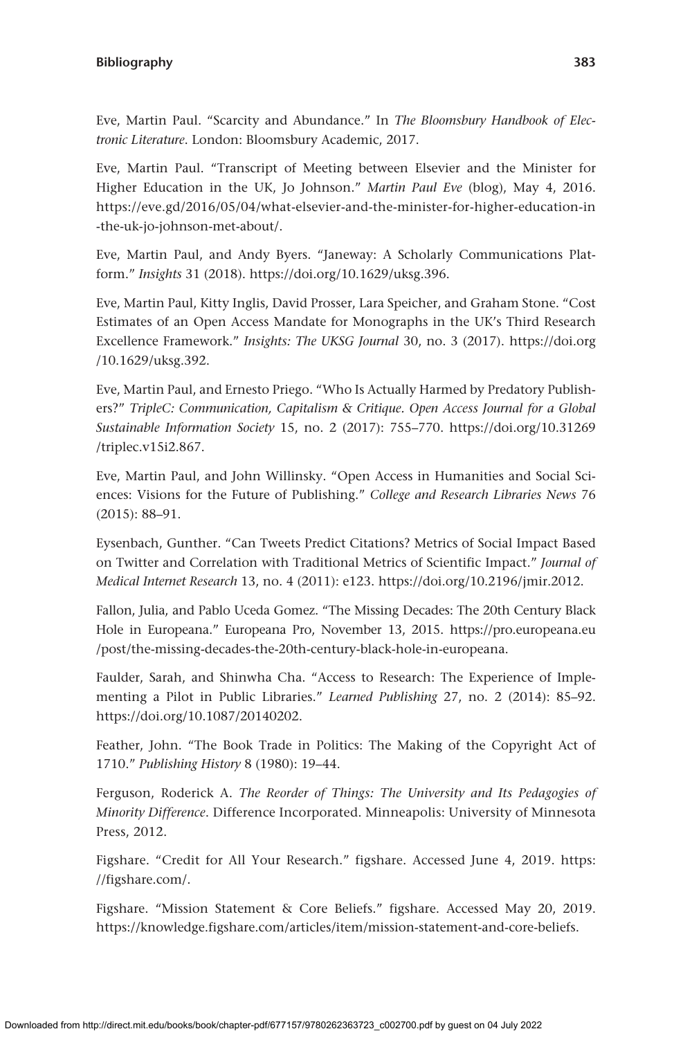Eve, Martin Paul. “Scarcity and Abundance.” In *The Bloomsbury Handbook of Electronic Literature*. London: Bloomsbury Academic, 2017.

Eve, Martin Paul. “Transcript of Meeting between Elsevier and the Minister for Higher Education in the UK, Jo Johnson.” *Martin Paul Eve* (blog), May 4, 2016. https://eve.gd/2016/05/04/what-elsevier-and-the-minister-for-higher-education-in-the-uk-jo-johnson-met-about/.

Eve, Martin Paul, and Andy Byers. “Janeway: A Scholarly Communications Platform.” *Insights* 31 (2018). https://doi.org/10.1629/uksg.396.

Eve, Martin Paul, Kitty Inglis, David Prosser, Lara Speicher, and Graham Stone. “Cost Estimates of an Open Access Mandate for Monographs in the UK’s Third Research Excellence Framework.” *Insights: The UKSG Journal* 30, no. 3 (2017). https://doi.org/10.1629/uksg.392.

Eve, Martin Paul, and Ernesto Priego. “Who Is Actually Harmed by Predatory Publishers?” *TripleC: Communication, Capitalism & Critique. Open Access Journal for a Global Sustainable Information Society* 15, no. 2 (2017): 755–770. https://doi.org/10.31269/triplec.v15i2.867.

Eve, Martin Paul, and John Willinsky. “Open Access in Humanities and Social Sciences: Visions for the Future of Publishing.” *College and Research Libraries News* 76 (2015): 88–91.

Eysenbach, Gunther. “Can Tweets Predict Citations? Metrics of Social Impact Based on Twitter and Correlation with Traditional Metrics of Scientific Impact.” *Journal of Medical Internet Research* 13, no. 4 (2011): e123. https://doi.org/10.2196/jmir.2012.

Fallon, Julia, and Pablo Uceda Gomez. “The Missing Decades: The 20th Century Black Hole in Europeana.” Europeana Pro, November 13, 2015. https://pro.europeana.eu/post/the-missing-decades-the-20th-century-black-hole-in-europeana.

Faulder, Sarah, and Shinwha Cha. “Access to Research: The Experience of Implementing a Pilot in Public Libraries.” *Learned Publishing* 27, no. 2 (2014): 85–92. https://doi.org/10.1087/20140202.

Feather, John. “The Book Trade in Politics: The Making of the Copyright Act of 1710.” *Publishing History* 8 (1980): 19–44.

Ferguson, Roderick A. *The Reorder of Things: The University and Its Pedagogies of Minority Difference*. Difference Incorporated. Minneapolis: University of Minnesota Press, 2012.

Figshare. “Credit for All Your Research.” figshare. Accessed June 4, 2019. https://figshare.com/.

Figshare. “Mission Statement & Core Beliefs.” figshare. Accessed May 20, 2019. https://knowledge.figshare.com/articles/item/mission-statement-and-core-beliefs.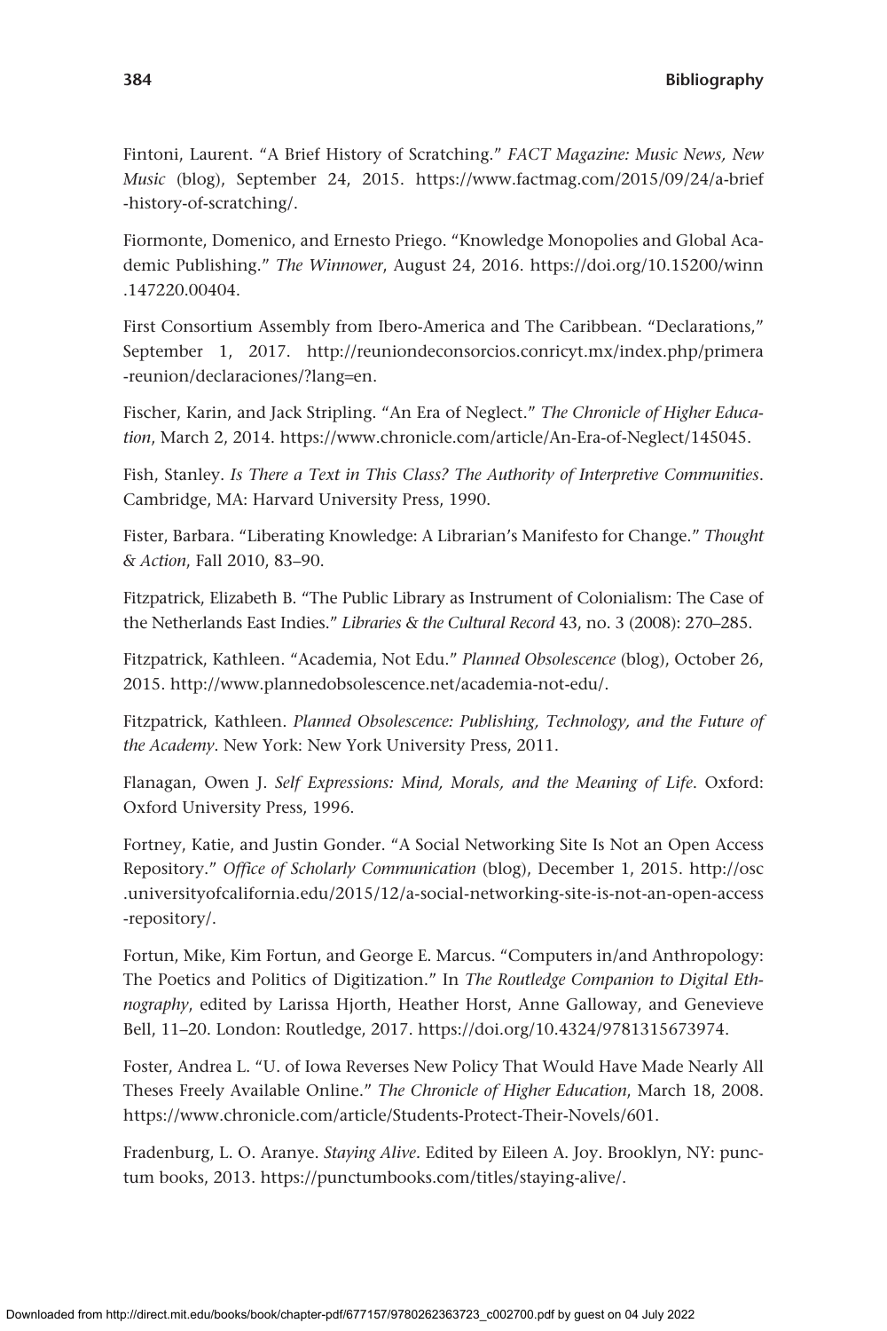Fintoni, Laurent. "A Brief History of Scratching." *FACT Magazine: Music News, New Music* (blog), September 24, 2015. https://www.factmag.com/2015/09/24/a-brief-history-of-scratching/.

Fiormonte, Domenico, and Ernesto Priego. "Knowledge Monopolies and Global Academic Publishing." *The Winnower*, August 24, 2016. https://doi.org/10.15200/winn.147220.00404.

First Consortium Assembly from Ibero-America and The Caribbean. "Declarations," September 1, 2017. http://reuniondeconsorcios.conricyt.mx/index.php/primera-reunion/declaraciones/?lang=en.

Fischer, Karin, and Jack Stripling. "An Era of Neglect." *The Chronicle of Higher Education*, March 2, 2014. https://www.chronicle.com/article/An-Era-of-Neglect/145045.

Fish, Stanley. *Is There a Text in This Class? The Authority of Interpretive Communities*. Cambridge, MA: Harvard University Press, 1990.

Fister, Barbara. "Liberating Knowledge: A Librarian's Manifesto for Change." *Thought & Action*, Fall 2010, 83–90.

Fitzpatrick, Elizabeth B. "The Public Library as Instrument of Colonialism: The Case of the Netherlands East Indies." *Libraries & the Cultural Record* 43, no. 3 (2008): 270–285.

Fitzpatrick, Kathleen. "Academia, Not Edu." *Planned Obsolescence* (blog), October 26, 2015. http://www.plannedobsolescence.net/academia-not-edu/.

Fitzpatrick, Kathleen. *Planned Obsolescence: Publishing, Technology, and the Future of the Academy*. New York: New York University Press, 2011.

Flanagan, Owen J. *Self Expressions: Mind, Morals, and the Meaning of Life*. Oxford: Oxford University Press, 1996.

Fortney, Katie, and Justin Gonder. "A Social Networking Site Is Not an Open Access Repository." *Office of Scholarly Communication* (blog), December 1, 2015. http://osc.universityofcalifornia.edu/2015/12/a-social-networking-site-is-not-an-open-access-repository/.

Fortun, Mike, Kim Fortun, and George E. Marcus. "Computers in/and Anthropology: The Poetics and Politics of Digitization." In *The Routledge Companion to Digital Ethnography*, edited by Larissa Hjorth, Heather Horst, Anne Galloway, and Genevieve Bell, 11–20. London: Routledge, 2017. https://doi.org/10.4324/9781315673974.

Foster, Andrea L. "U. of Iowa Reverses New Policy That Would Have Made Nearly All Theses Freely Available Online." *The Chronicle of Higher Education*, March 18, 2008. https://www.chronicle.com/article/Students-Protect-Their-Novels/601.

Fradenburg, L. O. Aranye. *Staying Alive*. Edited by Eileen A. Joy. Brooklyn, NY: punctum books, 2013. https://punctumbooks.com/titles/staying-alive/.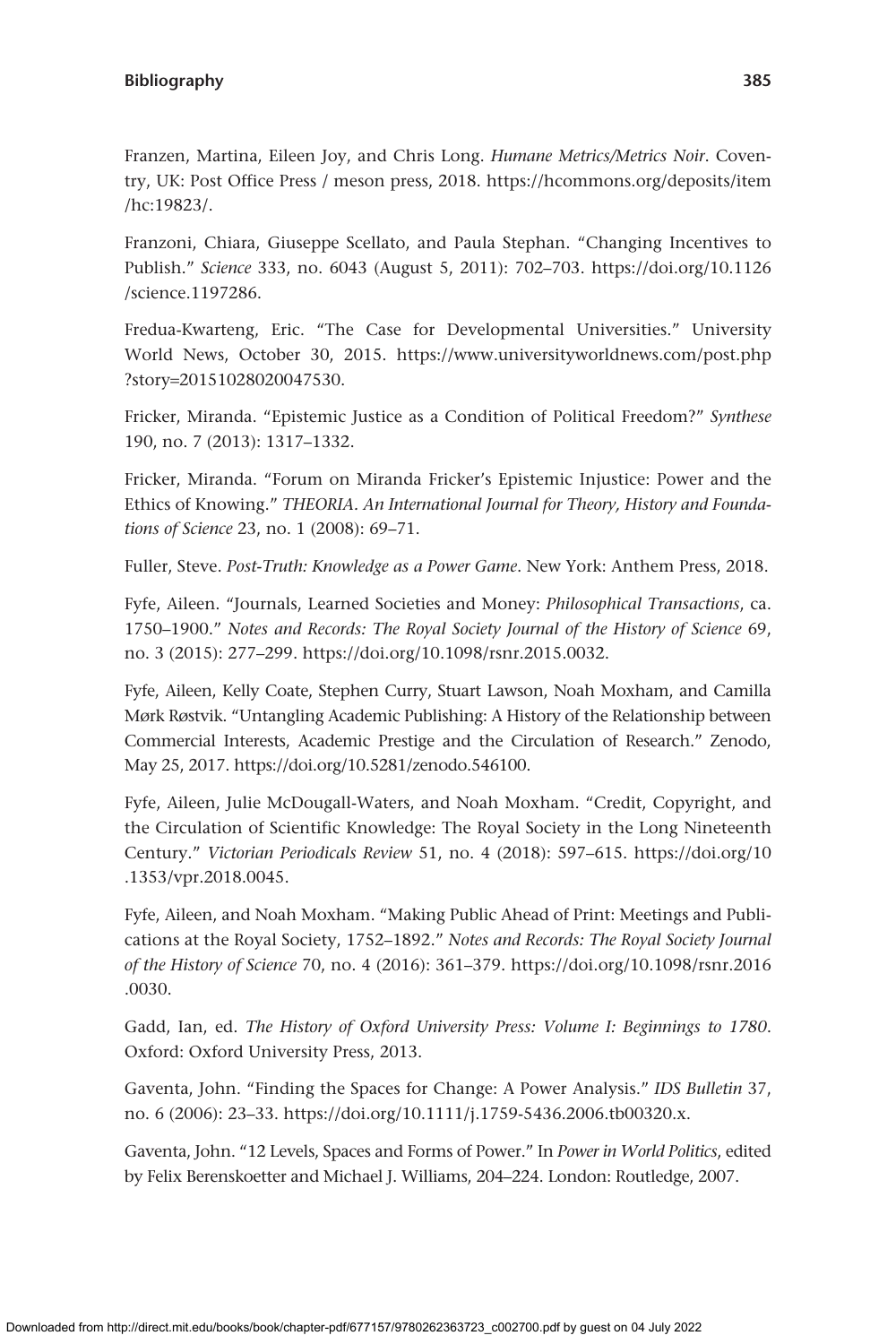Franzen, Martina, Eileen Joy, and Chris Long. *Humane Metrics/Metrics Noir*. Coventry, UK: Post Office Press / meson press, 2018. https://hcommons.org/deposits/item/hc:19823/.

Franzoni, Chiara, Giuseppe Scellato, and Paula Stephan. "Changing Incentives to Publish." *Science* 333, no. 6043 (August 5, 2011): 702–703. https://doi.org/10.1126/science.1197286.

Fredua-Kwarteng, Eric. "The Case for Developmental Universities." University World News, October 30, 2015. https://www.universityworldnews.com/post.php?story=20151028020047530.

Fricker, Miranda. "Epistemic Justice as a Condition of Political Freedom?" *Synthese* 190, no. 7 (2013): 1317–1332.

Fricker, Miranda. "Forum on Miranda Fricker's Epistemic Injustice: Power and the Ethics of Knowing." *THEORIA. An International Journal for Theory, History and Foundations of Science* 23, no. 1 (2008): 69–71.

Fuller, Steve. *Post-Truth: Knowledge as a Power Game*. New York: Anthem Press, 2018.

Fyfe, Aileen. "Journals, Learned Societies and Money: *Philosophical Transactions*, ca. 1750–1900." *Notes and Records: The Royal Society Journal of the History of Science* 69, no. 3 (2015): 277–299. https://doi.org/10.1098/rsnr.2015.0032.

Fyfe, Aileen, Kelly Coate, Stephen Curry, Stuart Lawson, Noah Moxham, and Camilla Mørk Røstvik. "Untangling Academic Publishing: A History of the Relationship between Commercial Interests, Academic Prestige and the Circulation of Research." Zenodo, May 25, 2017. https://doi.org/10.5281/zenodo.546100.

Fyfe, Aileen, Julie McDougall-Waters, and Noah Moxham. "Credit, Copyright, and the Circulation of Scientific Knowledge: The Royal Society in the Long Nineteenth Century." *Victorian Periodicals Review* 51, no. 4 (2018): 597–615. https://doi.org/10.1353/vpr.2018.0045.

Fyfe, Aileen, and Noah Moxham. "Making Public Ahead of Print: Meetings and Publications at the Royal Society, 1752–1892." *Notes and Records: The Royal Society Journal of the History of Science* 70, no. 4 (2016): 361–379. https://doi.org/10.1098/rsnr.2016.0030.

Gadd, Ian, ed. *The History of Oxford University Press: Volume I: Beginnings to 1780*. Oxford: Oxford University Press, 2013.

Gaventa, John. "Finding the Spaces for Change: A Power Analysis." *IDS Bulletin* 37, no. 6 (2006): 23–33. https://doi.org/10.1111/j.1759-5436.2006.tb00320.x.

Gaventa, John. "12 Levels, Spaces and Forms of Power." In *Power in World Politics*, edited by Felix Berenskoetter and Michael J. Williams, 204–224. London: Routledge, 2007.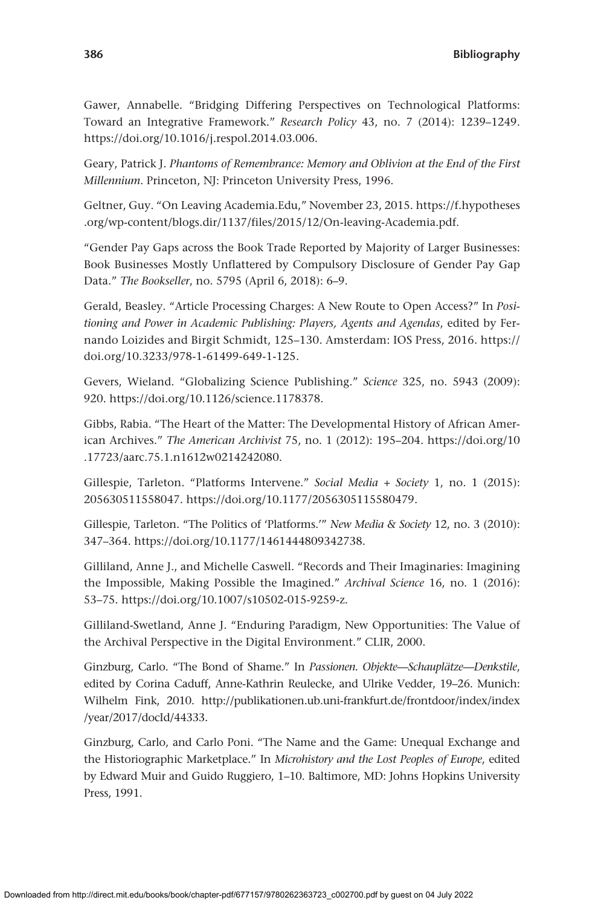Gawer, Annabelle. "Bridging Differing Perspectives on Technological Platforms: Toward an Integrative Framework." *Research Policy* 43, no. 7 (2014): 1239–1249. https://doi.org/10.1016/j.respol.2014.03.006.

Geary, Patrick J. *Phantoms of Remembrance: Memory and Oblivion at the End of the First Millennium*. Princeton, NJ: Princeton University Press, 1996.

Geltner, Guy. "On Leaving Academia.Edu," November 23, 2015. https://f.hypotheses.org/wp-content/blogs.dir/1137/files/2015/12/On-leaving-Academia.pdf.

"Gender Pay Gaps across the Book Trade Reported by Majority of Larger Businesses: Book Businesses Mostly Unflattered by Compulsory Disclosure of Gender Pay Gap Data." *The Bookseller*, no. 5795 (April 6, 2018): 6–9.

Gerald, Beasley. "Article Processing Charges: A New Route to Open Access?" In *Positioning and Power in Academic Publishing: Players, Agents and Agendas*, edited by Fernando Loizides and Birgit Schmidt, 125–130. Amsterdam: IOS Press, 2016. https://doi.org/10.3233/978-1-61499-649-1-125.

Gevers, Wieland. "Globalizing Science Publishing." *Science* 325, no. 5943 (2009): 920. https://doi.org/10.1126/science.1178378.

Gibbs, Rabia. "The Heart of the Matter: The Developmental History of African American Archives." *The American Archivist* 75, no. 1 (2012): 195–204. https://doi.org/10.17723/aarc.75.1.n1612w0214242080.

Gillespie, Tarleton. "Platforms Intervene." *Social Media + Society* 1, no. 1 (2015): 205630511558047. https://doi.org/10.1177/2056305115580479.

Gillespie, Tarleton. "The Politics of 'Platforms.'" *New Media & Society* 12, no. 3 (2010): 347–364. https://doi.org/10.1177/1461444809342738.

Gilliland, Anne J., and Michelle Caswell. "Records and Their Imaginaries: Imagining the Impossible, Making Possible the Imagined." *Archival Science* 16, no. 1 (2016): 53–75. https://doi.org/10.1007/s10502-015-9259-z.

Gilliland-Swetland, Anne J. "Enduring Paradigm, New Opportunities: The Value of the Archival Perspective in the Digital Environment." CLIR, 2000.

Ginzburg, Carlo. "The Bond of Shame." In *Passionen. Objekte—Schauplätze—Denkstile*, edited by Corina Caduff, Anne-Kathrin Reulecke, and Ulrike Vedder, 19–26. Munich: Wilhelm Fink, 2010. http://publikationen.ub.uni-frankfurt.de/frontdoor/index/index/year/2017/docId/44333.

Ginzburg, Carlo, and Carlo Poni. "The Name and the Game: Unequal Exchange and the Historiographic Marketplace." In *Microhistory and the Lost Peoples of Europe*, edited by Edward Muir and Guido Ruggiero, 1–10. Baltimore, MD: Johns Hopkins University Press, 1991.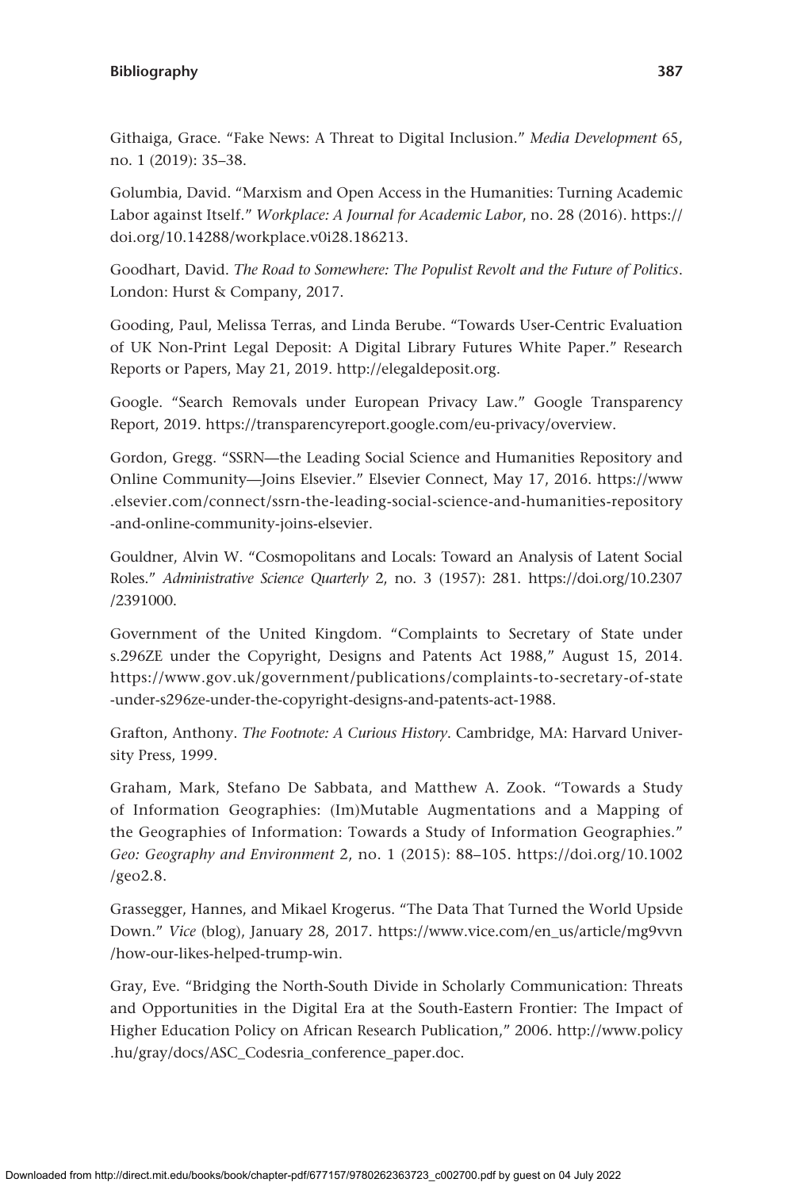Githaiga, Grace. "Fake News: A Threat to Digital Inclusion." *Media Development* 65, no. 1 (2019): 35–38.

Golumbia, David. "Marxism and Open Access in the Humanities: Turning Academic Labor against Itself." *Workplace: A Journal for Academic Labor*, no. 28 (2016). https://doi.org/10.14288/workplace.v0i28.186213.

Goodhart, David. *The Road to Somewhere: The Populist Revolt and the Future of Politics*. London: Hurst & Company, 2017.

Gooding, Paul, Melissa Terras, and Linda Berube. "Towards User-Centric Evaluation of UK Non-Print Legal Deposit: A Digital Library Futures White Paper." Research Reports or Papers, May 21, 2019. http://elegaldeposit.org.

Google. "Search Removals under European Privacy Law." Google Transparency Report, 2019. https://transparencyreport.google.com/eu-privacy/overview.

Gordon, Gregg. "SSRN—the Leading Social Science and Humanities Repository and Online Community—Joins Elsevier." Elsevier Connect, May 17, 2016. https://www.elsevier.com/connect/ssrn-the-leading-social-science-and-humanities-repository-and-online-community-joins-elsevier.

Gouldner, Alvin W. "Cosmopolitans and Locals: Toward an Analysis of Latent Social Roles." *Administrative Science Quarterly* 2, no. 3 (1957): 281. https://doi.org/10.2307/2391000.

Government of the United Kingdom. "Complaints to Secretary of State under s.296ZE under the Copyright, Designs and Patents Act 1988," August 15, 2014. https://www.gov.uk/government/publications/complaints-to-secretary-of-state-under-s296ze-under-the-copyright-designs-and-patents-act-1988.

Grafton, Anthony. *The Footnote: A Curious History*. Cambridge, MA: Harvard University Press, 1999.

Graham, Mark, Stefano De Sabbata, and Matthew A. Zook. "Towards a Study of Information Geographies: (Im)Mutable Augmentations and a Mapping of the Geographies of Information: Towards a Study of Information Geographies." *Geo: Geography and Environment* 2, no. 1 (2015): 88–105. https://doi.org/10.1002/geo2.8.

Grassegger, Hannes, and Mikael Krogerus. "The Data That Turned the World Upside Down." *Vice* (blog), January 28, 2017. https://www.vice.com/en_us/article/mg9vvn/how-our-likes-helped-trump-win.

Gray, Eve. "Bridging the North-South Divide in Scholarly Communication: Threats and Opportunities in the Digital Era at the South-Eastern Frontier: The Impact of Higher Education Policy on African Research Publication," 2006. http://www.policy.hu/gray/docs/ASC_Codesria_conference_paper.doc.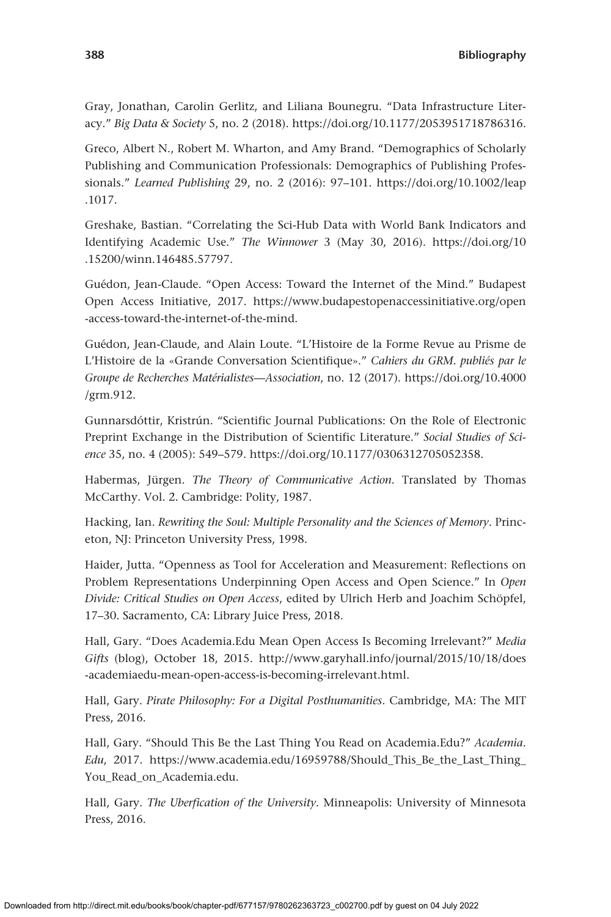Gray, Jonathan, Carolin Gerlitz, and Liliana Bounegru. “Data Infrastructure Literacy.” *Big Data & Society* 5, no. 2 (2018). https://doi.org/10.1177/2053951718786316.

Greco, Albert N., Robert M. Wharton, and Amy Brand. “Demographics of Scholarly Publishing and Communication Professionals: Demographics of Publishing Professionals.” *Learned Publishing* 29, no. 2 (2016): 97–101. https://doi.org/10.1002/leap.1017.

Greshake, Bastian. “Correlating the Sci-Hub Data with World Bank Indicators and Identifying Academic Use.” *The Winnower* 3 (May 30, 2016). https://doi.org/10.15200/winn.146485.57797.

Guédon, Jean-Claude. “Open Access: Toward the Internet of the Mind.” Budapest Open Access Initiative, 2017. https://www.budapestopenaccessinitiative.org/open-access-toward-the-internet-of-the-mind.

Guédon, Jean-Claude, and Alain Loute. “L’Histoire de la Forme Revue au Prisme de L’Histoire de la «Grande Conversation Scientifique».” *Cahiers du GRM. publiés par le Groupe de Recherches Matérialistes—Association*, no. 12 (2017). https://doi.org/10.4000/grm.912.

Gunnarsdóttir, Kristrún. “Scientific Journal Publications: On the Role of Electronic Preprint Exchange in the Distribution of Scientific Literature.” *Social Studies of Science* 35, no. 4 (2005): 549–579. https://doi.org/10.1177/0306312705052358.

Habermas, Jürgen. *The Theory of Communicative Action*. Translated by Thomas McCarthy. Vol. 2. Cambridge: Polity, 1987.

Hacking, Ian. *Rewriting the Soul: Multiple Personality and the Sciences of Memory*. Princeton, NJ: Princeton University Press, 1998.

Haider, Jutta. “Openness as Tool for Acceleration and Measurement: Reflections on Problem Representations Underpinning Open Access and Open Science.” In *Open Divide: Critical Studies on Open Access*, edited by Ulrich Herb and Joachim Schöpfel, 17–30. Sacramento, CA: Library Juice Press, 2018.

Hall, Gary. “Does Academia.Edu Mean Open Access Is Becoming Irrelevant?” *Media Gifts* (blog), October 18, 2015. http://www.garyhall.info/journal/2015/10/18/does-academiaedu-mean-open-access-is-becoming-irrelevant.html.

Hall, Gary. *Pirate Philosophy: For a Digital Posthumanities*. Cambridge, MA: The MIT Press, 2016.

Hall, Gary. “Should This Be the Last Thing You Read on Academia.Edu?” *Academia.Edu*, 2017. https://www.academia.edu/16959788/Should_This_Be_the_Last_Thing_You_Read_on_Academia.edu.

Hall, Gary. *The Uberfication of the University*. Minneapolis: University of Minnesota Press, 2016.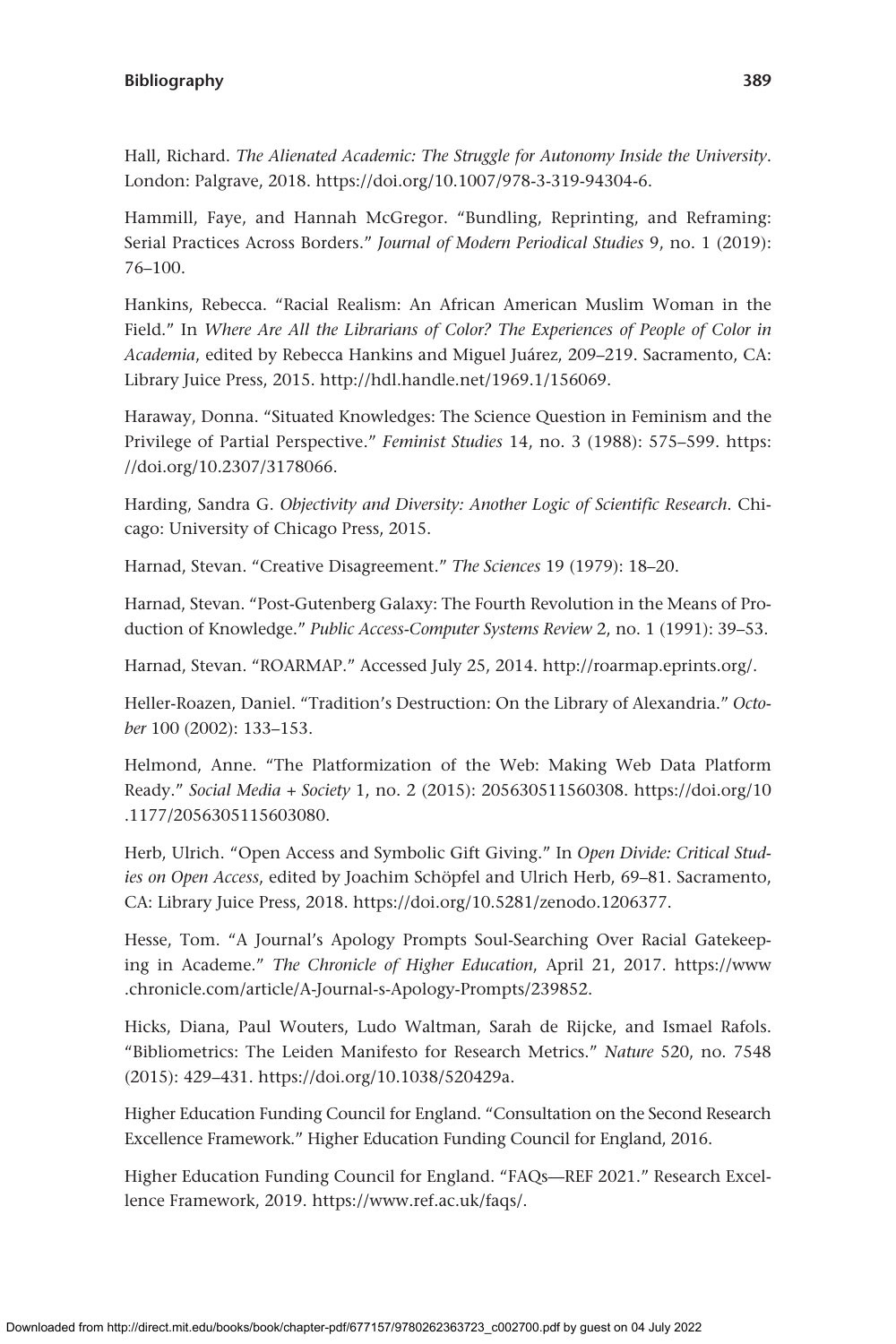Hall, Richard. *The Alienated Academic: The Struggle for Autonomy Inside the University*. London: Palgrave, 2018. https://doi.org/10.1007/978-3-319-94304-6.

Hammill, Faye, and Hannah McGregor. "Bundling, Reprinting, and Reframing: Serial Practices Across Borders." *Journal of Modern Periodical Studies* 9, no. 1 (2019): 76–100.

Hankins, Rebecca. "Racial Realism: An African American Muslim Woman in the Field." In *Where Are All the Librarians of Color? The Experiences of People of Color in Academia*, edited by Rebecca Hankins and Miguel Juárez, 209–219. Sacramento, CA: Library Juice Press, 2015. http://hdl.handle.net/1969.1/156069.

Haraway, Donna. "Situated Knowledges: The Science Question in Feminism and the Privilege of Partial Perspective." *Feminist Studies* 14, no. 3 (1988): 575–599. https://doi.org/10.2307/3178066.

Harding, Sandra G. *Objectivity and Diversity: Another Logic of Scientific Research*. Chicago: University of Chicago Press, 2015.

Harnad, Stevan. "Creative Disagreement." *The Sciences* 19 (1979): 18–20.

Harnad, Stevan. "Post-Gutenberg Galaxy: The Fourth Revolution in the Means of Production of Knowledge." *Public Access-Computer Systems Review* 2, no. 1 (1991): 39–53.

Harnad, Stevan. "ROARMAP." Accessed July 25, 2014. http://roarmap.eprints.org/.

Heller-Roazen, Daniel. "Tradition's Destruction: On the Library of Alexandria." *October* 100 (2002): 133–153.

Helmond, Anne. "The Platformization of the Web: Making Web Data Platform Ready." *Social Media + Society* 1, no. 2 (2015): 205630511560308. https://doi.org/10.1177/2056305115603080.

Herb, Ulrich. "Open Access and Symbolic Gift Giving." In *Open Divide: Critical Studies on Open Access*, edited by Joachim Schöpfel and Ulrich Herb, 69–81. Sacramento, CA: Library Juice Press, 2018. https://doi.org/10.5281/zenodo.1206377.

Hesse, Tom. "A Journal's Apology Prompts Soul-Searching Over Racial Gatekeeping in Academe." *The Chronicle of Higher Education*, April 21, 2017. https://www.chronicle.com/article/A-Journal-s-Apology-Prompts/239852.

Hicks, Diana, Paul Wouters, Ludo Waltman, Sarah de Rijcke, and Ismael Rafols. "Bibliometrics: The Leiden Manifesto for Research Metrics." *Nature* 520, no. 7548 (2015): 429–431. https://doi.org/10.1038/520429a.

Higher Education Funding Council for England. "Consultation on the Second Research Excellence Framework." Higher Education Funding Council for England, 2016.

Higher Education Funding Council for England. "FAQs—REF 2021." Research Excellence Framework, 2019. https://www.ref.ac.uk/faqs/.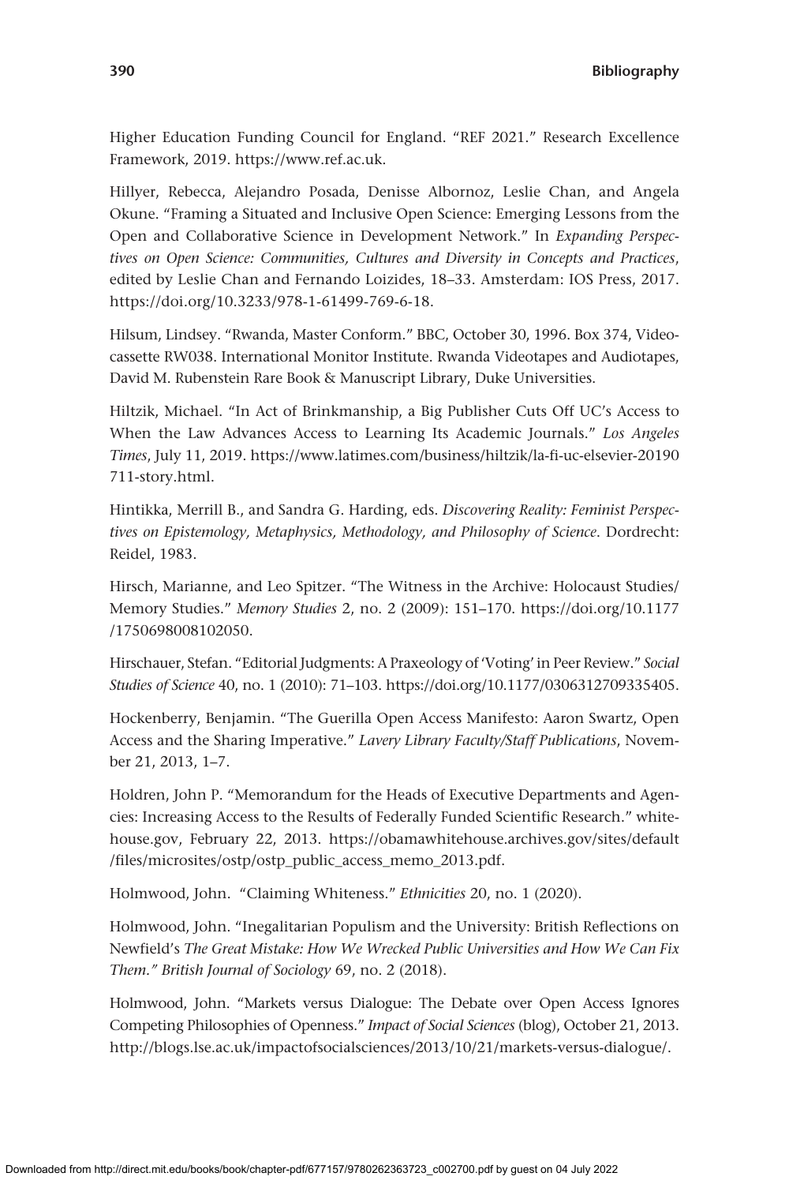Higher Education Funding Council for England. "REF 2021." Research Excellence Framework, 2019. https://www.ref.ac.uk.

Hillyer, Rebecca, Alejandro Posada, Denisse Albornoz, Leslie Chan, and Angela Okune. "Framing a Situated and Inclusive Open Science: Emerging Lessons from the Open and Collaborative Science in Development Network." In *Expanding Perspectives on Open Science: Communities, Cultures and Diversity in Concepts and Practices*, edited by Leslie Chan and Fernando Loizides, 18–33. Amsterdam: IOS Press, 2017. https://doi.org/10.3233/978-1-61499-769-6-18.

Hilsum, Lindsey. "Rwanda, Master Conform." BBC, October 30, 1996. Box 374, Videocassette RW038. International Monitor Institute. Rwanda Videotapes and Audiotapes, David M. Rubenstein Rare Book & Manuscript Library, Duke Universities.

Hiltzik, Michael. "In Act of Brinkmanship, a Big Publisher Cuts Off UC's Access to When the Law Advances Access to Learning Its Academic Journals." *Los Angeles Times*, July 11, 2019. https://www.latimes.com/business/hiltzik/la-fi-uc-elsevier-20190711-story.html.

Hintikka, Merrill B., and Sandra G. Harding, eds. *Discovering Reality: Feminist Perspectives on Epistemology, Metaphysics, Methodology, and Philosophy of Science*. Dordrecht: Reidel, 1983.

Hirsch, Marianne, and Leo Spitzer. "The Witness in the Archive: Holocaust Studies/Memory Studies." *Memory Studies* 2, no. 2 (2009): 151–170. https://doi.org/10.1177/1750698008102050.

Hirschauer, Stefan. "Editorial Judgments: A Praxeology of 'Voting' in Peer Review." *Social Studies of Science* 40, no. 1 (2010): 71–103. https://doi.org/10.1177/0306312709335405.

Hockenberry, Benjamin. "The Guerilla Open Access Manifesto: Aaron Swartz, Open Access and the Sharing Imperative." *Lavery Library Faculty/Staff Publications*, November 21, 2013, 1–7.

Holdren, John P. "Memorandum for the Heads of Executive Departments and Agencies: Increasing Access to the Results of Federally Funded Scientific Research." whitehouse.gov, February 22, 2013. https://obamawhitehouse.archives.gov/sites/default/files/microsites/ostp/ostp_public_access_memo_2013.pdf.

Holmwood, John. "Claiming Whiteness." *Ethnicities* 20, no. 1 (2020).

Holmwood, John. "Inegalitarian Populism and the University: British Reflections on Newfield's *The Great Mistake: How We Wrecked Public Universities and How We Can Fix Them." British Journal of Sociology* 69, no. 2 (2018).

Holmwood, John. "Markets versus Dialogue: The Debate over Open Access Ignores Competing Philosophies of Openness." *Impact of Social Sciences* (blog), October 21, 2013. http://blogs.lse.ac.uk/impactofsocialsciences/2013/10/21/markets-versus-dialogue/.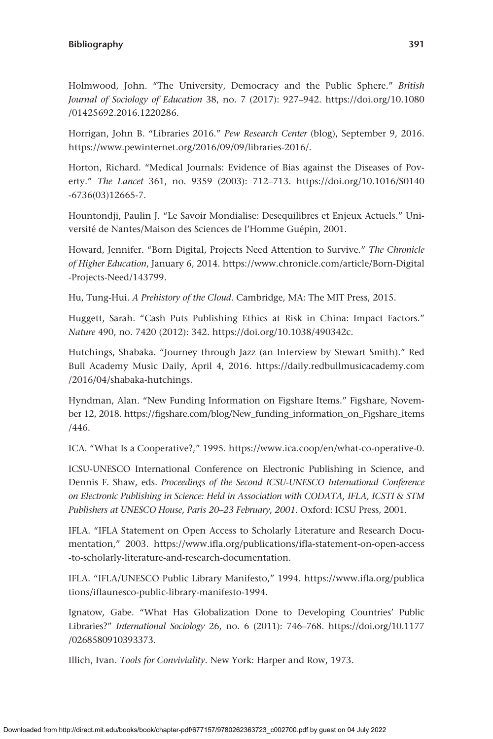Holmwood, John. “The University, Democracy and the Public Sphere.” *British Journal of Sociology of Education* 38, no. 7 (2017): 927–942. https://doi.org/10.1080/01425692.2016.1220286.

Horrigan, John B. “Libraries 2016.” *Pew Research Center* (blog), September 9, 2016. https://www.pewinternet.org/2016/09/09/libraries-2016/.

Horton, Richard. “Medical Journals: Evidence of Bias against the Diseases of Poverty.” *The Lancet* 361, no. 9359 (2003): 712–713. https://doi.org/10.1016/S0140-6736(03)12665-7.

Hountondji, Paulin J. “Le Savoir Mondialise: Desequilibres et Enjeux Actuels.” Université de Nantes/Maison des Sciences de l’Homme Guépin, 2001.

Howard, Jennifer. “Born Digital, Projects Need Attention to Survive.” *The Chronicle of Higher Education*, January 6, 2014. https://www.chronicle.com/article/Born-Digital-Projects-Need/143799.

Hu, Tung-Hui. *A Prehistory of the Cloud*. Cambridge, MA: The MIT Press, 2015.

Huggett, Sarah. “Cash Puts Publishing Ethics at Risk in China: Impact Factors.” *Nature* 490, no. 7420 (2012): 342. https://doi.org/10.1038/490342c.

Hutchings, Shabaka. “Journey through Jazz (an Interview by Stewart Smith).” Red Bull Academy Music Daily, April 4, 2016. https://daily.redbullmusicacademy.com/2016/04/shabaka-hutchings.

Hyndman, Alan. “New Funding Information on Figshare Items.” Figshare, November 12, 2018. https://figshare.com/blog/New_funding_information_on_Figshare_items/446.

ICA. “What Is a Cooperative?,” 1995. https://www.ica.coop/en/what-co-operative-0.

ICSU-UNESCO International Conference on Electronic Publishing in Science, and Dennis F. Shaw, eds. *Proceedings of the Second ICSU-UNESCO International Conference on Electronic Publishing in Science: Held in Association with CODATA, IFLA, ICSTI & STM Publishers at UNESCO House, Paris 20–23 February, 2001*. Oxford: ICSU Press, 2001.

IFLA. “IFLA Statement on Open Access to Scholarly Literature and Research Documentation,” 2003. https://www.ifla.org/publications/ifla-statement-on-open-access-to-scholarly-literature-and-research-documentation.

IFLA. “IFLA/UNESCO Public Library Manifesto,” 1994. https://www.ifla.org/publications/iflaunesco-public-library-manifesto-1994.

Ignatow, Gabe. “What Has Globalization Done to Developing Countries’ Public Libraries?” *International Sociology* 26, no. 6 (2011): 746–768. https://doi.org/10.1177/0268580910393373.

Illich, Ivan. *Tools for Conviviality*. New York: Harper and Row, 1973.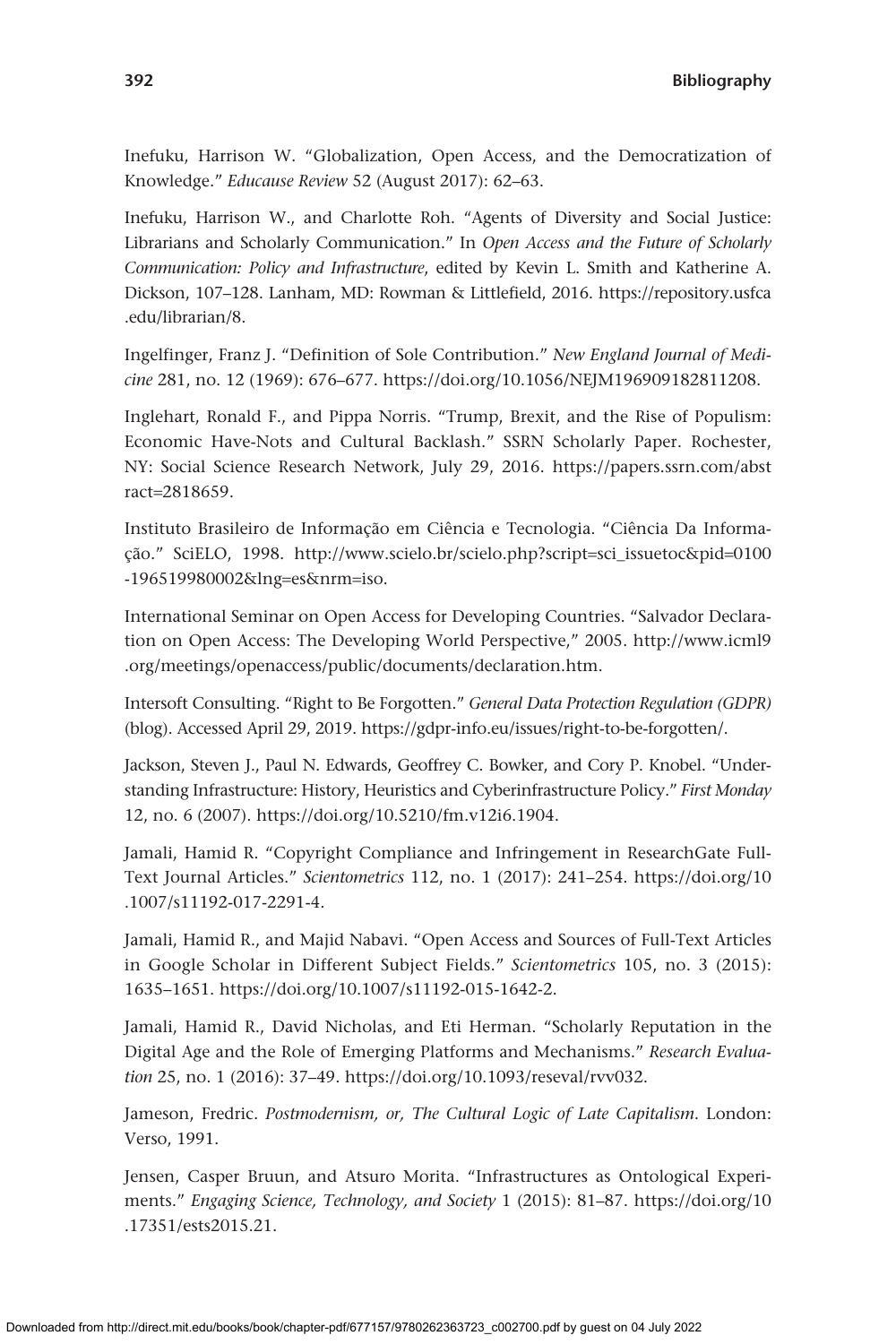Inefuku, Harrison W. "Globalization, Open Access, and the Democratization of Knowledge." *Educause Review* 52 (August 2017): 62–63.

Inefuku, Harrison W., and Charlotte Roh. "Agents of Diversity and Social Justice: Librarians and Scholarly Communication." In *Open Access and the Future of Scholarly Communication: Policy and Infrastructure*, edited by Kevin L. Smith and Katherine A. Dickson, 107–128. Lanham, MD: Rowman & Littlefield, 2016. https://repository.usfca.edu/librarian/8.

Ingelfinger, Franz J. "Definition of Sole Contribution." *New England Journal of Medicine* 281, no. 12 (1969): 676–677. https://doi.org/10.1056/NEJM196909182811208.

Inglehart, Ronald F., and Pippa Norris. "Trump, Brexit, and the Rise of Populism: Economic Have-Nots and Cultural Backlash." SSRN Scholarly Paper. Rochester, NY: Social Science Research Network, July 29, 2016. https://papers.ssrn.com/abstract=2818659.

Instituto Brasileiro de Informação em Ciência e Tecnologia. "Ciência Da Informação." SciELO, 1998. http://www.scielo.br/scielo.php?script=sci_issuetoc&pid=0100-196519980002&lng=es&nrm=iso.

International Seminar on Open Access for Developing Countries. "Salvador Declaration on Open Access: The Developing World Perspective," 2005. http://www.icml9.org/meetings/openaccess/public/documents/declaration.htm.

Intersoft Consulting. "Right to Be Forgotten." *General Data Protection Regulation (GDPR)* (blog). Accessed April 29, 2019. https://gdpr-info.eu/issues/right-to-be-forgotten/.

Jackson, Steven J., Paul N. Edwards, Geoffrey C. Bowker, and Cory P. Knobel. "Understanding Infrastructure: History, Heuristics and Cyberinfrastructure Policy." *First Monday* 12, no. 6 (2007). https://doi.org/10.5210/fm.v12i6.1904.

Jamali, Hamid R. "Copyright Compliance and Infringement in ResearchGate Full-Text Journal Articles." *Scientometrics* 112, no. 1 (2017): 241–254. https://doi.org/10.1007/s11192-017-2291-4.

Jamali, Hamid R., and Majid Nabavi. "Open Access and Sources of Full-Text Articles in Google Scholar in Different Subject Fields." *Scientometrics* 105, no. 3 (2015): 1635–1651. https://doi.org/10.1007/s11192-015-1642-2.

Jamali, Hamid R., David Nicholas, and Eti Herman. "Scholarly Reputation in the Digital Age and the Role of Emerging Platforms and Mechanisms." *Research Evaluation* 25, no. 1 (2016): 37–49. https://doi.org/10.1093/reseval/rvv032.

Jameson, Fredric. *Postmodernism, or, The Cultural Logic of Late Capitalism*. London: Verso, 1991.

Jensen, Casper Bruun, and Atsuro Morita. "Infrastructures as Ontological Experiments." *Engaging Science, Technology, and Society* 1 (2015): 81–87. https://doi.org/10.17351/ests2015.21.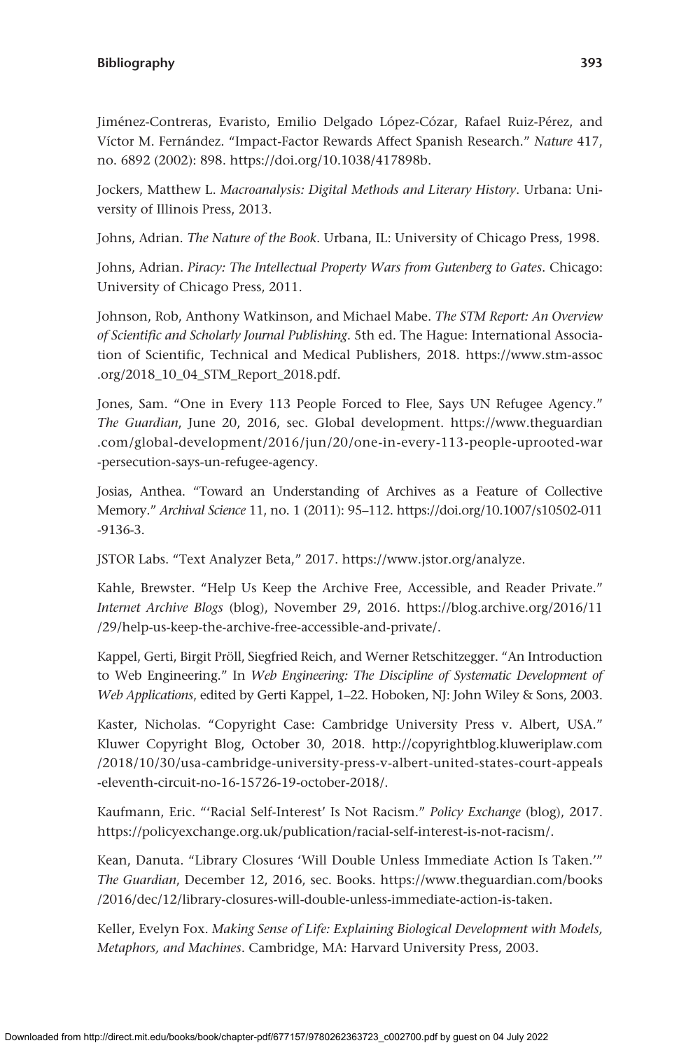Jiménez-Contreras, Evaristo, Emilio Delgado López-Cózar, Rafael Ruiz-Pérez, and Víctor M. Fernández. "Impact-Factor Rewards Affect Spanish Research." *Nature* 417, no. 6892 (2002): 898. https://doi.org/10.1038/417898b.

Jockers, Matthew L. *Macroanalysis: Digital Methods and Literary History*. Urbana: University of Illinois Press, 2013.

Johns, Adrian. *The Nature of the Book*. Urbana, IL: University of Chicago Press, 1998.

Johns, Adrian. *Piracy: The Intellectual Property Wars from Gutenberg to Gates*. Chicago: University of Chicago Press, 2011.

Johnson, Rob, Anthony Watkinson, and Michael Mabe. *The STM Report: An Overview of Scientific and Scholarly Journal Publishing*. 5th ed. The Hague: International Association of Scientific, Technical and Medical Publishers, 2018. https://www.stm-assoc.org/2018_10_04_STM_Report_2018.pdf.

Jones, Sam. "One in Every 113 People Forced to Flee, Says UN Refugee Agency." *The Guardian*, June 20, 2016, sec. Global development. https://www.theguardian.com/global-development/2016/jun/20/one-in-every-113-people-uprooted-war-persecution-says-un-refugee-agency.

Josias, Anthea. "Toward an Understanding of Archives as a Feature of Collective Memory." *Archival Science* 11, no. 1 (2011): 95–112. https://doi.org/10.1007/s10502-011-9136-3.

JSTOR Labs. "Text Analyzer Beta," 2017. https://www.jstor.org/analyze.

Kahle, Brewster. "Help Us Keep the Archive Free, Accessible, and Reader Private." *Internet Archive Blogs* (blog), November 29, 2016. https://blog.archive.org/2016/11/29/help-us-keep-the-archive-free-accessible-and-private/.

Kappel, Gerti, Birgit Pröll, Siegfried Reich, and Werner Retschitzegger. "An Introduction to Web Engineering." In *Web Engineering: The Discipline of Systematic Development of Web Applications*, edited by Gerti Kappel, 1–22. Hoboken, NJ: John Wiley & Sons, 2003.

Kaster, Nicholas. "Copyright Case: Cambridge University Press v. Albert, USA." Kluwer Copyright Blog, October 30, 2018. http://copyrightblog.kluweriplaw.com/2018/10/30/usa-cambridge-university-press-v-albert-united-states-court-appeals-eleventh-circuit-no-16-15726-19-october-2018/.

Kaufmann, Eric. "'Racial Self-Interest' Is Not Racism." *Policy Exchange* (blog), 2017. https://policyexchange.org.uk/publication/racial-self-interest-is-not-racism/.

Kean, Danuta. "Library Closures 'Will Double Unless Immediate Action Is Taken.'" *The Guardian*, December 12, 2016, sec. Books. https://www.theguardian.com/books/2016/dec/12/library-closures-will-double-unless-immediate-action-is-taken.

Keller, Evelyn Fox. *Making Sense of Life: Explaining Biological Development with Models, Metaphors, and Machines*. Cambridge, MA: Harvard University Press, 2003.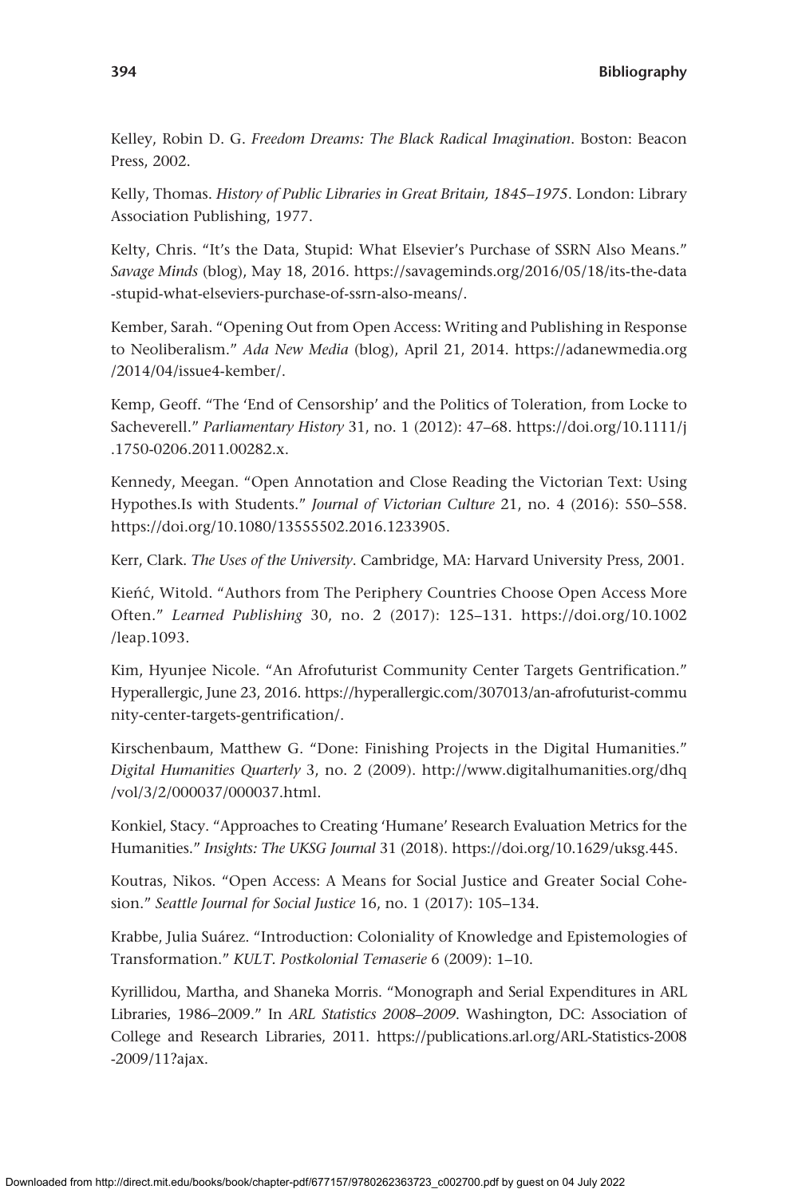Kelley, Robin D. G. *Freedom Dreams: The Black Radical Imagination*. Boston: Beacon Press, 2002.

Kelly, Thomas. *History of Public Libraries in Great Britain, 1845–1975*. London: Library Association Publishing, 1977.

Kelty, Chris. "It's the Data, Stupid: What Elsevier's Purchase of SSRN Also Means." *Savage Minds* (blog), May 18, 2016. https://savageminds.org/2016/05/18/its-the-data-stupid-what-elseviers-purchase-of-ssrn-also-means/.

Kember, Sarah. "Opening Out from Open Access: Writing and Publishing in Response to Neoliberalism." *Ada New Media* (blog), April 21, 2014. https://adanewmedia.org/2014/04/issue4-kember/.

Kemp, Geoff. "The 'End of Censorship' and the Politics of Toleration, from Locke to Sacheverell." *Parliamentary History* 31, no. 1 (2012): 47–68. https://doi.org/10.1111/j.1750-0206.2011.00282.x.

Kennedy, Meegan. "Open Annotation and Close Reading the Victorian Text: Using Hypothes.Is with Students." *Journal of Victorian Culture* 21, no. 4 (2016): 550–558. https://doi.org/10.1080/13555502.2016.1233905.

Kerr, Clark. *The Uses of the University*. Cambridge, MA: Harvard University Press, 2001.

Kieńć, Witold. "Authors from The Periphery Countries Choose Open Access More Often." *Learned Publishing* 30, no. 2 (2017): 125–131. https://doi.org/10.1002/leap.1093.

Kim, Hyunjee Nicole. "An Afrofuturist Community Center Targets Gentrification." Hyperallergic, June 23, 2016. https://hyperallergic.com/307013/an-afrofuturist-community-center-targets-gentrification/.

Kirschenbaum, Matthew G. "Done: Finishing Projects in the Digital Humanities." *Digital Humanities Quarterly* 3, no. 2 (2009). http://www.digitalhumanities.org/dhq/vol/3/2/000037/000037.html.

Konkiel, Stacy. "Approaches to Creating 'Humane' Research Evaluation Metrics for the Humanities." *Insights: The UKSG Journal* 31 (2018). https://doi.org/10.1629/uksg.445.

Koutras, Nikos. "Open Access: A Means for Social Justice and Greater Social Cohesion." *Seattle Journal for Social Justice* 16, no. 1 (2017): 105–134.

Krabbe, Julia Suárez. "Introduction: Coloniality of Knowledge and Epistemologies of Transformation." *KULT. Postkolonial Temaserie* 6 (2009): 1–10.

Kyrillidou, Martha, and Shaneka Morris. "Monograph and Serial Expenditures in ARL Libraries, 1986–2009." In *ARL Statistics 2008–2009*. Washington, DC: Association of College and Research Libraries, 2011. https://publications.arl.org/ARL-Statistics-2008-2009/11?ajax.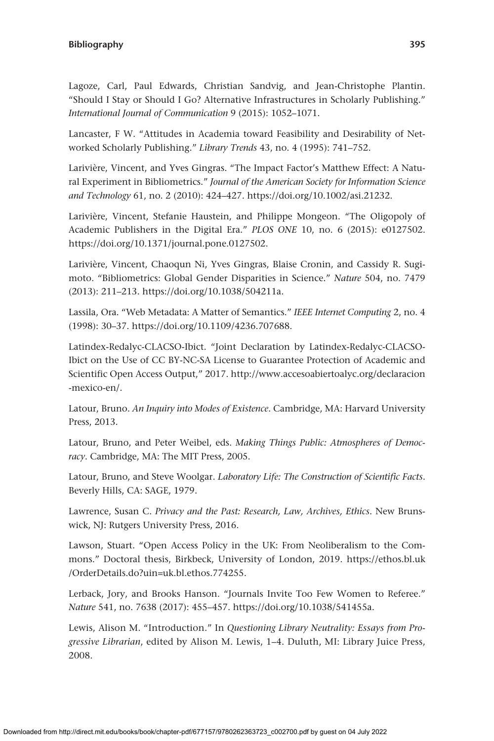Lagoze, Carl, Paul Edwards, Christian Sandvig, and Jean-Christophe Plantin. "Should I Stay or Should I Go? Alternative Infrastructures in Scholarly Publishing." *International Journal of Communication* 9 (2015): 1052–1071.

Lancaster, F W. "Attitudes in Academia toward Feasibility and Desirability of Networked Scholarly Publishing." *Library Trends* 43, no. 4 (1995): 741–752.

Larivière, Vincent, and Yves Gingras. "The Impact Factor's Matthew Effect: A Natural Experiment in Bibliometrics." *Journal of the American Society for Information Science and Technology* 61, no. 2 (2010): 424–427. https://doi.org/10.1002/asi.21232.

Larivière, Vincent, Stefanie Haustein, and Philippe Mongeon. "The Oligopoly of Academic Publishers in the Digital Era." *PLOS ONE* 10, no. 6 (2015): e0127502. https://doi.org/10.1371/journal.pone.0127502.

Larivière, Vincent, Chaoqun Ni, Yves Gingras, Blaise Cronin, and Cassidy R. Sugimoto. "Bibliometrics: Global Gender Disparities in Science." *Nature* 504, no. 7479 (2013): 211–213. https://doi.org/10.1038/504211a.

Lassila, Ora. "Web Metadata: A Matter of Semantics." *IEEE Internet Computing* 2, no. 4 (1998): 30–37. https://doi.org/10.1109/4236.707688.

Latindex-Redalyc-CLACSO-Ibict. "Joint Declaration by Latindex-Redalyc-CLACSO-Ibict on the Use of CC BY-NC-SA License to Guarantee Protection of Academic and Scientific Open Access Output," 2017. http://www.accesoabiertoalyc.org/declaracion-mexico-en/.

Latour, Bruno. *An Inquiry into Modes of Existence*. Cambridge, MA: Harvard University Press, 2013.

Latour, Bruno, and Peter Weibel, eds. *Making Things Public: Atmospheres of Democracy*. Cambridge, MA: The MIT Press, 2005.

Latour, Bruno, and Steve Woolgar. *Laboratory Life: The Construction of Scientific Facts*. Beverly Hills, CA: SAGE, 1979.

Lawrence, Susan C. *Privacy and the Past: Research, Law, Archives, Ethics*. New Brunswick, NJ: Rutgers University Press, 2016.

Lawson, Stuart. "Open Access Policy in the UK: From Neoliberalism to the Commons." Doctoral thesis, Birkbeck, University of London, 2019. https://ethos.bl.uk/OrderDetails.do?uin=uk.bl.ethos.774255.

Lerback, Jory, and Brooks Hanson. "Journals Invite Too Few Women to Referee." *Nature* 541, no. 7638 (2017): 455–457. https://doi.org/10.1038/541455a.

Lewis, Alison M. "Introduction." In *Questioning Library Neutrality: Essays from Progressive Librarian*, edited by Alison M. Lewis, 1–4. Duluth, MI: Library Juice Press, 2008.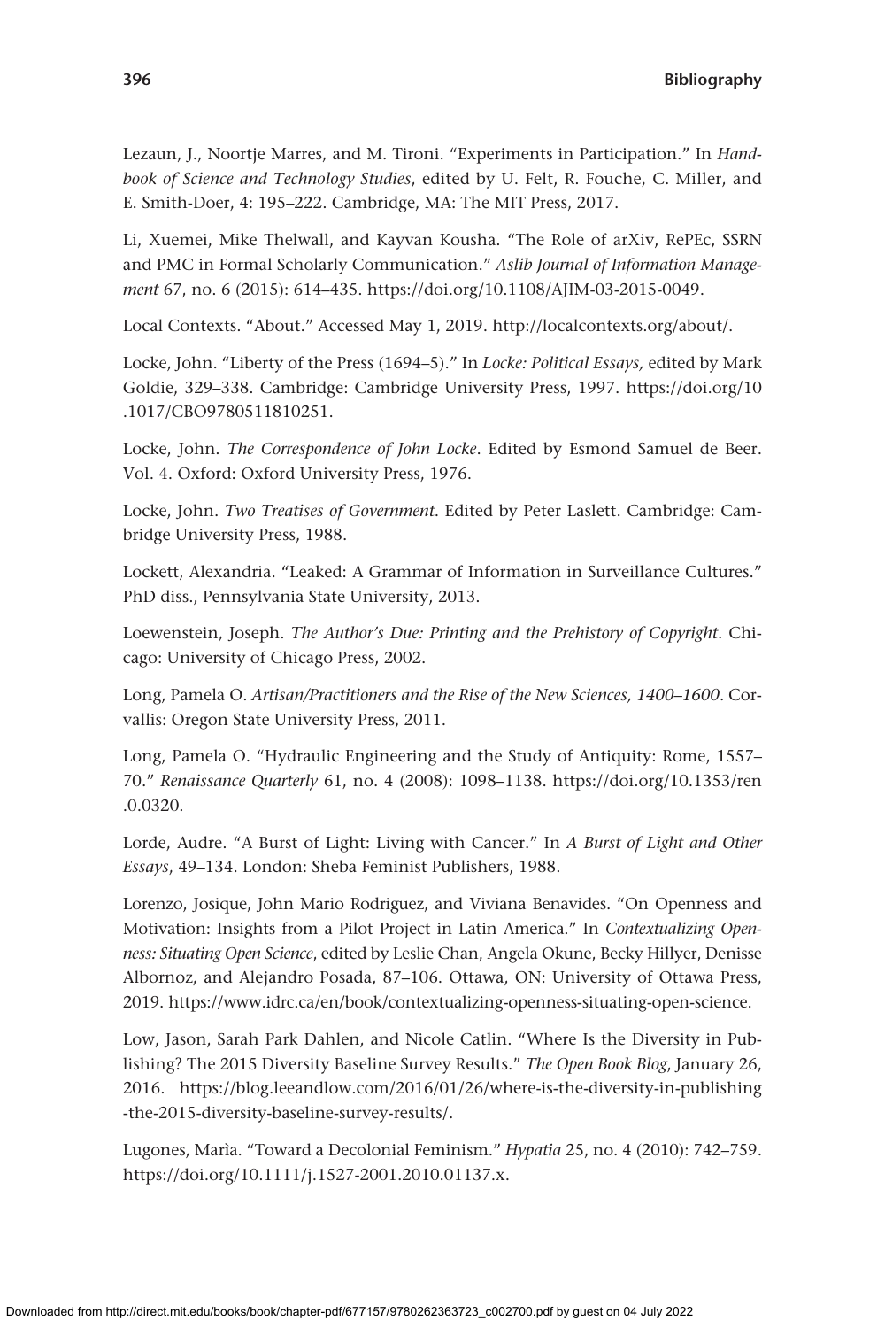Lezaun, J., Noortje Marres, and M. Tironi. "Experiments in Participation." In *Handbook of Science and Technology Studies*, edited by U. Felt, R. Fouche, C. Miller, and E. Smith-Doer, 4: 195–222. Cambridge, MA: The MIT Press, 2017.

Li, Xuemei, Mike Thelwall, and Kayvan Kousha. "The Role of arXiv, RePEc, SSRN and PMC in Formal Scholarly Communication." *Aslib Journal of Information Management* 67, no. 6 (2015): 614–435. https://doi.org/10.1108/AJIM-03-2015-0049.

Local Contexts. "About." Accessed May 1, 2019. http://localcontexts.org/about/.

Locke, John. "Liberty of the Press (1694–5)." In *Locke: Political Essays,* edited by Mark Goldie, 329–338. Cambridge: Cambridge University Press, 1997. https://doi.org/10.1017/CBO9780511810251.

Locke, John. *The Correspondence of John Locke*. Edited by Esmond Samuel de Beer. Vol. 4. Oxford: Oxford University Press, 1976.

Locke, John. *Two Treatises of Government*. Edited by Peter Laslett. Cambridge: Cambridge University Press, 1988.

Lockett, Alexandria. "Leaked: A Grammar of Information in Surveillance Cultures." PhD diss., Pennsylvania State University, 2013.

Loewenstein, Joseph. *The Author's Due: Printing and the Prehistory of Copyright*. Chicago: University of Chicago Press, 2002.

Long, Pamela O. *Artisan/Practitioners and the Rise of the New Sciences, 1400–1600*. Corvallis: Oregon State University Press, 2011.

Long, Pamela O. "Hydraulic Engineering and the Study of Antiquity: Rome, 1557–70." *Renaissance Quarterly* 61, no. 4 (2008): 1098–1138. https://doi.org/10.1353/ren.0.0320.

Lorde, Audre. "A Burst of Light: Living with Cancer." In *A Burst of Light and Other Essays*, 49–134. London: Sheba Feminist Publishers, 1988.

Lorenzo, Josique, John Mario Rodriguez, and Viviana Benavides. "On Openness and Motivation: Insights from a Pilot Project in Latin America." In *Contextualizing Openness: Situating Open Science*, edited by Leslie Chan, Angela Okune, Becky Hillyer, Denisse Albornoz, and Alejandro Posada, 87–106. Ottawa, ON: University of Ottawa Press, 2019. https://www.idrc.ca/en/book/contextualizing-openness-situating-open-science.

Low, Jason, Sarah Park Dahlen, and Nicole Catlin. "Where Is the Diversity in Publishing? The 2015 Diversity Baseline Survey Results." *The Open Book Blog*, January 26, 2016. https://blog.leeandlow.com/2016/01/26/where-is-the-diversity-in-publishing-the-2015-diversity-baseline-survey-results/.

Lugones, Marìa. "Toward a Decolonial Feminism." *Hypatia* 25, no. 4 (2010): 742–759. https://doi.org/10.1111/j.1527-2001.2010.01137.x.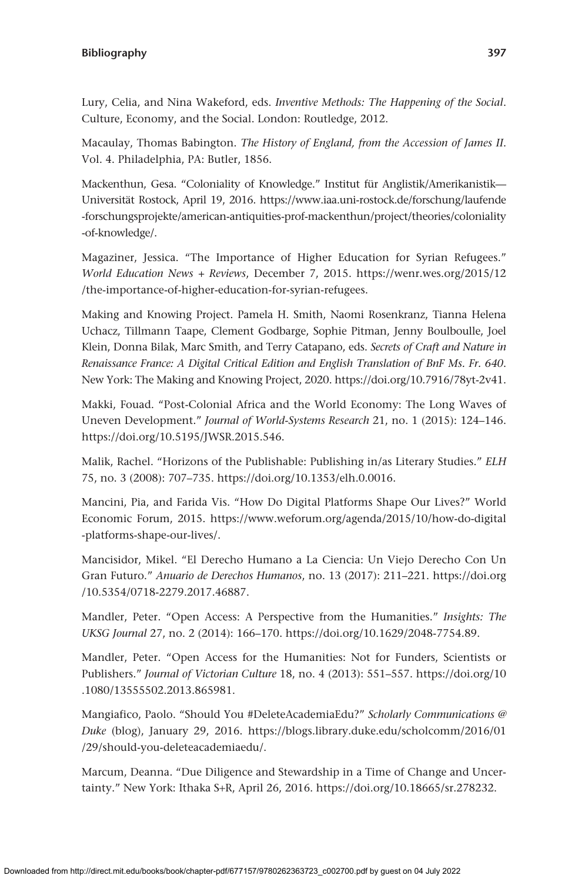Lury, Celia, and Nina Wakeford, eds. *Inventive Methods: The Happening of the Social*. Culture, Economy, and the Social. London: Routledge, 2012.

Macaulay, Thomas Babington. *The History of England, from the Accession of James II*. Vol. 4. Philadelphia, PA: Butler, 1856.

Mackenthun, Gesa. "Coloniality of Knowledge." Institut für Anglistik/Amerikanistik—Universität Rostock, April 19, 2016. https://www.iaa.uni-rostock.de/forschung/laufende-forschungsprojekte/american-antiquities-prof-mackenthun/project/theories/coloniality-of-knowledge/.

Magaziner, Jessica. "The Importance of Higher Education for Syrian Refugees." *World Education News + Reviews*, December 7, 2015. https://wenr.wes.org/2015/12/the-importance-of-higher-education-for-syrian-refugees.

Making and Knowing Project. Pamela H. Smith, Naomi Rosenkranz, Tianna Helena Uchacz, Tillmann Taape, Clement Godbarge, Sophie Pitman, Jenny Boulboulle, Joel Klein, Donna Bilak, Marc Smith, and Terry Catapano, eds. *Secrets of Craft and Nature in Renaissance France: A Digital Critical Edition and English Translation of BnF Ms. Fr. 640*. New York: The Making and Knowing Project, 2020. https://doi.org/10.7916/78yt-2v41.

Makki, Fouad. "Post-Colonial Africa and the World Economy: The Long Waves of Uneven Development." *Journal of World-Systems Research* 21, no. 1 (2015): 124–146. https://doi.org/10.5195/JWSR.2015.546.

Malik, Rachel. "Horizons of the Publishable: Publishing in/as Literary Studies." *ELH* 75, no. 3 (2008): 707–735. https://doi.org/10.1353/elh.0.0016.

Mancini, Pia, and Farida Vis. "How Do Digital Platforms Shape Our Lives?" World Economic Forum, 2015. https://www.weforum.org/agenda/2015/10/how-do-digital-platforms-shape-our-lives/.

Mancisidor, Mikel. "El Derecho Humano a La Ciencia: Un Viejo Derecho Con Un Gran Futuro." *Anuario de Derechos Humanos*, no. 13 (2017): 211–221. https://doi.org/10.5354/0718-2279.2017.46887.

Mandler, Peter. "Open Access: A Perspective from the Humanities." *Insights: The UKSG Journal* 27, no. 2 (2014): 166–170. https://doi.org/10.1629/2048-7754.89.

Mandler, Peter. "Open Access for the Humanities: Not for Funders, Scientists or Publishers." *Journal of Victorian Culture* 18, no. 4 (2013): 551–557. https://doi.org/10.1080/13555502.2013.865981.

Mangiafico, Paolo. "Should You #DeleteAcademiaEdu?" *Scholarly Communications @ Duke* (blog), January 29, 2016. https://blogs.library.duke.edu/scholcomm/2016/01/29/should-you-deleteacademiaedu/.

Marcum, Deanna. "Due Diligence and Stewardship in a Time of Change and Uncertainty." New York: Ithaka S+R, April 26, 2016. https://doi.org/10.18665/sr.278232.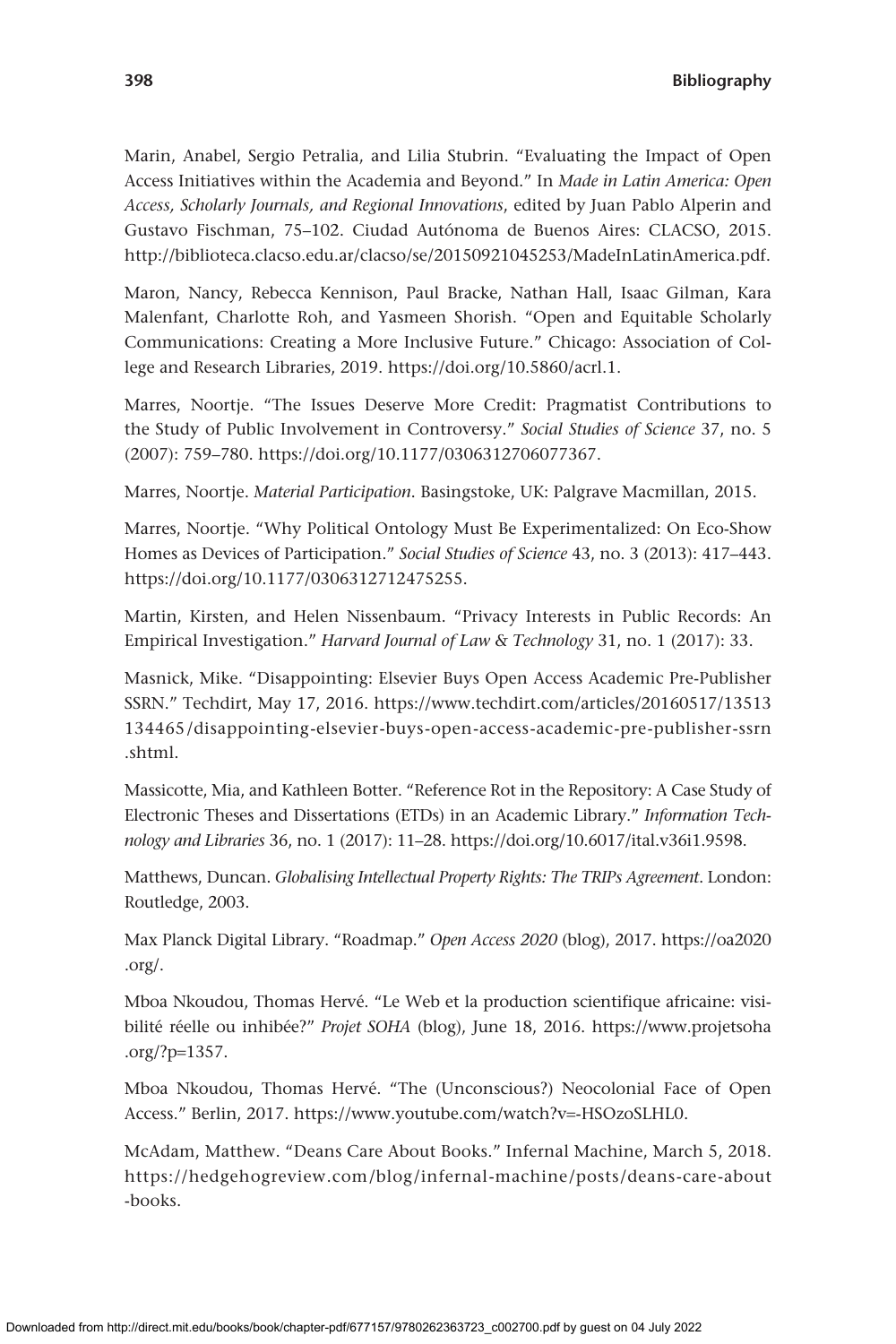Marin, Anabel, Sergio Petralia, and Lilia Stubrin. "Evaluating the Impact of Open Access Initiatives within the Academia and Beyond." In *Made in Latin America: Open Access, Scholarly Journals, and Regional Innovations*, edited by Juan Pablo Alperin and Gustavo Fischman, 75–102. Ciudad Autónoma de Buenos Aires: CLACSO, 2015. http://biblioteca.clacso.edu.ar/clacso/se/20150921045253/MadeInLatinAmerica.pdf.

Maron, Nancy, Rebecca Kennison, Paul Bracke, Nathan Hall, Isaac Gilman, Kara Malenfant, Charlotte Roh, and Yasmeen Shorish. "Open and Equitable Scholarly Communications: Creating a More Inclusive Future." Chicago: Association of College and Research Libraries, 2019. https://doi.org/10.5860/acrl.1.

Marres, Noortje. "The Issues Deserve More Credit: Pragmatist Contributions to the Study of Public Involvement in Controversy." *Social Studies of Science* 37, no. 5 (2007): 759–780. https://doi.org/10.1177/0306312706077367.

Marres, Noortje. *Material Participation*. Basingstoke, UK: Palgrave Macmillan, 2015.

Marres, Noortje. "Why Political Ontology Must Be Experimentalized: On Eco-Show Homes as Devices of Participation." *Social Studies of Science* 43, no. 3 (2013): 417–443. https://doi.org/10.1177/0306312712475255.

Martin, Kirsten, and Helen Nissenbaum. "Privacy Interests in Public Records: An Empirical Investigation." *Harvard Journal of Law & Technology* 31, no. 1 (2017): 33.

Masnick, Mike. "Disappointing: Elsevier Buys Open Access Academic Pre-Publisher SSRN." Techdirt, May 17, 2016. https://www.techdirt.com/articles/20160517/13513134465/disappointing-elsevier-buys-open-access-academic-pre-publisher-ssrn.shtml.

Massicotte, Mia, and Kathleen Botter. "Reference Rot in the Repository: A Case Study of Electronic Theses and Dissertations (ETDs) in an Academic Library." *Information Technology and Libraries* 36, no. 1 (2017): 11–28. https://doi.org/10.6017/ital.v36i1.9598.

Matthews, Duncan. *Globalising Intellectual Property Rights: The TRIPs Agreement*. London: Routledge, 2003.

Max Planck Digital Library. "Roadmap." *Open Access 2020* (blog), 2017. https://oa2020.org/.

Mboa Nkoudou, Thomas Hervé. "Le Web et la production scientifique africaine: visibilité réelle ou inhibée?" *Projet SOHA* (blog), June 18, 2016. https://www.projetsoha.org/?p=1357.

Mboa Nkoudou, Thomas Hervé. "The (Unconscious?) Neocolonial Face of Open Access." Berlin, 2017. https://www.youtube.com/watch?v=-HSOzoSLHL0.

McAdam, Matthew. "Deans Care About Books." Infernal Machine, March 5, 2018. https://hedgehogreview.com/blog/infernal-machine/posts/deans-care-about-books.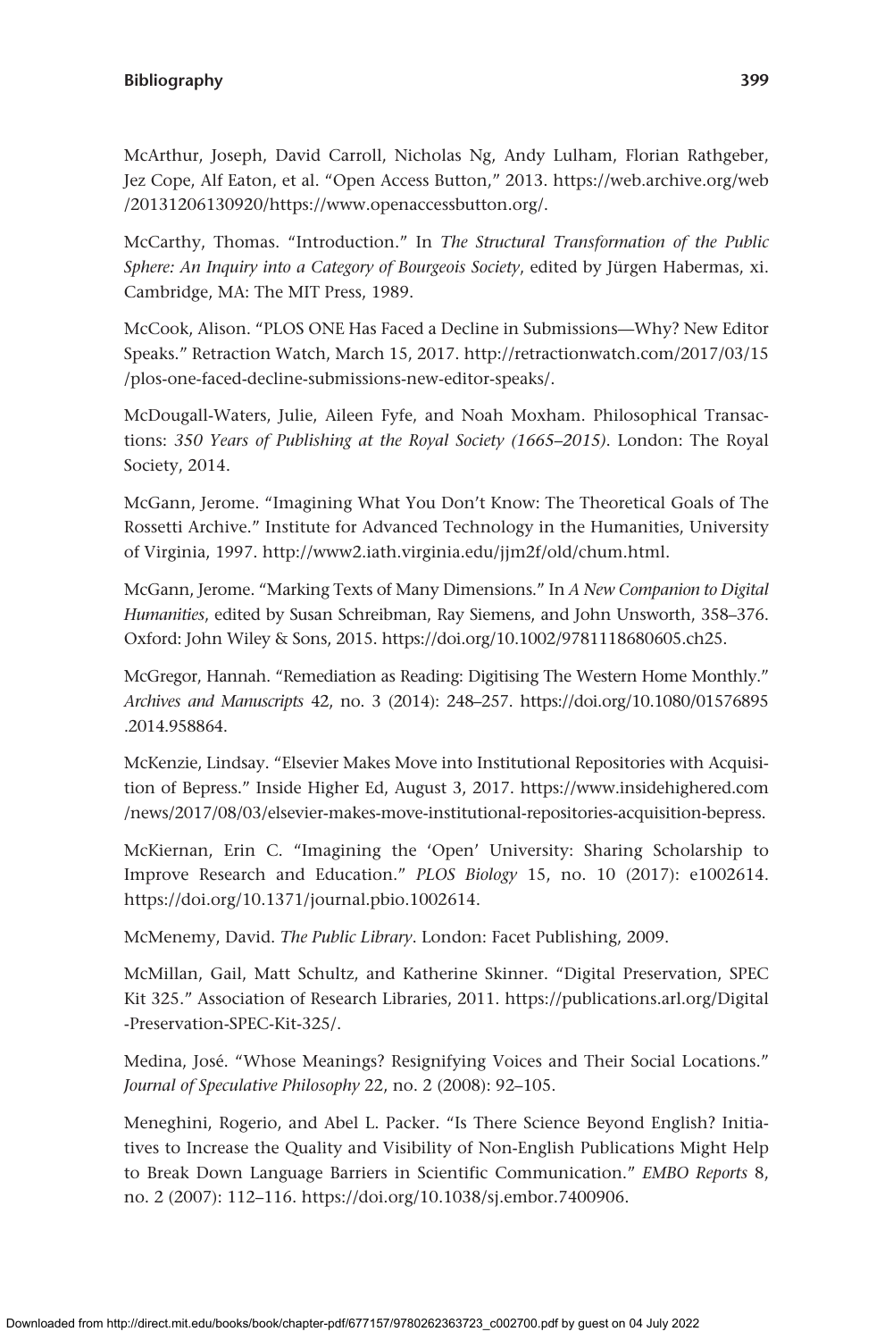McArthur, Joseph, David Carroll, Nicholas Ng, Andy Lulham, Florian Rathgeber, Jez Cope, Alf Eaton, et al. "Open Access Button," 2013. https://web.archive.org/web/20131206130920/https://www.openaccessbutton.org/.

McCarthy, Thomas. "Introduction." In *The Structural Transformation of the Public Sphere: An Inquiry into a Category of Bourgeois Society*, edited by Jürgen Habermas, xi. Cambridge, MA: The MIT Press, 1989.

McCook, Alison. "PLOS ONE Has Faced a Decline in Submissions—Why? New Editor Speaks." Retraction Watch, March 15, 2017. http://retractionwatch.com/2017/03/15/plos-one-faced-decline-submissions-new-editor-speaks/.

McDougall-Waters, Julie, Aileen Fyfe, and Noah Moxham. Philosophical Transactions: *350 Years of Publishing at the Royal Society (1665–2015)*. London: The Royal Society, 2014.

McGann, Jerome. "Imagining What You Don't Know: The Theoretical Goals of The Rossetti Archive." Institute for Advanced Technology in the Humanities, University of Virginia, 1997. http://www2.iath.virginia.edu/jjm2f/old/chum.html.

McGann, Jerome. "Marking Texts of Many Dimensions." In *A New Companion to Digital Humanities*, edited by Susan Schreibman, Ray Siemens, and John Unsworth, 358–376. Oxford: John Wiley & Sons, 2015. https://doi.org/10.1002/9781118680605.ch25.

McGregor, Hannah. "Remediation as Reading: Digitising The Western Home Monthly." *Archives and Manuscripts* 42, no. 3 (2014): 248–257. https://doi.org/10.1080/01576895.2014.958864.

McKenzie, Lindsay. "Elsevier Makes Move into Institutional Repositories with Acquisition of Bepress." Inside Higher Ed, August 3, 2017. https://www.insidehighered.com/news/2017/08/03/elsevier-makes-move-institutional-repositories-acquisition-bepress.

McKiernan, Erin C. "Imagining the 'Open' University: Sharing Scholarship to Improve Research and Education." *PLOS Biology* 15, no. 10 (2017): e1002614. https://doi.org/10.1371/journal.pbio.1002614.

McMenemy, David. *The Public Library*. London: Facet Publishing, 2009.

McMillan, Gail, Matt Schultz, and Katherine Skinner. "Digital Preservation, SPEC Kit 325." Association of Research Libraries, 2011. https://publications.arl.org/Digital-Preservation-SPEC-Kit-325/.

Medina, José. "Whose Meanings? Resignifying Voices and Their Social Locations." *Journal of Speculative Philosophy* 22, no. 2 (2008): 92–105.

Meneghini, Rogerio, and Abel L. Packer. "Is There Science Beyond English? Initiatives to Increase the Quality and Visibility of Non-English Publications Might Help to Break Down Language Barriers in Scientific Communication." *EMBO Reports* 8, no. 2 (2007): 112–116. https://doi.org/10.1038/sj.embor.7400906.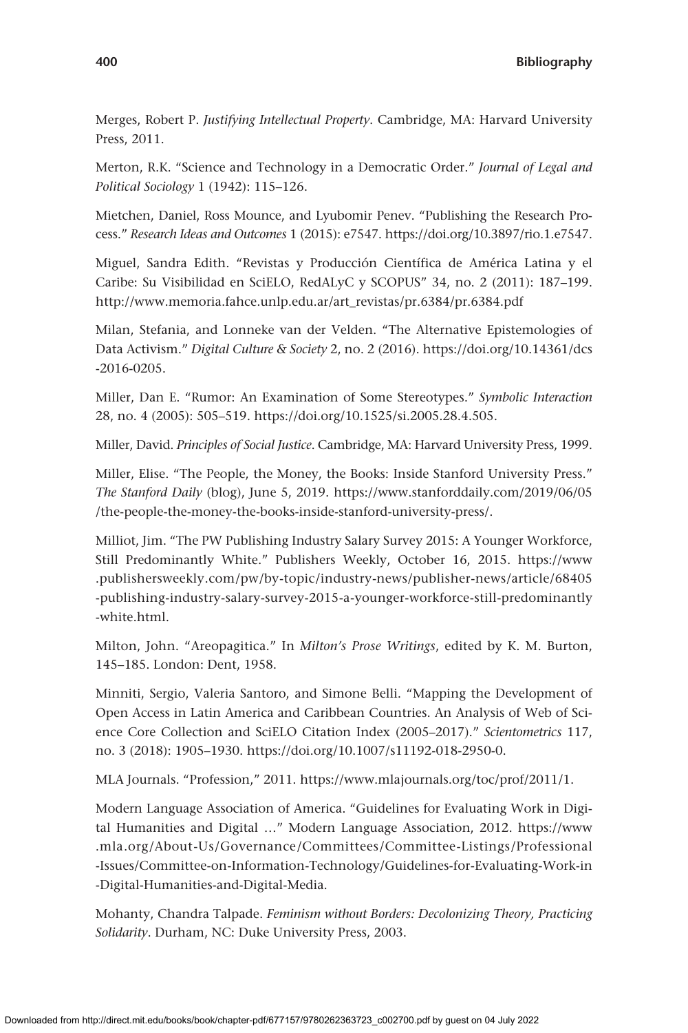Merges, Robert P. *Justifying Intellectual Property*. Cambridge, MA: Harvard University Press, 2011.

Merton, R.K. "Science and Technology in a Democratic Order." *Journal of Legal and Political Sociology* 1 (1942): 115–126.

Mietchen, Daniel, Ross Mounce, and Lyubomir Penev. "Publishing the Research Process." *Research Ideas and Outcomes* 1 (2015): e7547. https://doi.org/10.3897/rio.1.e7547.

Miguel, Sandra Edith. "Revistas y Producción Científica de América Latina y el Caribe: Su Visibilidad en SciELO, RedALyC y SCOPUS" 34, no. 2 (2011): 187–199. http://www.memoria.fahce.unlp.edu.ar/art_revistas/pr.6384/pr.6384.pdf

Milan, Stefania, and Lonneke van der Velden. "The Alternative Epistemologies of Data Activism." *Digital Culture & Society* 2, no. 2 (2016). https://doi.org/10.14361/dcs-2016-0205.

Miller, Dan E. "Rumor: An Examination of Some Stereotypes." *Symbolic Interaction* 28, no. 4 (2005): 505–519. https://doi.org/10.1525/si.2005.28.4.505.

Miller, David. *Principles of Social Justice*. Cambridge, MA: Harvard University Press, 1999.

Miller, Elise. "The People, the Money, the Books: Inside Stanford University Press." *The Stanford Daily* (blog), June 5, 2019. https://www.stanforddaily.com/2019/06/05/the-people-the-money-the-books-inside-stanford-university-press/.

Milliot, Jim. "The PW Publishing Industry Salary Survey 2015: A Younger Workforce, Still Predominantly White." Publishers Weekly, October 16, 2015. https://www.publishersweekly.com/pw/by-topic/industry-news/publisher-news/article/68405-publishing-industry-salary-survey-2015-a-younger-workforce-still-predominantly-white.html.

Milton, John. "Areopagitica." In *Milton's Prose Writings*, edited by K. M. Burton, 145–185. London: Dent, 1958.

Minniti, Sergio, Valeria Santoro, and Simone Belli. "Mapping the Development of Open Access in Latin America and Caribbean Countries. An Analysis of Web of Science Core Collection and SciELO Citation Index (2005–2017)." *Scientometrics* 117, no. 3 (2018): 1905–1930. https://doi.org/10.1007/s11192-018-2950-0.

MLA Journals. "Profession," 2011. https://www.mlajournals.org/toc/prof/2011/1.

Modern Language Association of America. "Guidelines for Evaluating Work in Digital Humanities and Digital …" Modern Language Association, 2012. https://www.mla.org/About-Us/Governance/Committees/Committee-Listings/Professional-Issues/Committee-on-Information-Technology/Guidelines-for-Evaluating-Work-in-Digital-Humanities-and-Digital-Media.

Mohanty, Chandra Talpade. *Feminism without Borders: Decolonizing Theory, Practicing Solidarity*. Durham, NC: Duke University Press, 2003.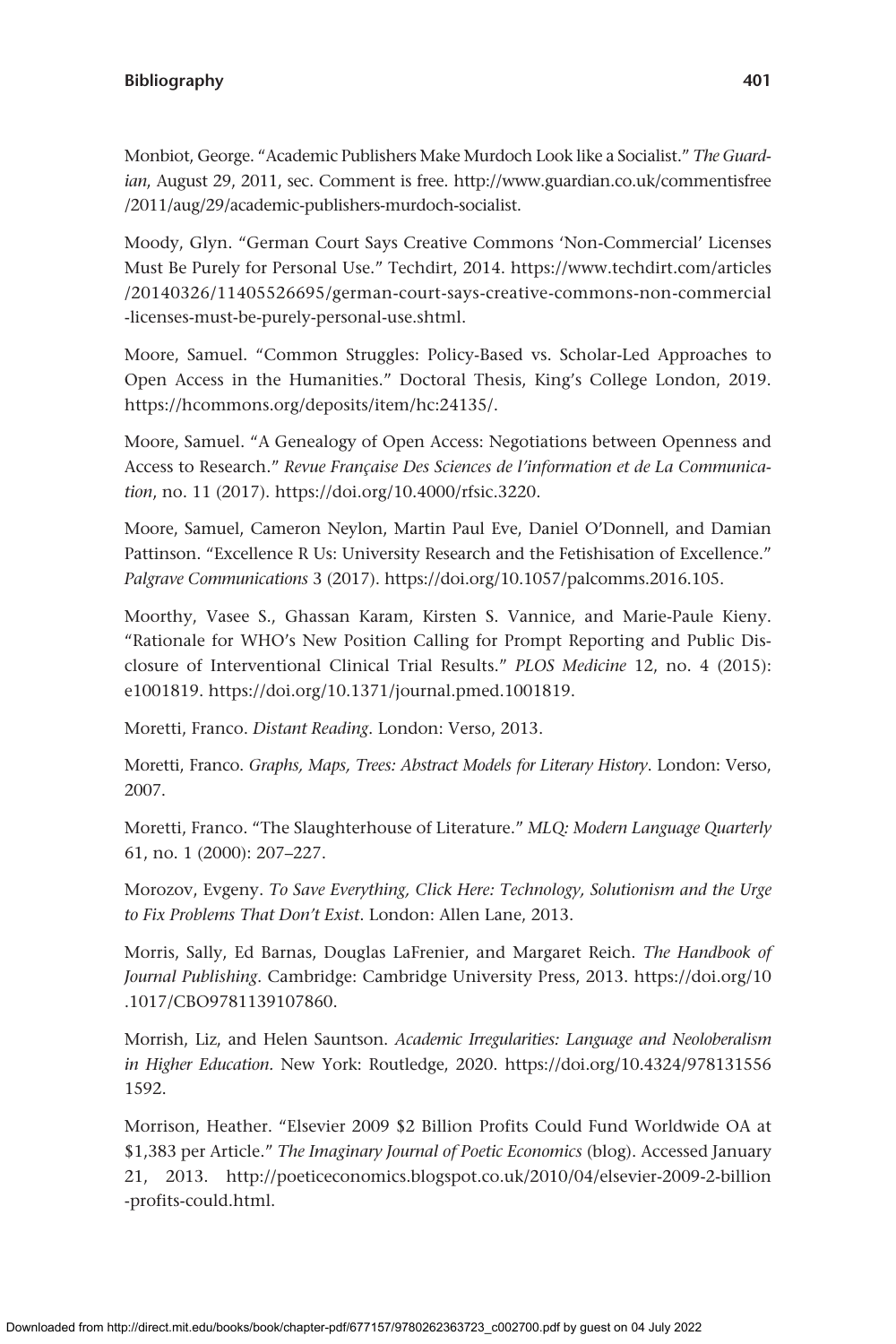Monbiot, George. "Academic Publishers Make Murdoch Look like a Socialist." *The Guardian*, August 29, 2011, sec. Comment is free. http://www.guardian.co.uk/commentisfree/2011/aug/29/academic-publishers-murdoch-socialist.

Moody, Glyn. "German Court Says Creative Commons 'Non-Commercial' Licenses Must Be Purely for Personal Use." Techdirt, 2014. https://www.techdirt.com/articles/20140326/11405526695/german-court-says-creative-commons-non-commercial-licenses-must-be-purely-personal-use.shtml.

Moore, Samuel. "Common Struggles: Policy-Based vs. Scholar-Led Approaches to Open Access in the Humanities." Doctoral Thesis, King's College London, 2019. https://hcommons.org/deposits/item/hc:24135/.

Moore, Samuel. "A Genealogy of Open Access: Negotiations between Openness and Access to Research." *Revue Française Des Sciences de l'information et de La Communication*, no. 11 (2017). https://doi.org/10.4000/rfsic.3220.

Moore, Samuel, Cameron Neylon, Martin Paul Eve, Daniel O'Donnell, and Damian Pattinson. "Excellence R Us: University Research and the Fetishisation of Excellence." *Palgrave Communications* 3 (2017). https://doi.org/10.1057/palcomms.2016.105.

Moorthy, Vasee S., Ghassan Karam, Kirsten S. Vannice, and Marie-Paule Kieny. "Rationale for WHO's New Position Calling for Prompt Reporting and Public Disclosure of Interventional Clinical Trial Results." *PLOS Medicine* 12, no. 4 (2015): e1001819. https://doi.org/10.1371/journal.pmed.1001819.

Moretti, Franco. *Distant Reading*. London: Verso, 2013.

Moretti, Franco. *Graphs, Maps, Trees: Abstract Models for Literary History*. London: Verso, 2007.

Moretti, Franco. "The Slaughterhouse of Literature." *MLQ: Modern Language Quarterly* 61, no. 1 (2000): 207–227.

Morozov, Evgeny. *To Save Everything, Click Here: Technology, Solutionism and the Urge to Fix Problems That Don't Exist*. London: Allen Lane, 2013.

Morris, Sally, Ed Barnas, Douglas LaFrenier, and Margaret Reich. *The Handbook of Journal Publishing*. Cambridge: Cambridge University Press, 2013. https://doi.org/10.1017/CBO9781139107860.

Morrish, Liz, and Helen Sauntson. *Academic Irregularities: Language and Neoloberalism in Higher Education*. New York: Routledge, 2020. https://doi.org/10.4324/9781315561592.

Morrison, Heather. "Elsevier 2009 $2 Billion Profits Could Fund Worldwide OA at $1,383 per Article." *The Imaginary Journal of Poetic Economics* (blog). Accessed January 21, 2013. http://poeticeconomics.blogspot.co.uk/2010/04/elsevier-2009-2-billion-profits-could.html.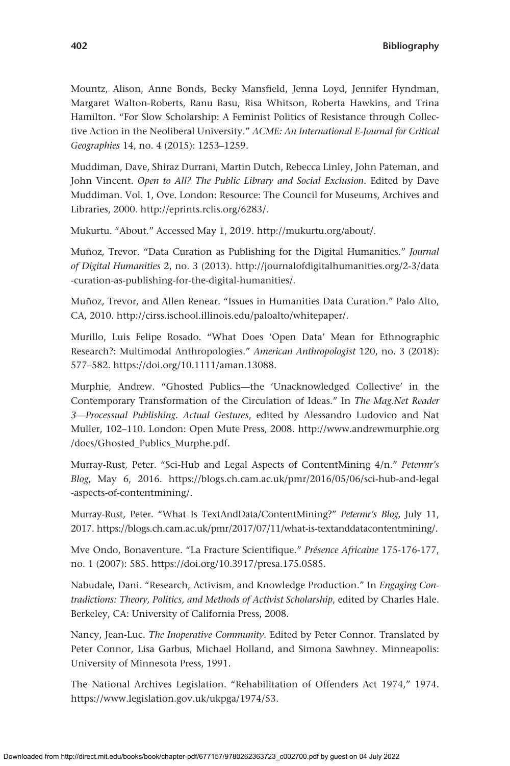Mountz, Alison, Anne Bonds, Becky Mansfield, Jenna Loyd, Jennifer Hyndman, Margaret Walton-Roberts, Ranu Basu, Risa Whitson, Roberta Hawkins, and Trina Hamilton. "For Slow Scholarship: A Feminist Politics of Resistance through Collective Action in the Neoliberal University." *ACME: An International E-Journal for Critical Geographies* 14, no. 4 (2015): 1253–1259.

Muddiman, Dave, Shiraz Durrani, Martin Dutch, Rebecca Linley, John Pateman, and John Vincent. *Open to All? The Public Library and Social Exclusion*. Edited by Dave Muddiman. Vol. 1, Ove. London: Resource: The Council for Museums, Archives and Libraries, 2000. http://eprints.rclis.org/6283/.

Mukurtu. "About." Accessed May 1, 2019. http://mukurtu.org/about/.

Muñoz, Trevor. "Data Curation as Publishing for the Digital Humanities." *Journal of Digital Humanities* 2, no. 3 (2013). http://journalofdigitalhumanities.org/2-3/data-curation-as-publishing-for-the-digital-humanities/.

Muñoz, Trevor, and Allen Renear. "Issues in Humanities Data Curation." Palo Alto, CA, 2010. http://cirss.ischool.illinois.edu/paloalto/whitepaper/.

Murillo, Luis Felipe Rosado. "What Does 'Open Data' Mean for Ethnographic Research?: Multimodal Anthropologies." *American Anthropologist* 120, no. 3 (2018): 577–582. https://doi.org/10.1111/aman.13088.

Murphie, Andrew. "Ghosted Publics—the 'Unacknowledged Collective' in the Contemporary Transformation of the Circulation of Ideas." In *The Mag.Net Reader 3—Processual Publishing. Actual Gestures*, edited by Alessandro Ludovico and Nat Muller, 102–110. London: Open Mute Press, 2008. http://www.andrewmurphie.org/docs/Ghosted_Publics_Murphe.pdf.

Murray-Rust, Peter. "Sci-Hub and Legal Aspects of ContentMining 4/n." *Petermr's Blog*, May 6, 2016. https://blogs.ch.cam.ac.uk/pmr/2016/05/06/sci-hub-and-legal-aspects-of-contentmining/.

Murray-Rust, Peter. "What Is TextAndData/ContentMining?" *Petermr's Blog*, July 11, 2017. https://blogs.ch.cam.ac.uk/pmr/2017/07/11/what-is-textanddatacontentmining/.

Mve Ondo, Bonaventure. "La Fracture Scientifique." *Présence Africaine* 175-176-177, no. 1 (2007): 585. https://doi.org/10.3917/presa.175.0585.

Nabudale, Dani. "Research, Activism, and Knowledge Production." In *Engaging Contradictions: Theory, Politics, and Methods of Activist Scholarship*, edited by Charles Hale. Berkeley, CA: University of California Press, 2008.

Nancy, Jean-Luc. *The Inoperative Community*. Edited by Peter Connor. Translated by Peter Connor, Lisa Garbus, Michael Holland, and Simona Sawhney. Minneapolis: University of Minnesota Press, 1991.

The National Archives Legislation. "Rehabilitation of Offenders Act 1974," 1974. https://www.legislation.gov.uk/ukpga/1974/53.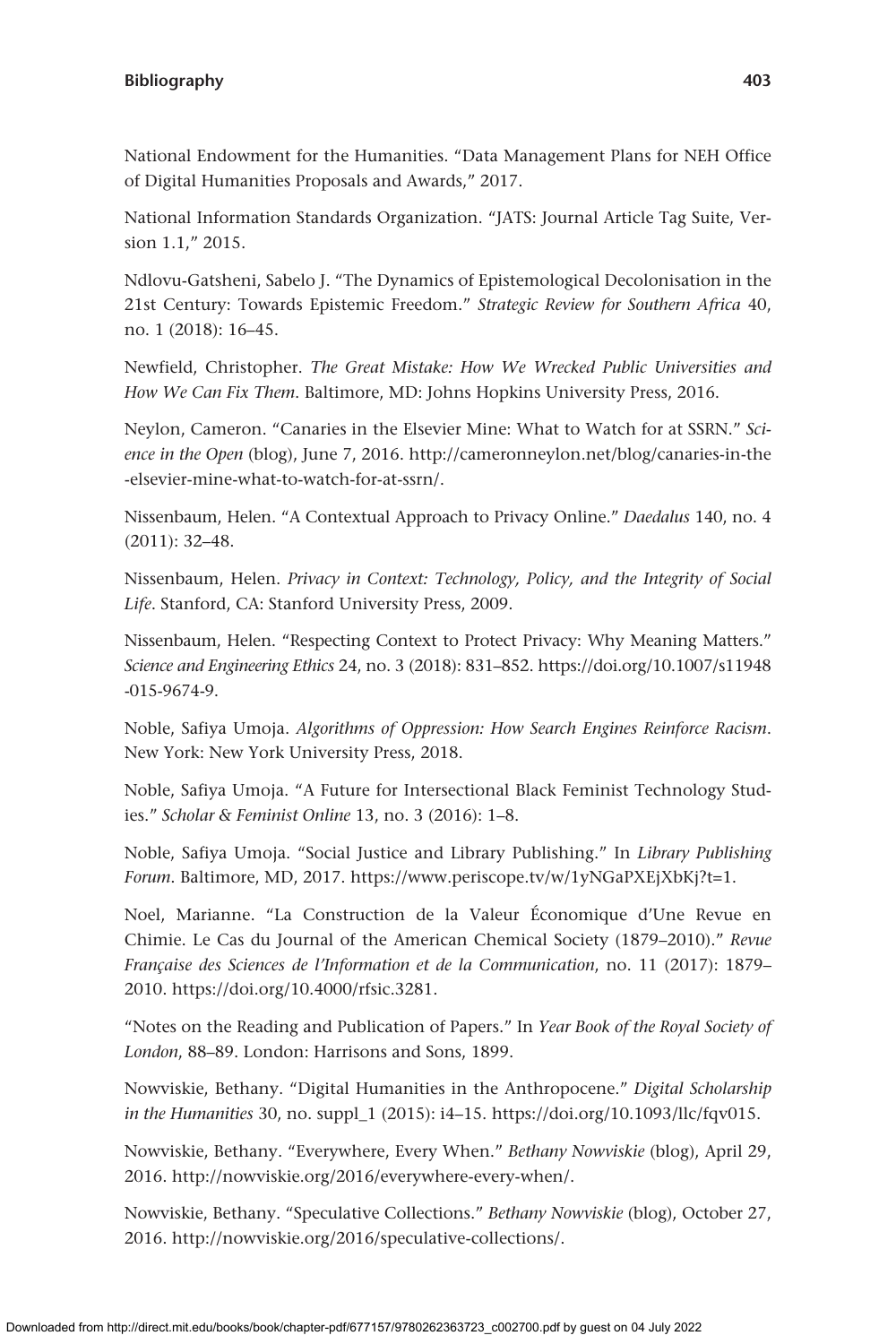National Endowment for the Humanities. "Data Management Plans for NEH Office of Digital Humanities Proposals and Awards," 2017.

National Information Standards Organization. "JATS: Journal Article Tag Suite, Version 1.1," 2015.

Ndlovu-Gatsheni, Sabelo J. "The Dynamics of Epistemological Decolonisation in the 21st Century: Towards Epistemic Freedom." *Strategic Review for Southern Africa* 40, no. 1 (2018): 16–45.

Newfield, Christopher. *The Great Mistake: How We Wrecked Public Universities and How We Can Fix Them*. Baltimore, MD: Johns Hopkins University Press, 2016.

Neylon, Cameron. "Canaries in the Elsevier Mine: What to Watch for at SSRN." *Science in the Open* (blog), June 7, 2016. http://cameronneylon.net/blog/canaries-in-the-elsevier-mine-what-to-watch-for-at-ssrn/.

Nissenbaum, Helen. "A Contextual Approach to Privacy Online." *Daedalus* 140, no. 4 (2011): 32–48.

Nissenbaum, Helen. *Privacy in Context: Technology, Policy, and the Integrity of Social Life*. Stanford, CA: Stanford University Press, 2009.

Nissenbaum, Helen. "Respecting Context to Protect Privacy: Why Meaning Matters." *Science and Engineering Ethics* 24, no. 3 (2018): 831–852. https://doi.org/10.1007/s11948-015-9674-9.

Noble, Safiya Umoja. *Algorithms of Oppression: How Search Engines Reinforce Racism*. New York: New York University Press, 2018.

Noble, Safiya Umoja. "A Future for Intersectional Black Feminist Technology Studies." *Scholar & Feminist Online* 13, no. 3 (2016): 1–8.

Noble, Safiya Umoja. "Social Justice and Library Publishing." In *Library Publishing Forum*. Baltimore, MD, 2017. https://www.periscope.tv/w/1yNGaPXEjXbKj?t=1.

Noel, Marianne. "La Construction de la Valeur Économique d'Une Revue en Chimie. Le Cas du Journal of the American Chemical Society (1879–2010)." *Revue Française des Sciences de l'Information et de la Communication*, no. 11 (2017): 1879–2010. https://doi.org/10.4000/rfsic.3281.

"Notes on the Reading and Publication of Papers." In *Year Book of the Royal Society of London*, 88–89. London: Harrisons and Sons, 1899.

Nowviskie, Bethany. "Digital Humanities in the Anthropocene." *Digital Scholarship in the Humanities* 30, no. suppl_1 (2015): i4–15. https://doi.org/10.1093/llc/fqv015.

Nowviskie, Bethany. "Everywhere, Every When." *Bethany Nowviskie* (blog), April 29, 2016. http://nowviskie.org/2016/everywhere-every-when/.

Nowviskie, Bethany. "Speculative Collections." *Bethany Nowviskie* (blog), October 27, 2016. http://nowviskie.org/2016/speculative-collections/.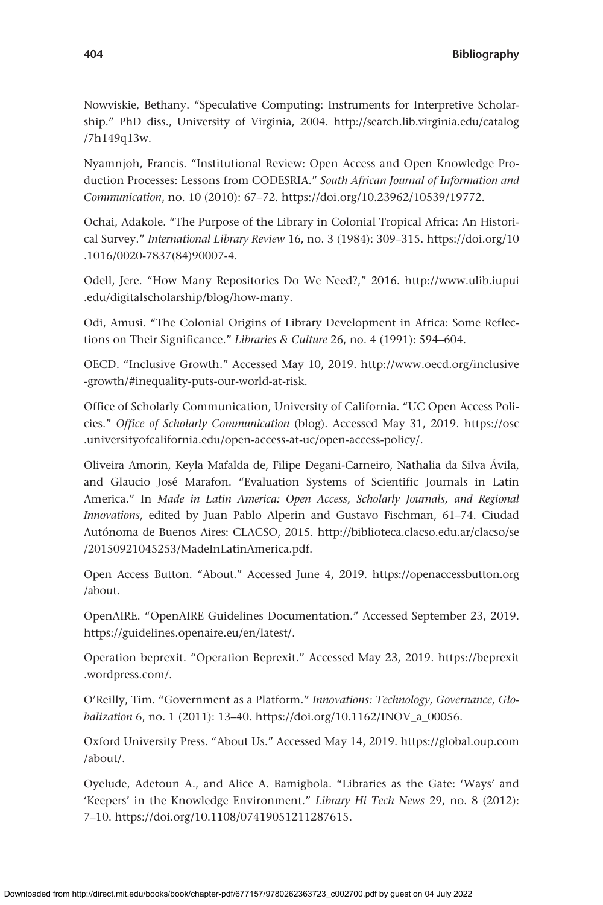Nowviskie, Bethany. "Speculative Computing: Instruments for Interpretive Scholarship." PhD diss., University of Virginia, 2004. http://search.lib.virginia.edu/catalog/7h149q13w.

Nyamnjoh, Francis. "Institutional Review: Open Access and Open Knowledge Production Processes: Lessons from CODESRIA." *South African Journal of Information and Communication*, no. 10 (2010): 67–72. https://doi.org/10.23962/10539/19772.

Ochai, Adakole. "The Purpose of the Library in Colonial Tropical Africa: An Historical Survey." *International Library Review* 16, no. 3 (1984): 309–315. https://doi.org/10.1016/0020-7837(84)90007-4.

Odell, Jere. "How Many Repositories Do We Need?," 2016. http://www.ulib.iupui.edu/digitalscholarship/blog/how-many.

Odi, Amusi. "The Colonial Origins of Library Development in Africa: Some Reflections on Their Significance." *Libraries & Culture* 26, no. 4 (1991): 594–604.

OECD. "Inclusive Growth." Accessed May 10, 2019. http://www.oecd.org/inclusive-growth/#inequality-puts-our-world-at-risk.

Office of Scholarly Communication, University of California. "UC Open Access Policies." *Office of Scholarly Communication* (blog). Accessed May 31, 2019. https://osc.universityofcalifornia.edu/open-access-at-uc/open-access-policy/.

Oliveira Amorin, Keyla Mafalda de, Filipe Degani-Carneiro, Nathalia da Silva Ávila, and Glaucio José Marafon. "Evaluation Systems of Scientific Journals in Latin America." In *Made in Latin America: Open Access, Scholarly Journals, and Regional Innovations*, edited by Juan Pablo Alperin and Gustavo Fischman, 61–74. Ciudad Autónoma de Buenos Aires: CLACSO, 2015. http://biblioteca.clacso.edu.ar/clacso/se/20150921045253/MadeInLatinAmerica.pdf.

Open Access Button. "About." Accessed June 4, 2019. https://openaccessbutton.org/about.

OpenAIRE. "OpenAIRE Guidelines Documentation." Accessed September 23, 2019. https://guidelines.openaire.eu/en/latest/.

Operation beprexit. "Operation Beprexit." Accessed May 23, 2019. https://beprexit.wordpress.com/.

O'Reilly, Tim. "Government as a Platform." *Innovations: Technology, Governance, Globalization* 6, no. 1 (2011): 13–40. https://doi.org/10.1162/INOV_a_00056.

Oxford University Press. "About Us." Accessed May 14, 2019. https://global.oup.com/about/.

Oyelude, Adetoun A., and Alice A. Bamigbola. "Libraries as the Gate: 'Ways' and 'Keepers' in the Knowledge Environment." *Library Hi Tech News* 29, no. 8 (2012): 7–10. https://doi.org/10.1108/07419051211287615.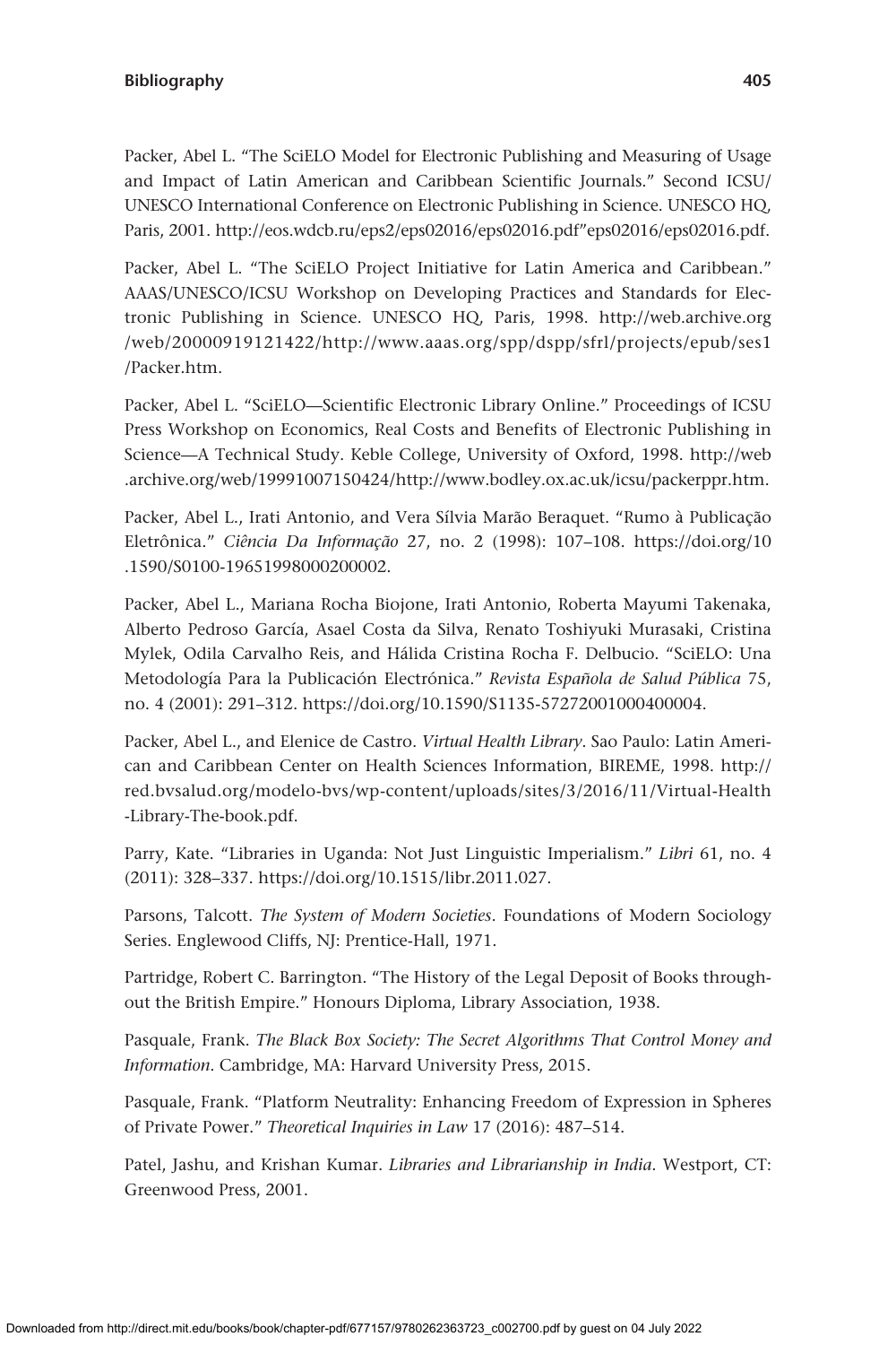Packer, Abel L. "The SciELO Model for Electronic Publishing and Measuring of Usage and Impact of Latin American and Caribbean Scientific Journals." Second ICSU/UNESCO International Conference on Electronic Publishing in Science. UNESCO HQ, Paris, 2001. http://eos.wdcb.ru/eps2/eps02016/eps02016.pdf"eps02016/eps02016.pdf.

Packer, Abel L. "The SciELO Project Initiative for Latin America and Caribbean." AAAS/UNESCO/ICSU Workshop on Developing Practices and Standards for Electronic Publishing in Science. UNESCO HQ, Paris, 1998. http://web.archive.org/web/20000919121422/http://www.aaas.org/spp/dspp/sfrl/projects/epub/ses1/Packer.htm.

Packer, Abel L. "SciELO—Scientific Electronic Library Online." Proceedings of ICSU Press Workshop on Economics, Real Costs and Benefits of Electronic Publishing in Science—A Technical Study. Keble College, University of Oxford, 1998. http://web.archive.org/web/19991007150424/http://www.bodley.ox.ac.uk/icsu/packerppr.htm.

Packer, Abel L., Irati Antonio, and Vera Sílvia Marão Beraquet. "Rumo à Publicação Eletrônica." *Ciência Da Informação* 27, no. 2 (1998): 107–108. https://doi.org/10.1590/S0100-19651998000200002.

Packer, Abel L., Mariana Rocha Biojone, Irati Antonio, Roberta Mayumi Takenaka, Alberto Pedroso García, Asael Costa da Silva, Renato Toshiyuki Murasaki, Cristina Mylek, Odila Carvalho Reis, and Hálida Cristina Rocha F. Delbucio. "SciELO: Una Metodología Para la Publicación Electrónica." *Revista Española de Salud Pública* 75, no. 4 (2001): 291–312. https://doi.org/10.1590/S1135-57272001000400004.

Packer, Abel L., and Elenice de Castro. *Virtual Health Library*. Sao Paulo: Latin American and Caribbean Center on Health Sciences Information, BIREME, 1998. http://red.bvsalud.org/modelo-bvs/wp-content/uploads/sites/3/2016/11/Virtual-Health-Library-The-book.pdf.

Parry, Kate. "Libraries in Uganda: Not Just Linguistic Imperialism." *Libri* 61, no. 4 (2011): 328–337. https://doi.org/10.1515/libr.2011.027.

Parsons, Talcott. *The System of Modern Societies*. Foundations of Modern Sociology Series. Englewood Cliffs, NJ: Prentice-Hall, 1971.

Partridge, Robert C. Barrington. "The History of the Legal Deposit of Books throughout the British Empire." Honours Diploma, Library Association, 1938.

Pasquale, Frank. *The Black Box Society: The Secret Algorithms That Control Money and Information*. Cambridge, MA: Harvard University Press, 2015.

Pasquale, Frank. "Platform Neutrality: Enhancing Freedom of Expression in Spheres of Private Power." *Theoretical Inquiries in Law* 17 (2016): 487–514.

Patel, Jashu, and Krishan Kumar. *Libraries and Librarianship in India*. Westport, CT: Greenwood Press, 2001.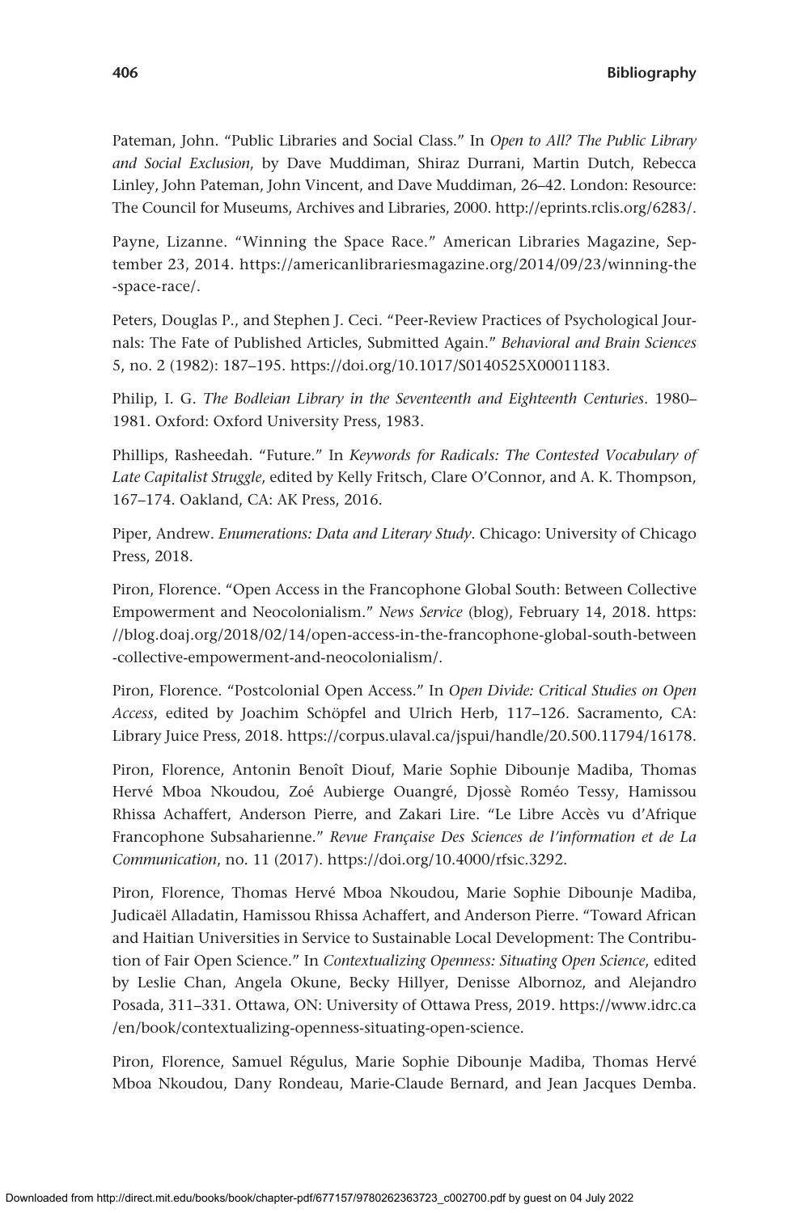Pateman, John. "Public Libraries and Social Class." In *Open to All? The Public Library and Social Exclusion*, by Dave Muddiman, Shiraz Durrani, Martin Dutch, Rebecca Linley, John Pateman, John Vincent, and Dave Muddiman, 26–42. London: Resource: The Council for Museums, Archives and Libraries, 2000. http://eprints.rclis.org/6283/.

Payne, Lizanne. "Winning the Space Race." American Libraries Magazine, September 23, 2014. https://americanlibrariesmagazine.org/2014/09/23/winning-the-space-race/.

Peters, Douglas P., and Stephen J. Ceci. "Peer-Review Practices of Psychological Journals: The Fate of Published Articles, Submitted Again." *Behavioral and Brain Sciences* 5, no. 2 (1982): 187–195. https://doi.org/10.1017/S0140525X00011183.

Philip, I. G. *The Bodleian Library in the Seventeenth and Eighteenth Centuries*. 1980–1981. Oxford: Oxford University Press, 1983.

Phillips, Rasheedah. "Future." In *Keywords for Radicals: The Contested Vocabulary of Late Capitalist Struggle*, edited by Kelly Fritsch, Clare O'Connor, and A. K. Thompson, 167–174. Oakland, CA: AK Press, 2016.

Piper, Andrew. *Enumerations: Data and Literary Study*. Chicago: University of Chicago Press, 2018.

Piron, Florence. "Open Access in the Francophone Global South: Between Collective Empowerment and Neocolonialism." *News Service* (blog), February 14, 2018. https://blog.doaj.org/2018/02/14/open-access-in-the-francophone-global-south-between-collective-empowerment-and-neocolonialism/.

Piron, Florence. "Postcolonial Open Access." In *Open Divide: Critical Studies on Open Access*, edited by Joachim Schöpfel and Ulrich Herb, 117–126. Sacramento, CA: Library Juice Press, 2018. https://corpus.ulaval.ca/jspui/handle/20.500.11794/16178.

Piron, Florence, Antonin Benoît Diouf, Marie Sophie Dibounje Madiba, Thomas Hervé Mboa Nkoudou, Zoé Aubierge Ouangré, Djossè Roméo Tessy, Hamissou Rhissa Achaffert, Anderson Pierre, and Zakari Lire. "Le Libre Accès vu d'Afrique Francophone Subsaharienne." *Revue Française Des Sciences de l'information et de La Communication*, no. 11 (2017). https://doi.org/10.4000/rfsic.3292.

Piron, Florence, Thomas Hervé Mboa Nkoudou, Marie Sophie Dibounje Madiba, Judicaël Alladatin, Hamissou Rhissa Achaffert, and Anderson Pierre. "Toward African and Haitian Universities in Service to Sustainable Local Development: The Contribution of Fair Open Science." In *Contextualizing Openness: Situating Open Science*, edited by Leslie Chan, Angela Okune, Becky Hillyer, Denisse Albornoz, and Alejandro Posada, 311–331. Ottawa, ON: University of Ottawa Press, 2019. https://www.idrc.ca/en/book/contextualizing-openness-situating-open-science.

Piron, Florence, Samuel Régulus, Marie Sophie Dibounje Madiba, Thomas Hervé Mboa Nkoudou, Dany Rondeau, Marie-Claude Bernard, and Jean Jacques Demba.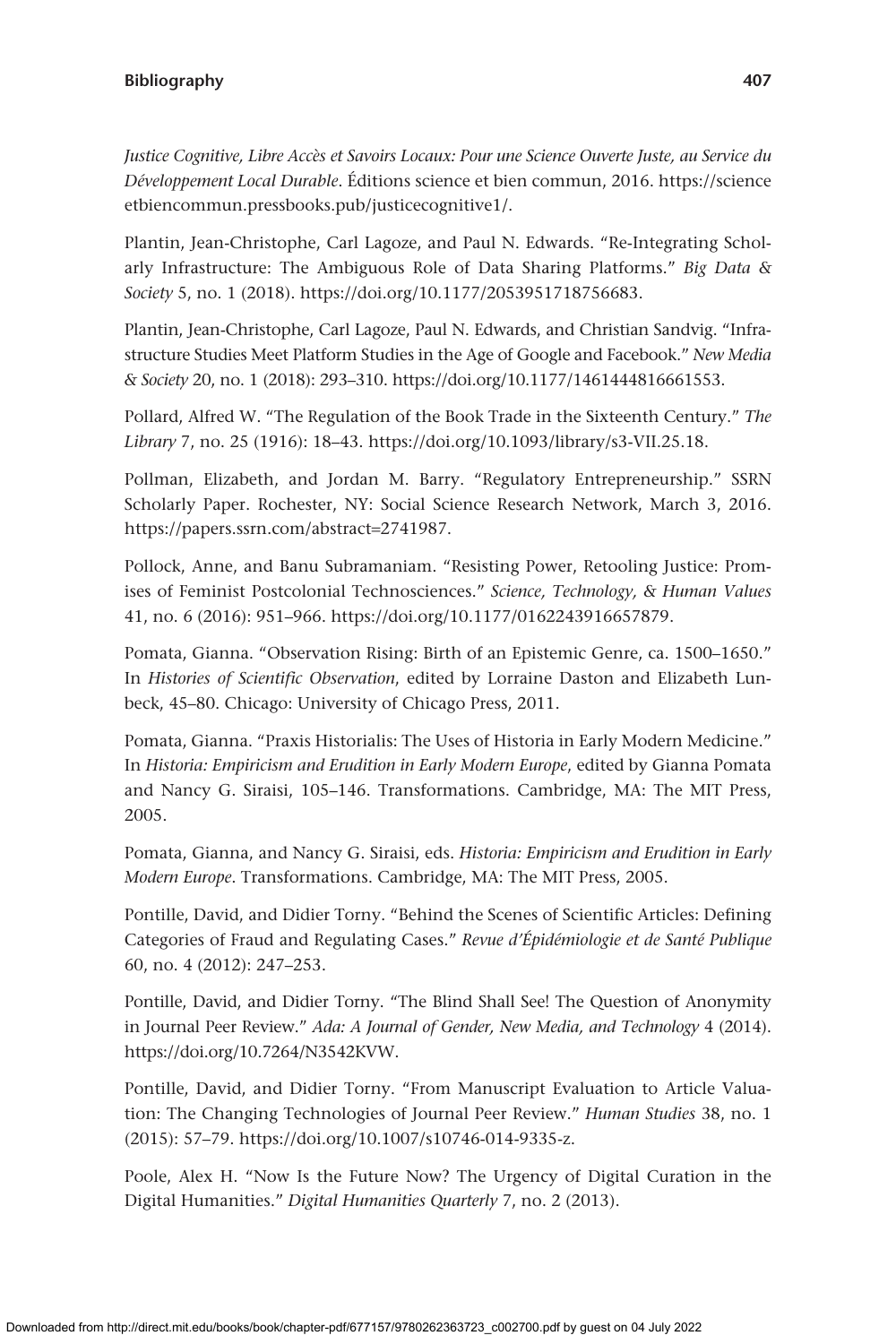*Justice Cognitive, Libre Accès et Savoirs Locaux: Pour une Science Ouverte Juste, au Service du Développement Local Durable*. Éditions science et bien commun, 2016. https://scienceetbiencommun.pressbooks.pub/justicecognitive1/.

Plantin, Jean-Christophe, Carl Lagoze, and Paul N. Edwards. "Re-Integrating Scholarly Infrastructure: The Ambiguous Role of Data Sharing Platforms." *Big Data & Society* 5, no. 1 (2018). https://doi.org/10.1177/2053951718756683.

Plantin, Jean-Christophe, Carl Lagoze, Paul N. Edwards, and Christian Sandvig. "Infrastructure Studies Meet Platform Studies in the Age of Google and Facebook." *New Media & Society* 20, no. 1 (2018): 293–310. https://doi.org/10.1177/1461444816661553.

Pollard, Alfred W. "The Regulation of the Book Trade in the Sixteenth Century." *The Library* 7, no. 25 (1916): 18–43. https://doi.org/10.1093/library/s3-VII.25.18.

Pollman, Elizabeth, and Jordan M. Barry. "Regulatory Entrepreneurship." SSRN Scholarly Paper. Rochester, NY: Social Science Research Network, March 3, 2016. https://papers.ssrn.com/abstract=2741987.

Pollock, Anne, and Banu Subramaniam. "Resisting Power, Retooling Justice: Promises of Feminist Postcolonial Technosciences." *Science, Technology, & Human Values* 41, no. 6 (2016): 951–966. https://doi.org/10.1177/0162243916657879.

Pomata, Gianna. "Observation Rising: Birth of an Epistemic Genre, ca. 1500–1650." In *Histories of Scientific Observation*, edited by Lorraine Daston and Elizabeth Lunbeck, 45–80. Chicago: University of Chicago Press, 2011.

Pomata, Gianna. "Praxis Historialis: The Uses of Historia in Early Modern Medicine." In *Historia: Empiricism and Erudition in Early Modern Europe*, edited by Gianna Pomata and Nancy G. Siraisi, 105–146. Transformations. Cambridge, MA: The MIT Press, 2005.

Pomata, Gianna, and Nancy G. Siraisi, eds. *Historia: Empiricism and Erudition in Early Modern Europe*. Transformations. Cambridge, MA: The MIT Press, 2005.

Pontille, David, and Didier Torny. "Behind the Scenes of Scientific Articles: Defining Categories of Fraud and Regulating Cases." *Revue d'Épidémiologie et de Santé Publique* 60, no. 4 (2012): 247–253.

Pontille, David, and Didier Torny. "The Blind Shall See! The Question of Anonymity in Journal Peer Review." *Ada: A Journal of Gender, New Media, and Technology* 4 (2014). https://doi.org/10.7264/N3542KVW.

Pontille, David, and Didier Torny. "From Manuscript Evaluation to Article Valuation: The Changing Technologies of Journal Peer Review." *Human Studies* 38, no. 1 (2015): 57–79. https://doi.org/10.1007/s10746-014-9335-z.

Poole, Alex H. "Now Is the Future Now? The Urgency of Digital Curation in the Digital Humanities." *Digital Humanities Quarterly* 7, no. 2 (2013).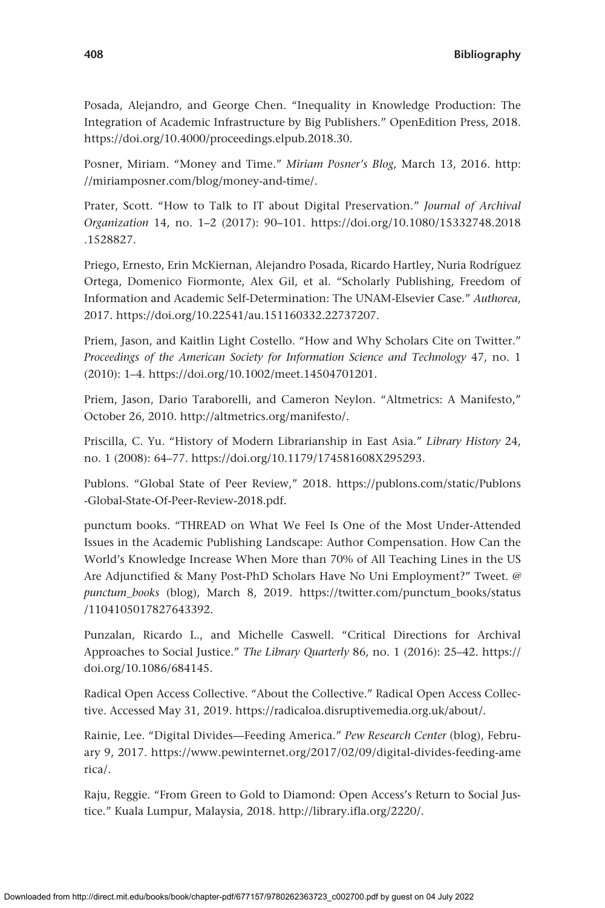Posada, Alejandro, and George Chen. "Inequality in Knowledge Production: The Integration of Academic Infrastructure by Big Publishers." OpenEdition Press, 2018. https://doi.org/10.4000/proceedings.elpub.2018.30.

Posner, Miriam. "Money and Time." *Miriam Posner's Blog*, March 13, 2016. http://miriamposner.com/blog/money-and-time/.

Prater, Scott. "How to Talk to IT about Digital Preservation." *Journal of Archival Organization* 14, no. 1–2 (2017): 90–101. https://doi.org/10.1080/15332748.2018.1528827.

Priego, Ernesto, Erin McKiernan, Alejandro Posada, Ricardo Hartley, Nuria Rodríguez Ortega, Domenico Fiormonte, Alex Gil, et al. "Scholarly Publishing, Freedom of Information and Academic Self-Determination: The UNAM-Elsevier Case." *Authorea*, 2017. https://doi.org/10.22541/au.151160332.22737207.

Priem, Jason, and Kaitlin Light Costello. "How and Why Scholars Cite on Twitter." *Proceedings of the American Society for Information Science and Technology* 47, no. 1 (2010): 1–4. https://doi.org/10.1002/meet.14504701201.

Priem, Jason, Dario Taraborelli, and Cameron Neylon. "Altmetrics: A Manifesto," October 26, 2010. http://altmetrics.org/manifesto/.

Priscilla, C. Yu. "History of Modern Librarianship in East Asia." *Library History* 24, no. 1 (2008): 64–77. https://doi.org/10.1179/174581608X295293.

Publons. "Global State of Peer Review," 2018. https://publons.com/static/Publons-Global-State-Of-Peer-Review-2018.pdf.

punctum books. "THREAD on What We Feel Is One of the Most Under-Attended Issues in the Academic Publishing Landscape: Author Compensation. How Can the World's Knowledge Increase When More than 70% of All Teaching Lines in the US Are Adjunctified & Many Post-PhD Scholars Have No Uni Employment?" Tweet. *@punctum_books* (blog), March 8, 2019. https://twitter.com/punctum_books/status/1104105017827643392.

Punzalan, Ricardo L., and Michelle Caswell. "Critical Directions for Archival Approaches to Social Justice." *The Library Quarterly* 86, no. 1 (2016): 25–42. https://doi.org/10.1086/684145.

Radical Open Access Collective. "About the Collective." Radical Open Access Collective. Accessed May 31, 2019. https://radicaloa.disruptivemedia.org.uk/about/.

Rainie, Lee. "Digital Divides—Feeding America." *Pew Research Center* (blog), February 9, 2017. https://www.pewinternet.org/2017/02/09/digital-divides-feeding-america/.

Raju, Reggie. "From Green to Gold to Diamond: Open Access's Return to Social Justice." Kuala Lumpur, Malaysia, 2018. http://library.ifla.org/2220/.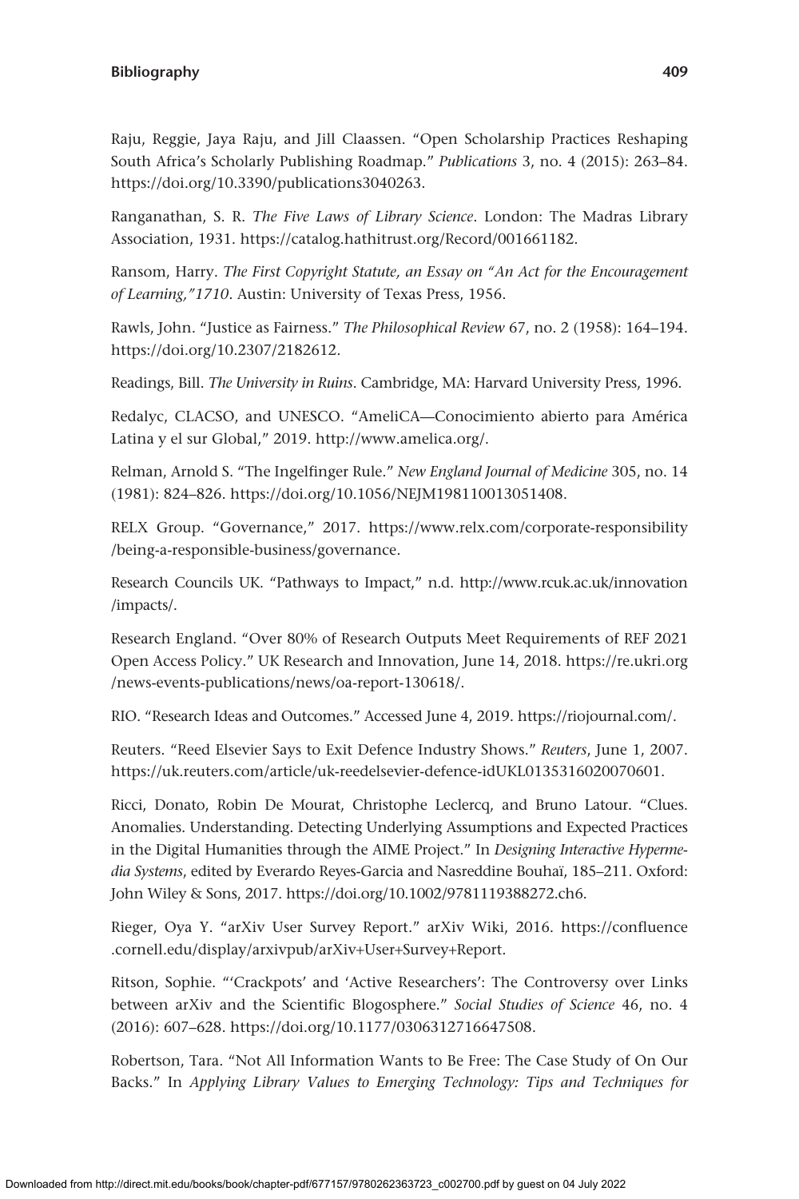Raju, Reggie, Jaya Raju, and Jill Claassen. "Open Scholarship Practices Reshaping South Africa's Scholarly Publishing Roadmap." *Publications* 3, no. 4 (2015): 263–84. https://doi.org/10.3390/publications3040263.

Ranganathan, S. R. *The Five Laws of Library Science*. London: The Madras Library Association, 1931. https://catalog.hathitrust.org/Record/001661182.

Ransom, Harry. *The First Copyright Statute, an Essay on "An Act for the Encouragement of Learning,"1710*. Austin: University of Texas Press, 1956.

Rawls, John. "Justice as Fairness." *The Philosophical Review* 67, no. 2 (1958): 164–194. https://doi.org/10.2307/2182612.

Readings, Bill. *The University in Ruins*. Cambridge, MA: Harvard University Press, 1996.

Redalyc, CLACSO, and UNESCO. "AmeliCA—Conocimiento abierto para América Latina y el sur Global," 2019. http://www.amelica.org/.

Relman, Arnold S. "The Ingelfinger Rule." *New England Journal of Medicine* 305, no. 14 (1981): 824–826. https://doi.org/10.1056/NEJM198110013051408.

RELX Group. "Governance," 2017. https://www.relx.com/corporate-responsibility/being-a-responsible-business/governance.

Research Councils UK. "Pathways to Impact," n.d. http://www.rcuk.ac.uk/innovation/impacts/.

Research England. "Over 80% of Research Outputs Meet Requirements of REF 2021 Open Access Policy." UK Research and Innovation, June 14, 2018. https://re.ukri.org/news-events-publications/news/oa-report-130618/.

RIO. "Research Ideas and Outcomes." Accessed June 4, 2019. https://riojournal.com/.

Reuters. "Reed Elsevier Says to Exit Defence Industry Shows." *Reuters*, June 1, 2007. https://uk.reuters.com/article/uk-reedelsevier-defence-idUKL0135316020070601.

Ricci, Donato, Robin De Mourat, Christophe Leclercq, and Bruno Latour. "Clues. Anomalies. Understanding. Detecting Underlying Assumptions and Expected Practices in the Digital Humanities through the AIME Project." In *Designing Interactive Hypermedia Systems*, edited by Everardo Reyes-Garcia and Nasreddine Bouhaï, 185–211. Oxford: John Wiley & Sons, 2017. https://doi.org/10.1002/9781119388272.ch6.

Rieger, Oya Y. "arXiv User Survey Report." arXiv Wiki, 2016. https://confluence.cornell.edu/display/arxivpub/arXiv+User+Survey+Report.

Ritson, Sophie. "'Crackpots' and 'Active Researchers': The Controversy over Links between arXiv and the Scientific Blogosphere." *Social Studies of Science* 46, no. 4 (2016): 607–628. https://doi.org/10.1177/0306312716647508.

Robertson, Tara. "Not All Information Wants to Be Free: The Case Study of On Our Backs." In *Applying Library Values to Emerging Technology: Tips and Techniques for*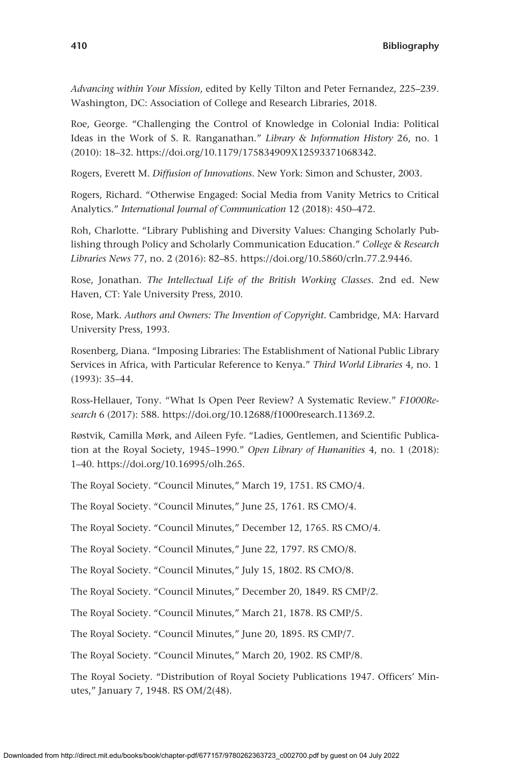*Advancing within Your Mission*, edited by Kelly Tilton and Peter Fernandez, 225–239. Washington, DC: Association of College and Research Libraries, 2018.

Roe, George. "Challenging the Control of Knowledge in Colonial India: Political Ideas in the Work of S. R. Ranganathan." *Library & Information History* 26, no. 1 (2010): 18–32. https://doi.org/10.1179/175834909X12593371068342.

Rogers, Everett M. *Diffusion of Innovations*. New York: Simon and Schuster, 2003.

Rogers, Richard. "Otherwise Engaged: Social Media from Vanity Metrics to Critical Analytics." *International Journal of Communication* 12 (2018): 450–472.

Roh, Charlotte. "Library Publishing and Diversity Values: Changing Scholarly Publishing through Policy and Scholarly Communication Education." *College & Research Libraries News* 77, no. 2 (2016): 82–85. https://doi.org/10.5860/crln.77.2.9446.

Rose, Jonathan. *The Intellectual Life of the British Working Classes*. 2nd ed. New Haven, CT: Yale University Press, 2010.

Rose, Mark. *Authors and Owners: The Invention of Copyright*. Cambridge, MA: Harvard University Press, 1993.

Rosenberg, Diana. "Imposing Libraries: The Establishment of National Public Library Services in Africa, with Particular Reference to Kenya." *Third World Libraries* 4, no. 1 (1993): 35–44.

Ross-Hellauer, Tony. "What Is Open Peer Review? A Systematic Review." *F1000Research* 6 (2017): 588. https://doi.org/10.12688/f1000research.11369.2.

Røstvik, Camilla Mørk, and Aileen Fyfe. "Ladies, Gentlemen, and Scientific Publication at the Royal Society, 1945–1990." *Open Library of Humanities* 4, no. 1 (2018): 1–40. https://doi.org/10.16995/olh.265.

The Royal Society. "Council Minutes," March 19, 1751. RS CMO/4.

The Royal Society. "Council Minutes," June 25, 1761. RS CMO/4.

The Royal Society. "Council Minutes," December 12, 1765. RS CMO/4.

The Royal Society. "Council Minutes," June 22, 1797. RS CMO/8.

The Royal Society. "Council Minutes," July 15, 1802. RS CMO/8.

The Royal Society. "Council Minutes," December 20, 1849. RS CMP/2.

The Royal Society. "Council Minutes," March 21, 1878. RS CMP/5.

The Royal Society. "Council Minutes," June 20, 1895. RS CMP/7.

The Royal Society. "Council Minutes," March 20, 1902. RS CMP/8.

The Royal Society. "Distribution of Royal Society Publications 1947. Officers' Minutes," January 7, 1948. RS OM/2(48).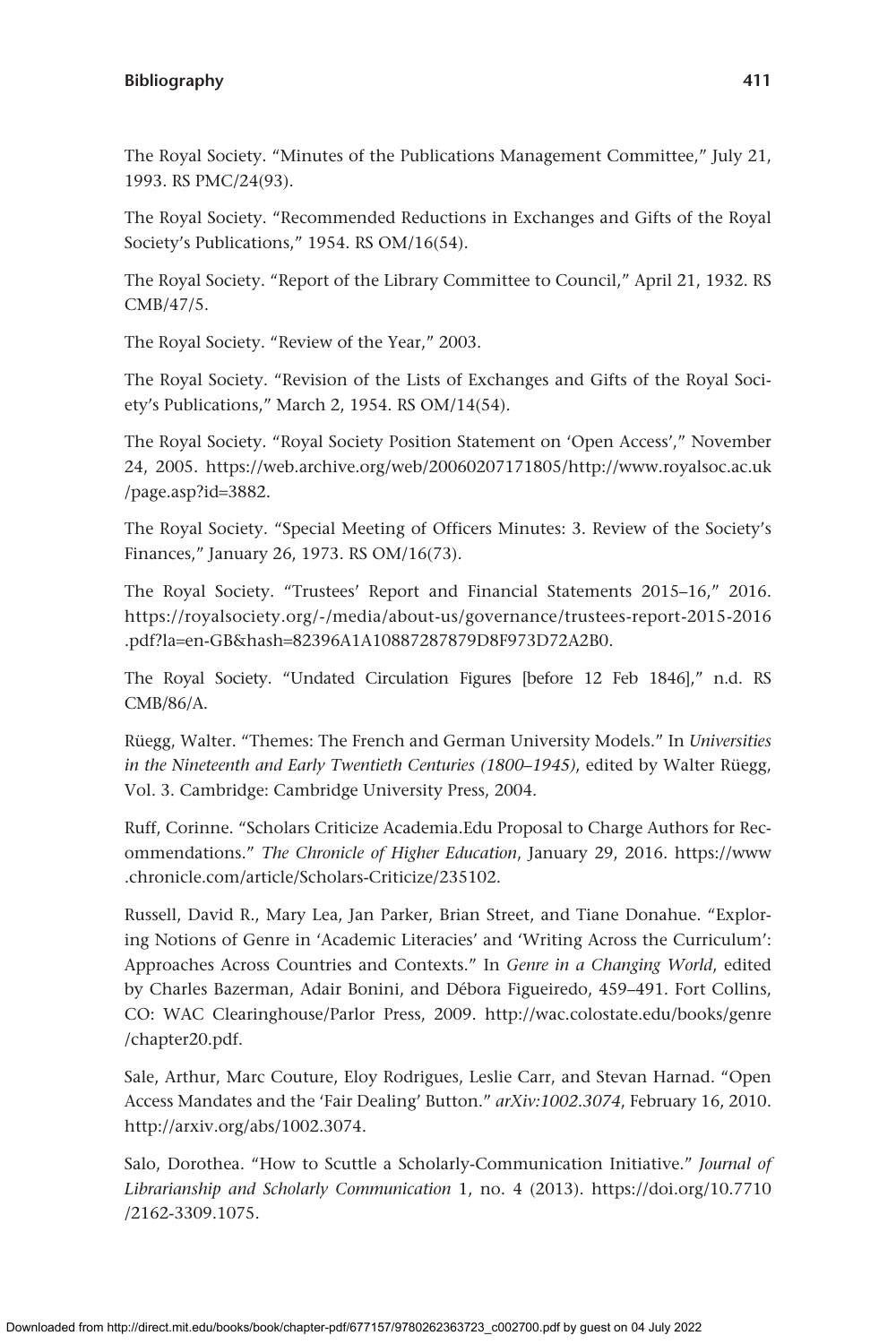The Royal Society. "Minutes of the Publications Management Committee," July 21, 1993. RS PMC/24(93).

The Royal Society. "Recommended Reductions in Exchanges and Gifts of the Royal Society's Publications," 1954. RS OM/16(54).

The Royal Society. "Report of the Library Committee to Council," April 21, 1932. RS CMB/47/5.

The Royal Society. "Review of the Year," 2003.

The Royal Society. "Revision of the Lists of Exchanges and Gifts of the Royal Society's Publications," March 2, 1954. RS OM/14(54).

The Royal Society. "Royal Society Position Statement on 'Open Access'," November 24, 2005. https://web.archive.org/web/20060207171805/http://www.royalsoc.ac.uk/page.asp?id=3882.

The Royal Society. "Special Meeting of Officers Minutes: 3. Review of the Society's Finances," January 26, 1973. RS OM/16(73).

The Royal Society. "Trustees' Report and Financial Statements 2015–16," 2016. https://royalsociety.org/-/media/about-us/governance/trustees-report-2015-2016.pdf?la=en-GB&hash=82396A1A10887287879D8F973D72A2B0.

The Royal Society. "Undated Circulation Figures [before 12 Feb 1846]," n.d. RS CMB/86/A.

Rüegg, Walter. "Themes: The French and German University Models." In *Universities in the Nineteenth and Early Twentieth Centuries (1800–1945)*, edited by Walter Rüegg, Vol. 3. Cambridge: Cambridge University Press, 2004.

Ruff, Corinne. "Scholars Criticize Academia.Edu Proposal to Charge Authors for Recommendations." *The Chronicle of Higher Education*, January 29, 2016. https://www.chronicle.com/article/Scholars-Criticize/235102.

Russell, David R., Mary Lea, Jan Parker, Brian Street, and Tiane Donahue. "Exploring Notions of Genre in 'Academic Literacies' and 'Writing Across the Curriculum': Approaches Across Countries and Contexts." In *Genre in a Changing World*, edited by Charles Bazerman, Adair Bonini, and Débora Figueiredo, 459–491. Fort Collins, CO: WAC Clearinghouse/Parlor Press, 2009. http://wac.colostate.edu/books/genre/chapter20.pdf.

Sale, Arthur, Marc Couture, Eloy Rodrigues, Leslie Carr, and Stevan Harnad. "Open Access Mandates and the 'Fair Dealing' Button." *arXiv:1002.3074*, February 16, 2010. http://arxiv.org/abs/1002.3074.

Salo, Dorothea. "How to Scuttle a Scholarly-Communication Initiative." *Journal of Librarianship and Scholarly Communication* 1, no. 4 (2013). https://doi.org/10.7710/2162-3309.1075.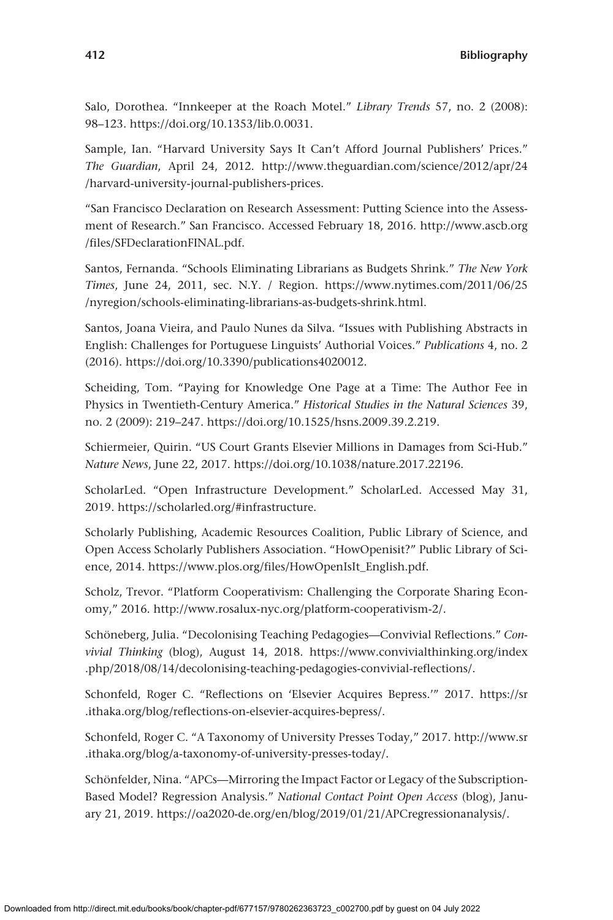Salo, Dorothea. "Innkeeper at the Roach Motel." *Library Trends* 57, no. 2 (2008): 98–123. https://doi.org/10.1353/lib.0.0031.

Sample, Ian. "Harvard University Says It Can't Afford Journal Publishers' Prices." *The Guardian*, April 24, 2012. http://www.theguardian.com/science/2012/apr/24/harvard-university-journal-publishers-prices.

"San Francisco Declaration on Research Assessment: Putting Science into the Assessment of Research." San Francisco. Accessed February 18, 2016. http://www.ascb.org/files/SFDeclarationFINAL.pdf.

Santos, Fernanda. "Schools Eliminating Librarians as Budgets Shrink." *The New York Times*, June 24, 2011, sec. N.Y. / Region. https://www.nytimes.com/2011/06/25/nyregion/schools-eliminating-librarians-as-budgets-shrink.html.

Santos, Joana Vieira, and Paulo Nunes da Silva. "Issues with Publishing Abstracts in English: Challenges for Portuguese Linguists' Authorial Voices." *Publications* 4, no. 2 (2016). https://doi.org/10.3390/publications4020012.

Scheiding, Tom. "Paying for Knowledge One Page at a Time: The Author Fee in Physics in Twentieth-Century America." *Historical Studies in the Natural Sciences* 39, no. 2 (2009): 219–247. https://doi.org/10.1525/hsns.2009.39.2.219.

Schiermeier, Quirin. "US Court Grants Elsevier Millions in Damages from Sci-Hub." *Nature News*, June 22, 2017. https://doi.org/10.1038/nature.2017.22196.

ScholarLed. "Open Infrastructure Development." ScholarLed. Accessed May 31, 2019. https://scholarled.org/#infrastructure.

Scholarly Publishing, Academic Resources Coalition, Public Library of Science, and Open Access Scholarly Publishers Association. "HowOpenisit?" Public Library of Science, 2014. https://www.plos.org/files/HowOpenIsIt_English.pdf.

Scholz, Trevor. "Platform Cooperativism: Challenging the Corporate Sharing Economy," 2016. http://www.rosalux-nyc.org/platform-cooperativism-2/.

Schöneberg, Julia. "Decolonising Teaching Pedagogies—Convivial Reflections." *Convivial Thinking* (blog), August 14, 2018. https://www.convivialthinking.org/index.php/2018/08/14/decolonising-teaching-pedagogies-convivial-reflections/.

Schonfeld, Roger C. "Reflections on 'Elsevier Acquires Bepress.'" 2017. https://sr.ithaka.org/blog/reflections-on-elsevier-acquires-bepress/.

Schonfeld, Roger C. "A Taxonomy of University Presses Today," 2017. http://www.sr.ithaka.org/blog/a-taxonomy-of-university-presses-today/.

Schönfelder, Nina. "APCs—Mirroring the Impact Factor or Legacy of the Subscription-Based Model? Regression Analysis." *National Contact Point Open Access* (blog), January 21, 2019. https://oa2020-de.org/en/blog/2019/01/21/APCregressionanalysis/.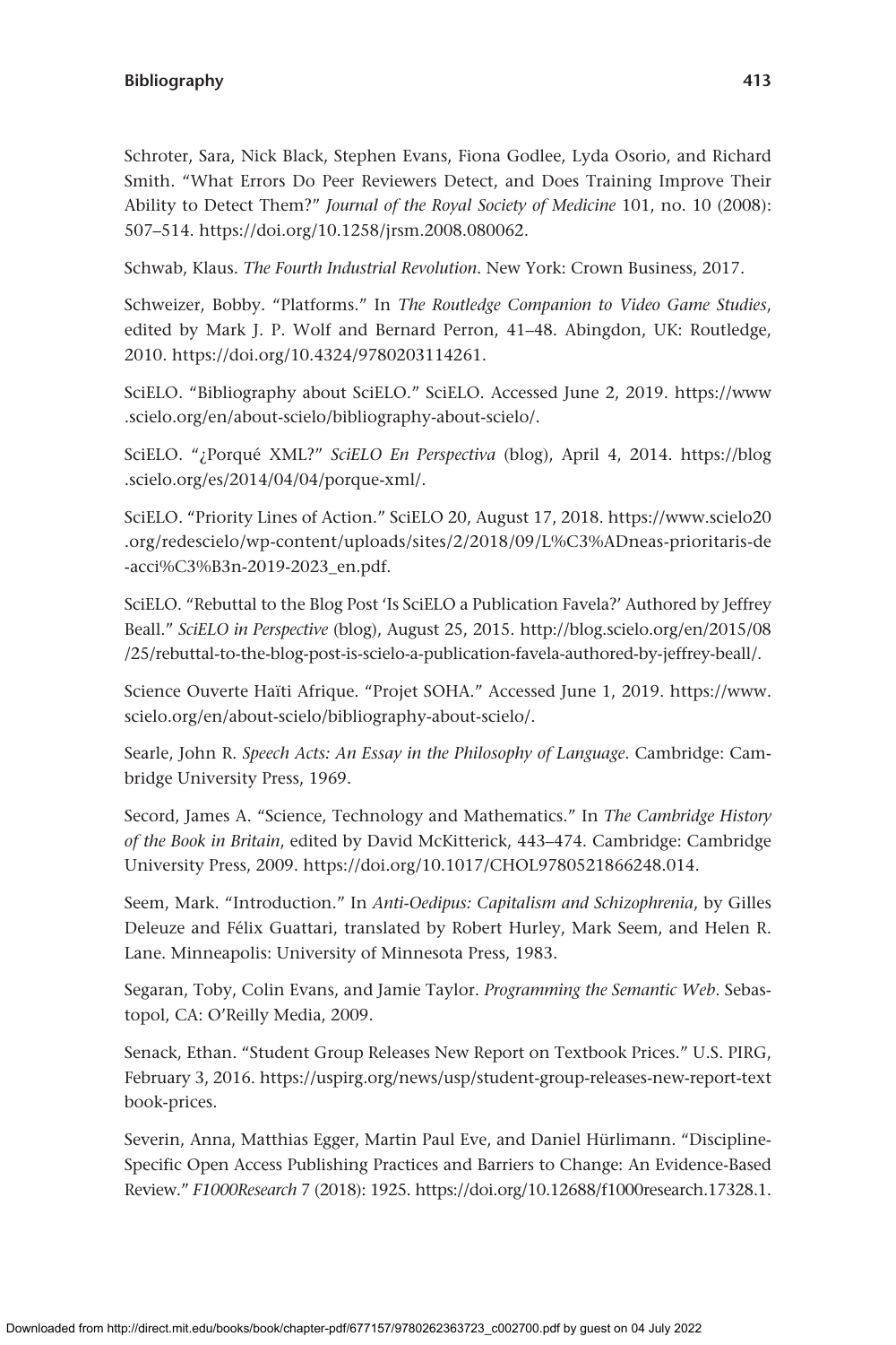Schroter, Sara, Nick Black, Stephen Evans, Fiona Godlee, Lyda Osorio, and Richard Smith. "What Errors Do Peer Reviewers Detect, and Does Training Improve Their Ability to Detect Them?" *Journal of the Royal Society of Medicine* 101, no. 10 (2008): 507–514. https://doi.org/10.1258/jrsm.2008.080062.

Schwab, Klaus. *The Fourth Industrial Revolution*. New York: Crown Business, 2017.

Schweizer, Bobby. "Platforms." In *The Routledge Companion to Video Game Studies*, edited by Mark J. P. Wolf and Bernard Perron, 41–48. Abingdon, UK: Routledge, 2010. https://doi.org/10.4324/9780203114261.

SciELO. "Bibliography about SciELO." SciELO. Accessed June 2, 2019. https://www.scielo.org/en/about-scielo/bibliography-about-scielo/.

SciELO. "¿Porqué XML?" *SciELO En Perspectiva* (blog), April 4, 2014. https://blog.scielo.org/es/2014/04/04/porque-xml/.

SciELO. "Priority Lines of Action." SciELO 20, August 17, 2018. https://www.scielo20.org/redescielo/wp-content/uploads/sites/2/2018/09/L%C3%ADneas-prioritaris-de-acci%C3%B3n-2019-2023_en.pdf.

SciELO. "Rebuttal to the Blog Post 'Is SciELO a Publication Favela?' Authored by Jeffrey Beall." *SciELO in Perspective* (blog), August 25, 2015. http://blog.scielo.org/en/2015/08/25/rebuttal-to-the-blog-post-is-scielo-a-publication-favela-authored-by-jeffrey-beall/.

Science Ouverte Haïti Afrique. "Projet SOHA." Accessed June 1, 2019. https://www.scielo.org/en/about-scielo/bibliography-about-scielo/.

Searle, John R. *Speech Acts: An Essay in the Philosophy of Language*. Cambridge: Cambridge University Press, 1969.

Secord, James A. "Science, Technology and Mathematics." In *The Cambridge History of the Book in Britain*, edited by David McKitterick, 443–474. Cambridge: Cambridge University Press, 2009. https://doi.org/10.1017/CHOL9780521866248.014.

Seem, Mark. "Introduction." In *Anti-Oedipus: Capitalism and Schizophrenia*, by Gilles Deleuze and Félix Guattari, translated by Robert Hurley, Mark Seem, and Helen R. Lane. Minneapolis: University of Minnesota Press, 1983.

Segaran, Toby, Colin Evans, and Jamie Taylor. *Programming the Semantic Web*. Sebastopol, CA: O'Reilly Media, 2009.

Senack, Ethan. "Student Group Releases New Report on Textbook Prices." U.S. PIRG, February 3, 2016. https://uspirg.org/news/usp/student-group-releases-new-report-textbook-prices.

Severin, Anna, Matthias Egger, Martin Paul Eve, and Daniel Hürlimann. "Discipline-Specific Open Access Publishing Practices and Barriers to Change: An Evidence-Based Review." *F1000Research* 7 (2018): 1925. https://doi.org/10.12688/f1000research.17328.1.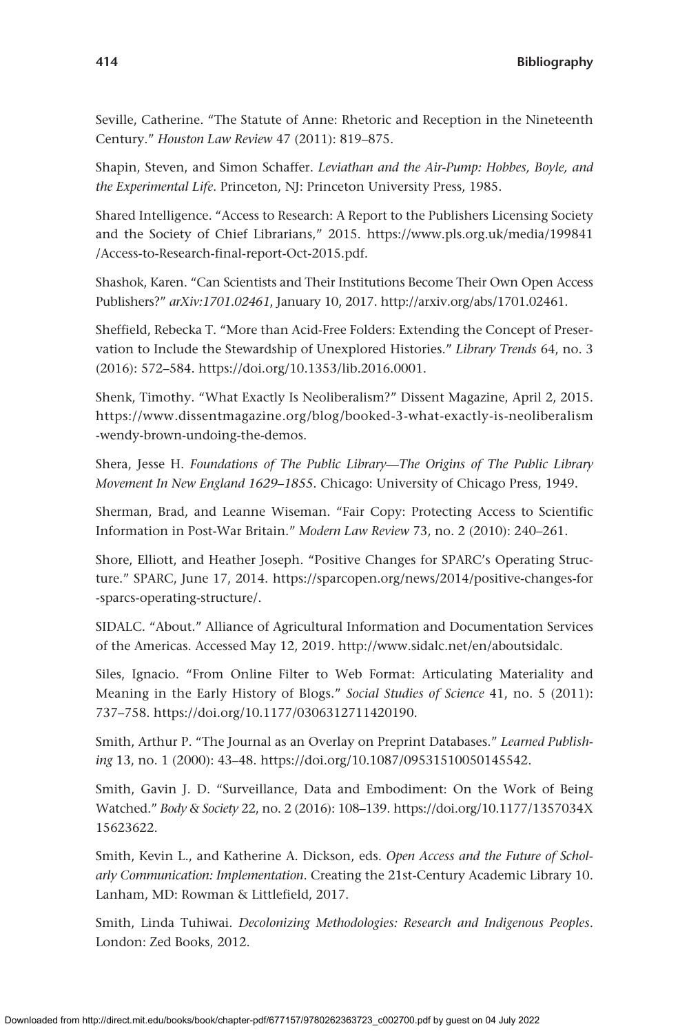Seville, Catherine. "The Statute of Anne: Rhetoric and Reception in the Nineteenth Century." *Houston Law Review* 47 (2011): 819–875.

Shapin, Steven, and Simon Schaffer. *Leviathan and the Air-Pump: Hobbes, Boyle, and the Experimental Life*. Princeton, NJ: Princeton University Press, 1985.

Shared Intelligence. "Access to Research: A Report to the Publishers Licensing Society and the Society of Chief Librarians," 2015. https://www.pls.org.uk/media/199841/Access-to-Research-final-report-Oct-2015.pdf.

Shashok, Karen. "Can Scientists and Their Institutions Become Their Own Open Access Publishers?" *arXiv:1701.02461*, January 10, 2017. http://arxiv.org/abs/1701.02461.

Sheffield, Rebecka T. "More than Acid-Free Folders: Extending the Concept of Preservation to Include the Stewardship of Unexplored Histories." *Library Trends* 64, no. 3 (2016): 572–584. https://doi.org/10.1353/lib.2016.0001.

Shenk, Timothy. "What Exactly Is Neoliberalism?" Dissent Magazine, April 2, 2015. https://www.dissentmagazine.org/blog/booked-3-what-exactly-is-neoliberalism-wendy-brown-undoing-the-demos.

Shera, Jesse H. *Foundations of The Public Library—The Origins of The Public Library Movement In New England 1629–1855*. Chicago: University of Chicago Press, 1949.

Sherman, Brad, and Leanne Wiseman. "Fair Copy: Protecting Access to Scientific Information in Post-War Britain." *Modern Law Review* 73, no. 2 (2010): 240–261.

Shore, Elliott, and Heather Joseph. "Positive Changes for SPARC's Operating Structure." SPARC, June 17, 2014. https://sparcopen.org/news/2014/positive-changes-for-sparcs-operating-structure/.

SIDALC. "About." Alliance of Agricultural Information and Documentation Services of the Americas. Accessed May 12, 2019. http://www.sidalc.net/en/aboutsidalc.

Siles, Ignacio. "From Online Filter to Web Format: Articulating Materiality and Meaning in the Early History of Blogs." *Social Studies of Science* 41, no. 5 (2011): 737–758. https://doi.org/10.1177/0306312711420190.

Smith, Arthur P. "The Journal as an Overlay on Preprint Databases." *Learned Publishing* 13, no. 1 (2000): 43–48. https://doi.org/10.1087/09531510050145542.

Smith, Gavin J. D. "Surveillance, Data and Embodiment: On the Work of Being Watched." *Body & Society* 22, no. 2 (2016): 108–139. https://doi.org/10.1177/1357034X15623622.

Smith, Kevin L., and Katherine A. Dickson, eds. *Open Access and the Future of Scholarly Communication: Implementation*. Creating the 21st-Century Academic Library 10. Lanham, MD: Rowman & Littlefield, 2017.

Smith, Linda Tuhiwai. *Decolonizing Methodologies: Research and Indigenous Peoples*. London: Zed Books, 2012.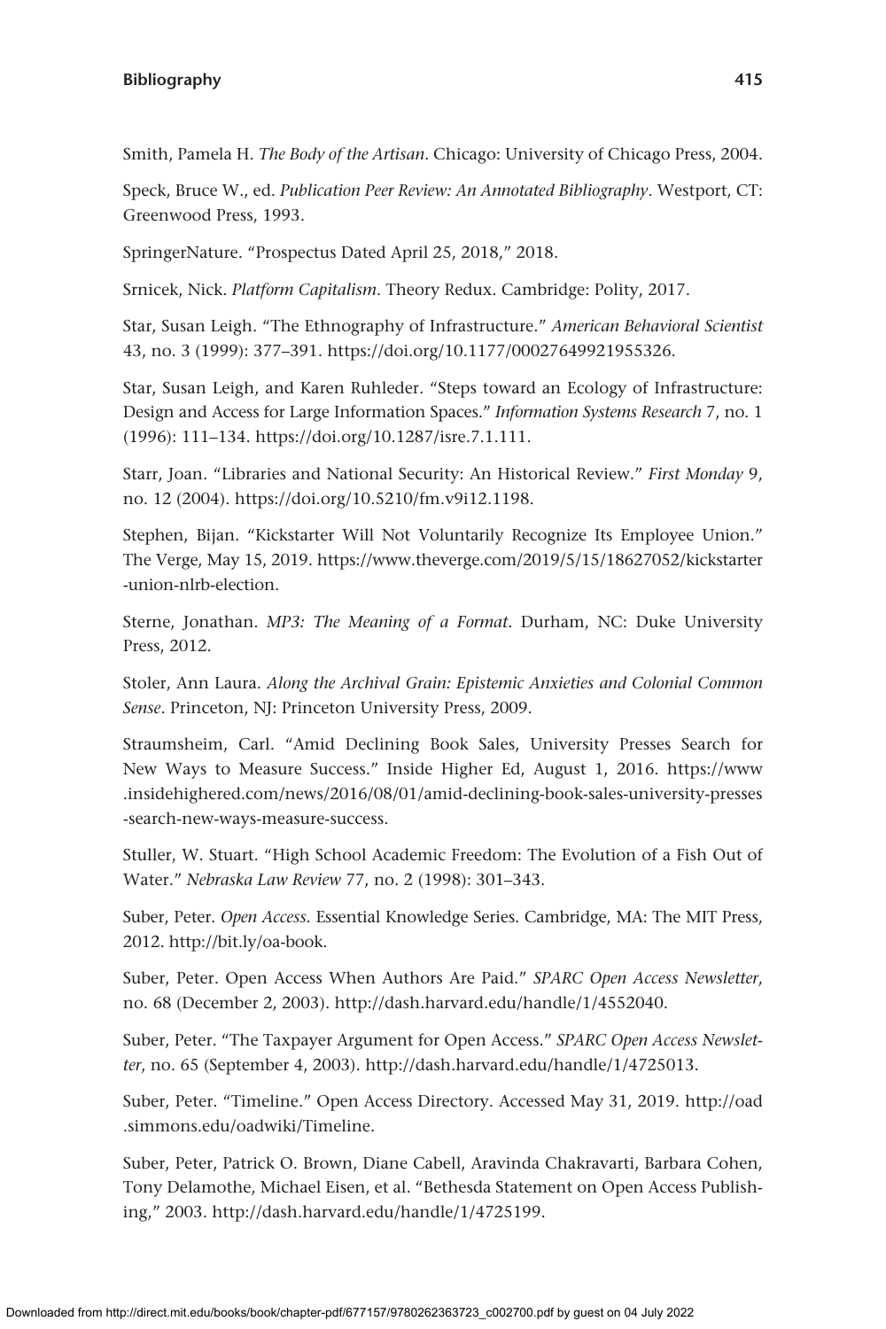Smith, Pamela H. *The Body of the Artisan*. Chicago: University of Chicago Press, 2004.

Speck, Bruce W., ed. *Publication Peer Review: An Annotated Bibliography*. Westport, CT: Greenwood Press, 1993.

SpringerNature. "Prospectus Dated April 25, 2018," 2018.

Srnicek, Nick. *Platform Capitalism*. Theory Redux. Cambridge: Polity, 2017.

Star, Susan Leigh. "The Ethnography of Infrastructure." *American Behavioral Scientist* 43, no. 3 (1999): 377–391. https://doi.org/10.1177/00027649921955326.

Star, Susan Leigh, and Karen Ruhleder. "Steps toward an Ecology of Infrastructure: Design and Access for Large Information Spaces." *Information Systems Research* 7, no. 1 (1996): 111–134. https://doi.org/10.1287/isre.7.1.111.

Starr, Joan. "Libraries and National Security: An Historical Review." *First Monday* 9, no. 12 (2004). https://doi.org/10.5210/fm.v9i12.1198.

Stephen, Bijan. "Kickstarter Will Not Voluntarily Recognize Its Employee Union." The Verge, May 15, 2019. https://www.theverge.com/2019/5/15/18627052/kickstarter-union-nlrb-election.

Sterne, Jonathan. *MP3: The Meaning of a Format*. Durham, NC: Duke University Press, 2012.

Stoler, Ann Laura. *Along the Archival Grain: Epistemic Anxieties and Colonial Common Sense*. Princeton, NJ: Princeton University Press, 2009.

Straumsheim, Carl. "Amid Declining Book Sales, University Presses Search for New Ways to Measure Success." Inside Higher Ed, August 1, 2016. https://www.insidehighered.com/news/2016/08/01/amid-declining-book-sales-university-presses-search-new-ways-measure-success.

Stuller, W. Stuart. "High School Academic Freedom: The Evolution of a Fish Out of Water." *Nebraska Law Review* 77, no. 2 (1998): 301–343.

Suber, Peter. *Open Access*. Essential Knowledge Series. Cambridge, MA: The MIT Press, 2012. http://bit.ly/oa-book.

Suber, Peter. Open Access When Authors Are Paid." *SPARC Open Access Newsletter*, no. 68 (December 2, 2003). http://dash.harvard.edu/handle/1/4552040.

Suber, Peter. "The Taxpayer Argument for Open Access." *SPARC Open Access Newsletter*, no. 65 (September 4, 2003). http://dash.harvard.edu/handle/1/4725013.

Suber, Peter. "Timeline." Open Access Directory. Accessed May 31, 2019. http://oad.simmons.edu/oadwiki/Timeline.

Suber, Peter, Patrick O. Brown, Diane Cabell, Aravinda Chakravarti, Barbara Cohen, Tony Delamothe, Michael Eisen, et al. "Bethesda Statement on Open Access Publishing," 2003. http://dash.harvard.edu/handle/1/4725199.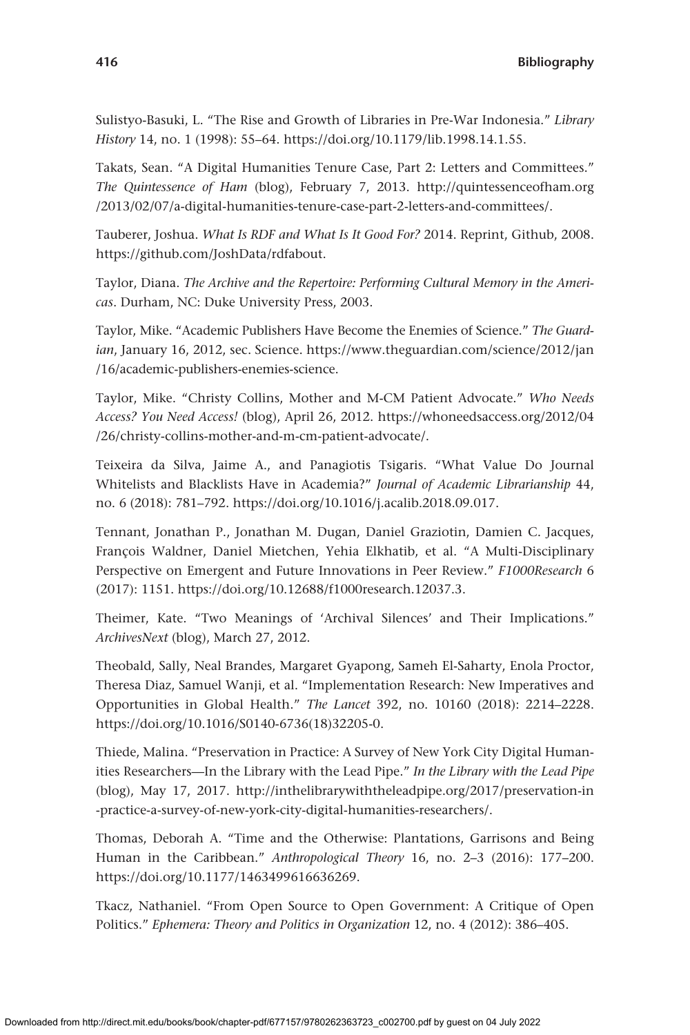Sulistyo-Basuki, L. “The Rise and Growth of Libraries in Pre-War Indonesia.” *Library History* 14, no. 1 (1998): 55–64. https://doi.org/10.1179/lib.1998.14.1.55.

Takats, Sean. “A Digital Humanities Tenure Case, Part 2: Letters and Committees.” *The Quintessence of Ham* (blog), February 7, 2013. http://quintessenceofham.org/2013/02/07/a-digital-humanities-tenure-case-part-2-letters-and-committees/.

Tauberer, Joshua. *What Is RDF and What Is It Good For?* 2014. Reprint, Github, 2008. https://github.com/JoshData/rdfabout.

Taylor, Diana. *The Archive and the Repertoire: Performing Cultural Memory in the Americas*. Durham, NC: Duke University Press, 2003.

Taylor, Mike. “Academic Publishers Have Become the Enemies of Science.” *The Guardian*, January 16, 2012, sec. Science. https://www.theguardian.com/science/2012/jan/16/academic-publishers-enemies-science.

Taylor, Mike. “Christy Collins, Mother and M-CM Patient Advocate.” *Who Needs Access? You Need Access!* (blog), April 26, 2012. https://whoneedsaccess.org/2012/04/26/christy-collins-mother-and-m-cm-patient-advocate/.

Teixeira da Silva, Jaime A., and Panagiotis Tsigaris. “What Value Do Journal Whitelists and Blacklists Have in Academia?” *Journal of Academic Librarianship* 44, no. 6 (2018): 781–792. https://doi.org/10.1016/j.acalib.2018.09.017.

Tennant, Jonathan P., Jonathan M. Dugan, Daniel Graziotin, Damien C. Jacques, François Waldner, Daniel Mietchen, Yehia Elkhatib, et al. “A Multi-Disciplinary Perspective on Emergent and Future Innovations in Peer Review.” *F1000Research* 6 (2017): 1151. https://doi.org/10.12688/f1000research.12037.3.

Theimer, Kate. “Two Meanings of ‘Archival Silences’ and Their Implications.” *ArchivesNext* (blog), March 27, 2012.

Theobald, Sally, Neal Brandes, Margaret Gyapong, Sameh El-Saharty, Enola Proctor, Theresa Diaz, Samuel Wanji, et al. “Implementation Research: New Imperatives and Opportunities in Global Health.” *The Lancet* 392, no. 10160 (2018): 2214–2228. https://doi.org/10.1016/S0140-6736(18)32205-0.

Thiede, Malina. “Preservation in Practice: A Survey of New York City Digital Humanities Researchers—In the Library with the Lead Pipe.” *In the Library with the Lead Pipe* (blog), May 17, 2017. http://inthelibrarywiththeleadpipe.org/2017/preservation-in-practice-a-survey-of-new-york-city-digital-humanities-researchers/.

Thomas, Deborah A. “Time and the Otherwise: Plantations, Garrisons and Being Human in the Caribbean.” *Anthropological Theory* 16, no. 2–3 (2016): 177–200. https://doi.org/10.1177/1463499616636269.

Tkacz, Nathaniel. “From Open Source to Open Government: A Critique of Open Politics.” *Ephemera: Theory and Politics in Organization* 12, no. 4 (2012): 386–405.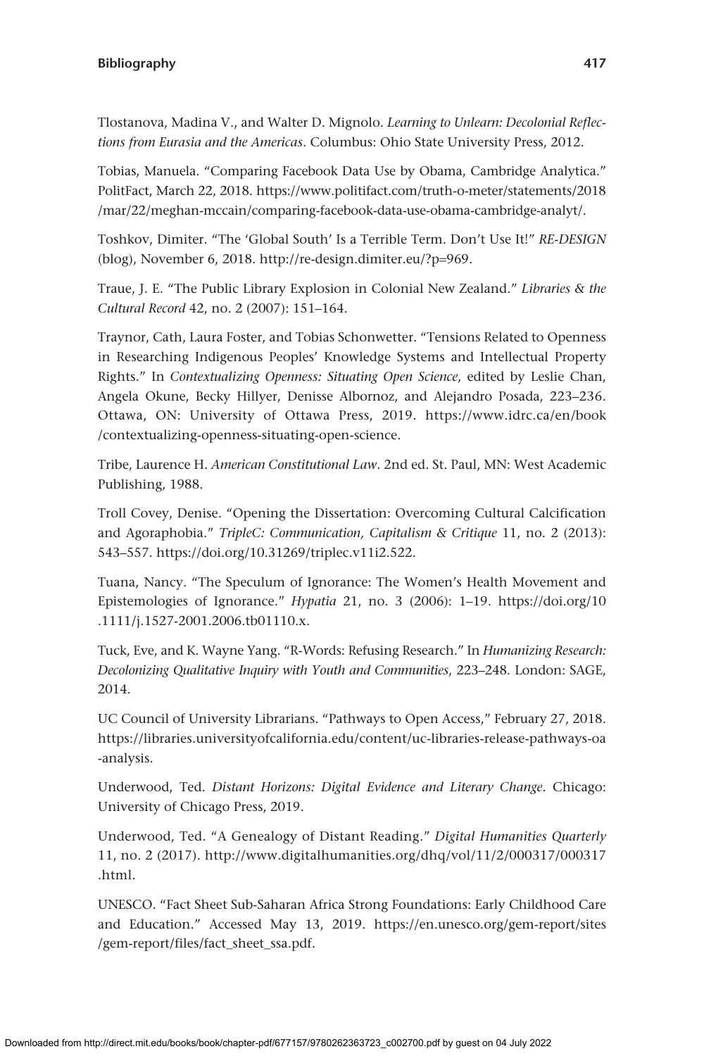Tlostanova, Madina V., and Walter D. Mignolo. *Learning to Unlearn: Decolonial Reflections from Eurasia and the Americas*. Columbus: Ohio State University Press, 2012.

Tobias, Manuela. "Comparing Facebook Data Use by Obama, Cambridge Analytica." PolitFact, March 22, 2018. https://www.politifact.com/truth-o-meter/statements/2018/mar/22/meghan-mccain/comparing-facebook-data-use-obama-cambridge-analyt/.

Toshkov, Dimiter. "The 'Global South' Is a Terrible Term. Don't Use It!" *RE-DESIGN* (blog), November 6, 2018. http://re-design.dimiter.eu/?p=969.

Traue, J. E. "The Public Library Explosion in Colonial New Zealand." *Libraries & the Cultural Record* 42, no. 2 (2007): 151–164.

Traynor, Cath, Laura Foster, and Tobias Schonwetter. "Tensions Related to Openness in Researching Indigenous Peoples' Knowledge Systems and Intellectual Property Rights." In *Contextualizing Openness: Situating Open Science*, edited by Leslie Chan, Angela Okune, Becky Hillyer, Denisse Albornoz, and Alejandro Posada, 223–236. Ottawa, ON: University of Ottawa Press, 2019. https://www.idrc.ca/en/book/contextualizing-openness-situating-open-science.

Tribe, Laurence H. *American Constitutional Law*. 2nd ed. St. Paul, MN: West Academic Publishing, 1988.

Troll Covey, Denise. "Opening the Dissertation: Overcoming Cultural Calcification and Agoraphobia." *TripleC: Communication, Capitalism & Critique* 11, no. 2 (2013): 543–557. https://doi.org/10.31269/triplec.v11i2.522.

Tuana, Nancy. "The Speculum of Ignorance: The Women's Health Movement and Epistemologies of Ignorance." *Hypatia* 21, no. 3 (2006): 1–19. https://doi.org/10.1111/j.1527-2001.2006.tb01110.x.

Tuck, Eve, and K. Wayne Yang. "R-Words: Refusing Research." In *Humanizing Research: Decolonizing Qualitative Inquiry with Youth and Communities*, 223–248. London: SAGE, 2014.

UC Council of University Librarians. "Pathways to Open Access," February 27, 2018. https://libraries.universityofcalifornia.edu/content/uc-libraries-release-pathways-oa-analysis.

Underwood, Ted. *Distant Horizons: Digital Evidence and Literary Change*. Chicago: University of Chicago Press, 2019.

Underwood, Ted. "A Genealogy of Distant Reading." *Digital Humanities Quarterly* 11, no. 2 (2017). http://www.digitalhumanities.org/dhq/vol/11/2/000317/000317.html.

UNESCO. "Fact Sheet Sub-Saharan Africa Strong Foundations: Early Childhood Care and Education." Accessed May 13, 2019. https://en.unesco.org/gem-report/sites/gem-report/files/fact_sheet_ssa.pdf.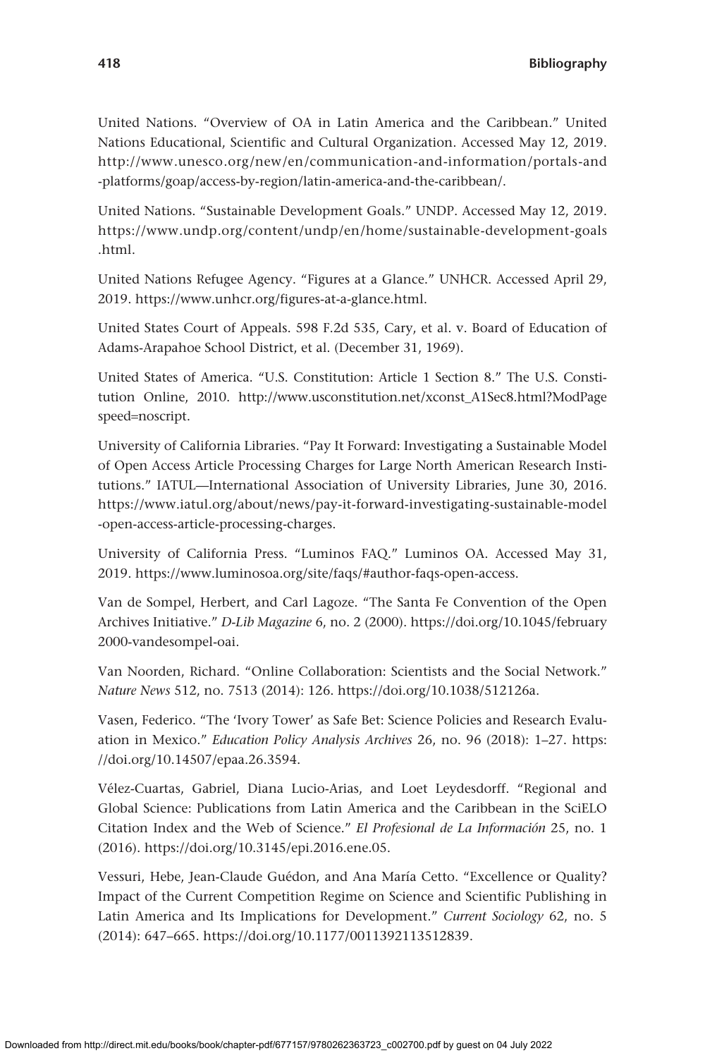United Nations. "Overview of OA in Latin America and the Caribbean." United Nations Educational, Scientific and Cultural Organization. Accessed May 12, 2019. http://www.unesco.org/new/en/communication-and-information/portals-and-platforms/goap/access-by-region/latin-america-and-the-caribbean/.

United Nations. "Sustainable Development Goals." UNDP. Accessed May 12, 2019. https://www.undp.org/content/undp/en/home/sustainable-development-goals.html.

United Nations Refugee Agency. "Figures at a Glance." UNHCR. Accessed April 29, 2019. https://www.unhcr.org/figures-at-a-glance.html.

United States Court of Appeals. 598 F.2d 535, Cary, et al. v. Board of Education of Adams-Arapahoe School District, et al. (December 31, 1969).

United States of America. "U.S. Constitution: Article 1 Section 8." The U.S. Constitution Online, 2010. http://www.usconstitution.net/xconst_A1Sec8.html?ModPagespeed=noscript.

University of California Libraries. "Pay It Forward: Investigating a Sustainable Model of Open Access Article Processing Charges for Large North American Research Institutions." IATUL—International Association of University Libraries, June 30, 2016. https://www.iatul.org/about/news/pay-it-forward-investigating-sustainable-model-open-access-article-processing-charges.

University of California Press. "Luminos FAQ." Luminos OA. Accessed May 31, 2019. https://www.luminosoa.org/site/faqs/#author-faqs-open-access.

Van de Sompel, Herbert, and Carl Lagoze. "The Santa Fe Convention of the Open Archives Initiative." *D-Lib Magazine* 6, no. 2 (2000). https://doi.org/10.1045/february2000-vandesompel-oai.

Van Noorden, Richard. "Online Collaboration: Scientists and the Social Network." *Nature News* 512, no. 7513 (2014): 126. https://doi.org/10.1038/512126a.

Vasen, Federico. "The 'Ivory Tower' as Safe Bet: Science Policies and Research Evaluation in Mexico." *Education Policy Analysis Archives* 26, no. 96 (2018): 1–27. https://doi.org/10.14507/epaa.26.3594.

Vélez-Cuartas, Gabriel, Diana Lucio-Arias, and Loet Leydesdorff. "Regional and Global Science: Publications from Latin America and the Caribbean in the SciELO Citation Index and the Web of Science." *El Profesional de La Información* 25, no. 1 (2016). https://doi.org/10.3145/epi.2016.ene.05.

Vessuri, Hebe, Jean-Claude Guédon, and Ana María Cetto. "Excellence or Quality? Impact of the Current Competition Regime on Science and Scientific Publishing in Latin America and Its Implications for Development." *Current Sociology* 62, no. 5 (2014): 647–665. https://doi.org/10.1177/0011392113512839.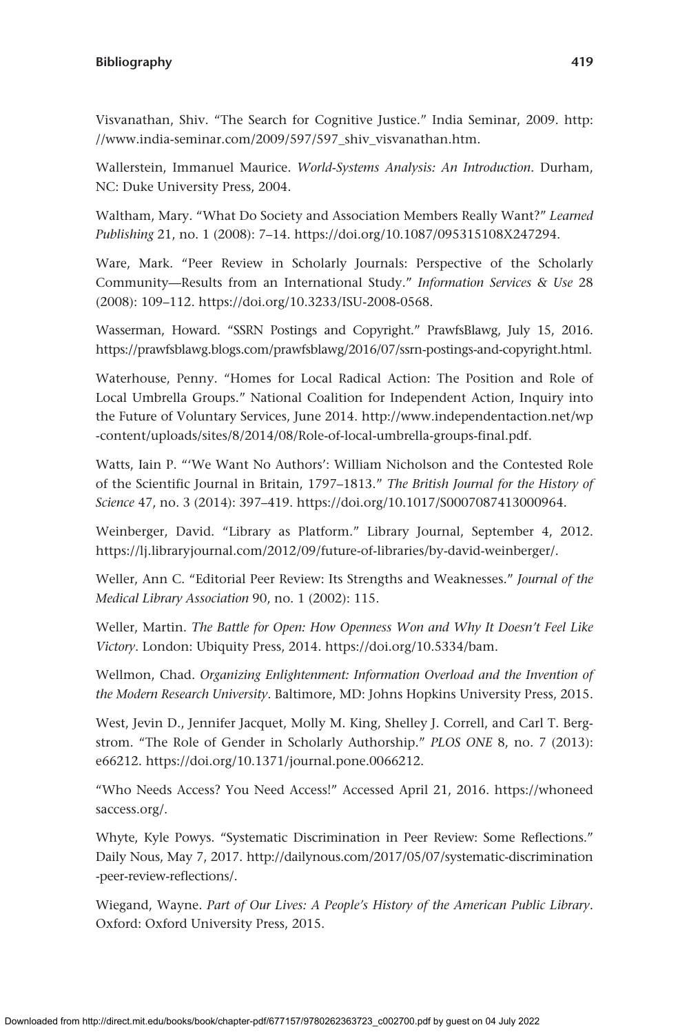Visvanathan, Shiv. "The Search for Cognitive Justice." India Seminar, 2009. http://www.india-seminar.com/2009/597/597_shiv_visvanathan.htm.

Wallerstein, Immanuel Maurice. *World-Systems Analysis: An Introduction*. Durham, NC: Duke University Press, 2004.

Waltham, Mary. "What Do Society and Association Members Really Want?" *Learned Publishing* 21, no. 1 (2008): 7–14. https://doi.org/10.1087/095315108X247294.

Ware, Mark. "Peer Review in Scholarly Journals: Perspective of the Scholarly Community—Results from an International Study." *Information Services & Use* 28 (2008): 109–112. https://doi.org/10.3233/ISU-2008-0568.

Wasserman, Howard. "SSRN Postings and Copyright." PrawfsBlawg, July 15, 2016. https://prawfsblawg.blogs.com/prawfsblawg/2016/07/ssrn-postings-and-copyright.html.

Waterhouse, Penny. "Homes for Local Radical Action: The Position and Role of Local Umbrella Groups." National Coalition for Independent Action, Inquiry into the Future of Voluntary Services, June 2014. http://www.independentaction.net/wp-content/uploads/sites/8/2014/08/Role-of-local-umbrella-groups-final.pdf.

Watts, Iain P. "'We Want No Authors': William Nicholson and the Contested Role of the Scientific Journal in Britain, 1797–1813." *The British Journal for the History of Science* 47, no. 3 (2014): 397–419. https://doi.org/10.1017/S0007087413000964.

Weinberger, David. "Library as Platform." Library Journal, September 4, 2012. https://lj.libraryjournal.com/2012/09/future-of-libraries/by-david-weinberger/.

Weller, Ann C. "Editorial Peer Review: Its Strengths and Weaknesses." *Journal of the Medical Library Association* 90, no. 1 (2002): 115.

Weller, Martin. *The Battle for Open: How Openness Won and Why It Doesn't Feel Like Victory*. London: Ubiquity Press, 2014. https://doi.org/10.5334/bam.

Wellmon, Chad. *Organizing Enlightenment: Information Overload and the Invention of the Modern Research University*. Baltimore, MD: Johns Hopkins University Press, 2015.

West, Jevin D., Jennifer Jacquet, Molly M. King, Shelley J. Correll, and Carl T. Bergstrom. "The Role of Gender in Scholarly Authorship." *PLOS ONE* 8, no. 7 (2013): e66212. https://doi.org/10.1371/journal.pone.0066212.

"Who Needs Access? You Need Access!" Accessed April 21, 2016. https://whoneedsaccess.org/.

Whyte, Kyle Powys. "Systematic Discrimination in Peer Review: Some Reflections." Daily Nous, May 7, 2017. http://dailynous.com/2017/05/07/systematic-discrimination-peer-review-reflections/.

Wiegand, Wayne. *Part of Our Lives: A People's History of the American Public Library*. Oxford: Oxford University Press, 2015.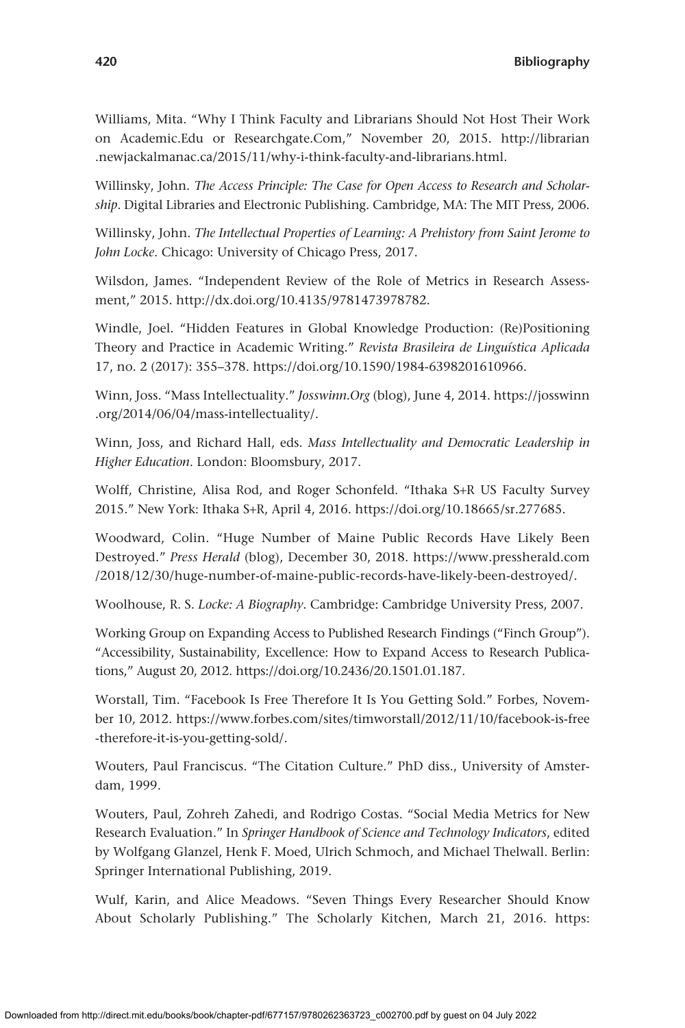Williams, Mita. “Why I Think Faculty and Librarians Should Not Host Their Work on Academic.Edu or Researchgate.Com,” November 20, 2015. http://librarian.newjackalmanac.ca/2015/11/why-i-think-faculty-and-librarians.html.

Willinsky, John. *The Access Principle: The Case for Open Access to Research and Scholarship*. Digital Libraries and Electronic Publishing. Cambridge, MA: The MIT Press, 2006.

Willinsky, John. *The Intellectual Properties of Learning: A Prehistory from Saint Jerome to John Locke*. Chicago: University of Chicago Press, 2017.

Wilsdon, James. “Independent Review of the Role of Metrics in Research Assessment,” 2015. http://dx.doi.org/10.4135/9781473978782.

Windle, Joel. “Hidden Features in Global Knowledge Production: (Re)Positioning Theory and Practice in Academic Writing.” *Revista Brasileira de Linguística Aplicada* 17, no. 2 (2017): 355–378. https://doi.org/10.1590/1984-6398201610966.

Winn, Joss. “Mass Intellectuality.” *Josswinn.Org* (blog), June 4, 2014. https://josswinn.org/2014/06/04/mass-intellectuality/.

Winn, Joss, and Richard Hall, eds. *Mass Intellectuality and Democratic Leadership in Higher Education*. London: Bloomsbury, 2017.

Wolff, Christine, Alisa Rod, and Roger Schonfeld. “Ithaka S+R US Faculty Survey 2015.” New York: Ithaka S+R, April 4, 2016. https://doi.org/10.18665/sr.277685.

Woodward, Colin. “Huge Number of Maine Public Records Have Likely Been Destroyed.” *Press Herald* (blog), December 30, 2018. https://www.pressherald.com/2018/12/30/huge-number-of-maine-public-records-have-likely-been-destroyed/.

Woolhouse, R. S. *Locke: A Biography*. Cambridge: Cambridge University Press, 2007.

Working Group on Expanding Access to Published Research Findings (“Finch Group”). “Accessibility, Sustainability, Excellence: How to Expand Access to Research Publications,” August 20, 2012. https://doi.org/10.2436/20.1501.01.187.

Worstall, Tim. “Facebook Is Free Therefore It Is You Getting Sold.” Forbes, November 10, 2012. https://www.forbes.com/sites/timworstall/2012/11/10/facebook-is-free-therefore-it-is-you-getting-sold/.

Wouters, Paul Franciscus. “The Citation Culture.” PhD diss., University of Amsterdam, 1999.

Wouters, Paul, Zohreh Zahedi, and Rodrigo Costas. “Social Media Metrics for New Research Evaluation.” In *Springer Handbook of Science and Technology Indicators*, edited by Wolfgang Glanzel, Henk F. Moed, Ulrich Schmoch, and Michael Thelwall. Berlin: Springer International Publishing, 2019.

Wulf, Karin, and Alice Meadows. “Seven Things Every Researcher Should Know About Scholarly Publishing.” The Scholarly Kitchen, March 21, 2016. https: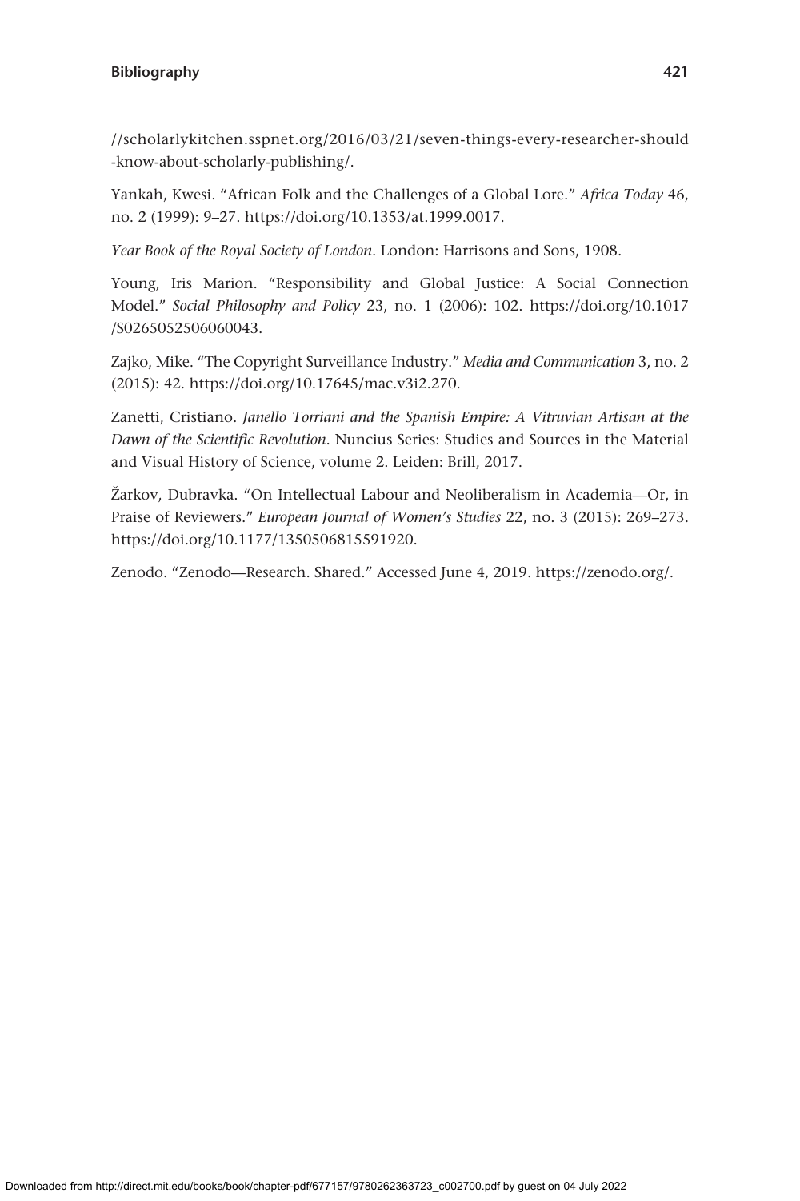//scholarlykitchen.sspnet.org/2016/03/21/seven-things-every-researcher-should-know-about-scholarly-publishing/.

Yankah, Kwesi. "African Folk and the Challenges of a Global Lore." *Africa Today* 46, no. 2 (1999): 9–27. https://doi.org/10.1353/at.1999.0017.

*Year Book of the Royal Society of London*. London: Harrisons and Sons, 1908.

Young, Iris Marion. "Responsibility and Global Justice: A Social Connection Model." *Social Philosophy and Policy* 23, no. 1 (2006): 102. https://doi.org/10.1017/S0265052506060043.

Zajko, Mike. "The Copyright Surveillance Industry." *Media and Communication* 3, no. 2 (2015): 42. https://doi.org/10.17645/mac.v3i2.270.

Zanetti, Cristiano. *Janello Torriani and the Spanish Empire: A Vitruvian Artisan at the Dawn of the Scientific Revolution*. Nuncius Series: Studies and Sources in the Material and Visual History of Science, volume 2. Leiden: Brill, 2017.

Žarkov, Dubravka. "On Intellectual Labour and Neoliberalism in Academia—Or, in Praise of Reviewers." *European Journal of Women's Studies* 22, no. 3 (2015): 269–273. https://doi.org/10.1177/1350506815591920.

Zenodo. "Zenodo—Research. Shared." Accessed June 4, 2019. https://zenodo.org/.